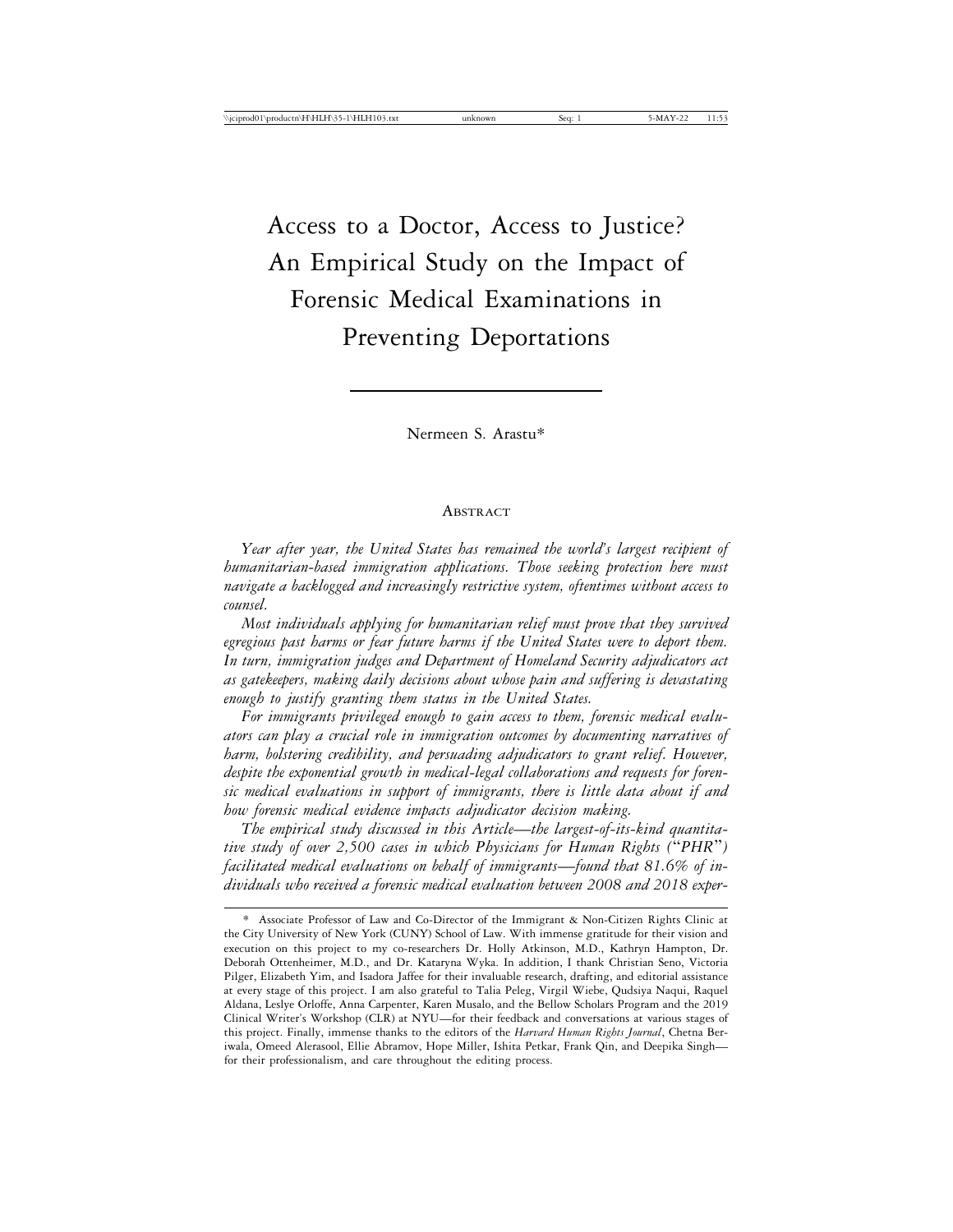# Access to a Doctor, Access to Justice? An Empirical Study on the Impact of Forensic Medical Examinations in Preventing Deportations

Nermeen S. Arastu*

## Abstract

*Year after year, the United States has remained the world's largest recipient of humanitarian-based immigration applications. Those seeking protection here must navigate a backlogged and increasingly restrictive system, oftentimes without access to counsel.*

*Most individuals applying for humanitarian relief must prove that they survived egregious past harms or fear future harms if the United States were to deport them. In turn, immigration judges and Department of Homeland Security adjudicators act as gatekeepers, making daily decisions about whose pain and suffering is devastating enough to justify granting them status in the United States.*

*For immigrants privileged enough to gain access to them, forensic medical evaluators can play a crucial role in immigration outcomes by documenting narratives of harm, bolstering credibility, and persuading adjudicators to grant relief. However, despite the exponential growth in medical-legal collaborations and requests for forensic medical evaluations in support of immigrants, there is little data about if and how forensic medical evidence impacts adjudicator decision making.*

*The empirical study discussed in this Article—the largest-of-its-kind quantitative study of over 2,500 cases in which Physicians for Human Rights ("PHR") facilitated medical evaluations on behalf of immigrants—found that 81.6% of individuals who received a forensic medical evaluation between 2008 and 2018 exper-*

---

\* Associate Professor of Law and Co-Director of the Immigrant & Non-Citizen Rights Clinic at the City University of New York (CUNY) School of Law. With immense gratitude for their vision and execution on this project to my co-researchers Dr. Holly Atkinson, M.D., Kathryn Hampton, Dr. Deborah Ottenheimer, M.D., and Dr. Kataryna Wyka. In addition, I thank Christian Seno, Victoria Pilger, Elizabeth Yim, and Isadora Jaffee for their invaluable research, drafting, and editorial assistance at every stage of this project. I am also grateful to Talia Peleg, Virgil Wiebe, Qudsiya Naqui, Raquel Aldana, Leslye Orloffe, Anna Carpenter, Karen Musalo, and the Bellow Scholars Program and the 2019 Clinical Writer's Workshop (CLR) at NYU—for their feedback and conversations at various stages of this project. Finally, immense thanks to the editors of the *Harvard Human Rights Journal*, Chetna Beriwala, Omeed Alerasool, Ellie Abramov, Hope Miller, Ishita Petkar, Frank Qin, and Deepika Singh—for their professionalism, and care throughout the editing process.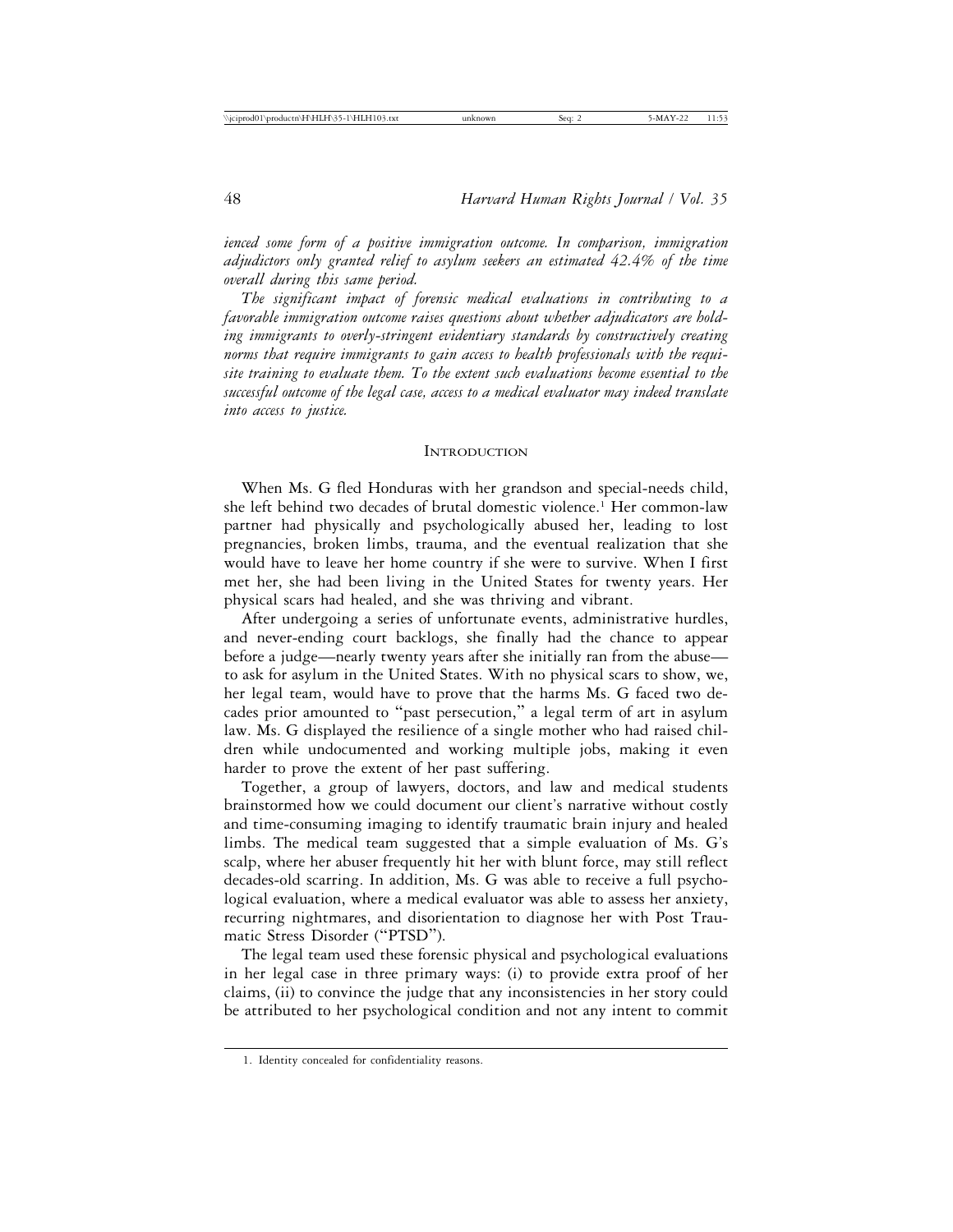*ienced some form of a positive immigration outcome. In comparison, immigration adjudictors only granted relief to asylum seekers an estimated 42.4% of the time overall during this same period.*

*The significant impact of forensic medical evaluations in contributing to a favorable immigration outcome raises questions about whether adjudicators are holding immigrants to overly-stringent evidentiary standards by constructively creating norms that require immigrants to gain access to health professionals with the requisite training to evaluate them. To the extent such evaluations become essential to the successful outcome of the legal case, access to a medical evaluator may indeed translate into access to justice.*

## Introduction

When Ms. G fled Honduras with her grandson and special-needs child, she left behind two decades of brutal domestic violence.[1] Her common-law partner had physically and psychologically abused her, leading to lost pregnancies, broken limbs, trauma, and the eventual realization that she would have to leave her home country if she were to survive. When I first met her, she had been living in the United States for twenty years. Her physical scars had healed, and she was thriving and vibrant.

After undergoing a series of unfortunate events, administrative hurdles, and never-ending court backlogs, she finally had the chance to appear before a judge—nearly twenty years after she initially ran from the abuse—to ask for asylum in the United States. With no physical scars to show, we, her legal team, would have to prove that the harms Ms. G faced two decades prior amounted to "past persecution," a legal term of art in asylum law. Ms. G displayed the resilience of a single mother who had raised children while undocumented and working multiple jobs, making it even harder to prove the extent of her past suffering.

Together, a group of lawyers, doctors, and law and medical students brainstormed how we could document our client's narrative without costly and time-consuming imaging to identify traumatic brain injury and healed limbs. The medical team suggested that a simple evaluation of Ms. G's scalp, where her abuser frequently hit her with blunt force, may still reflect decades-old scarring. In addition, Ms. G was able to receive a full psychological evaluation, where a medical evaluator was able to assess her anxiety, recurring nightmares, and disorientation to diagnose her with Post Traumatic Stress Disorder ("PTSD").

The legal team used these forensic physical and psychological evaluations in her legal case in three primary ways: (i) to provide extra proof of her claims, (ii) to convince the judge that any inconsistencies in her story could be attributed to her psychological condition and not any intent to commit

---

1. Identity concealed for confidentiality reasons.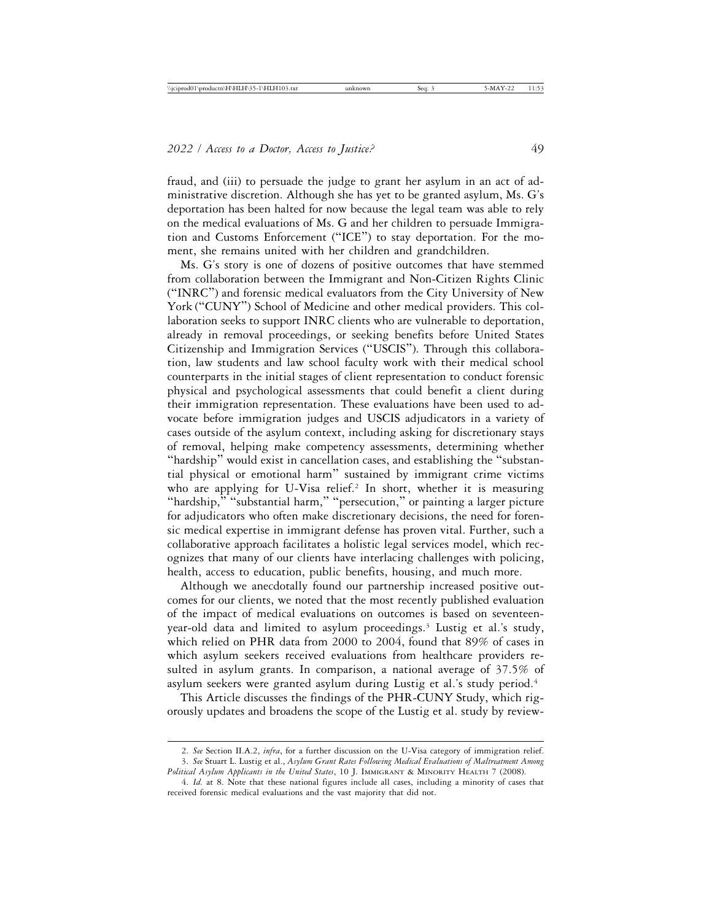fraud, and (iii) to persuade the judge to grant her asylum in an act of administrative discretion. Although she has yet to be granted asylum, Ms. G's deportation has been halted for now because the legal team was able to rely on the medical evaluations of Ms. G and her children to persuade Immigration and Customs Enforcement ("ICE") to stay deportation. For the moment, she remains united with her children and grandchildren.

Ms. G's story is one of dozens of positive outcomes that have stemmed from collaboration between the Immigrant and Non-Citizen Rights Clinic ("INRC") and forensic medical evaluators from the City University of New York ("CUNY") School of Medicine and other medical providers. This collaboration seeks to support INRC clients who are vulnerable to deportation, already in removal proceedings, or seeking benefits before United States Citizenship and Immigration Services ("USCIS"). Through this collaboration, law students and law school faculty work with their medical school counterparts in the initial stages of client representation to conduct forensic physical and psychological assessments that could benefit a client during their immigration representation. These evaluations have been used to advocate before immigration judges and USCIS adjudicators in a variety of cases outside of the asylum context, including asking for discretionary stays of removal, helping make competency assessments, determining whether "hardship" would exist in cancellation cases, and establishing the "substantial physical or emotional harm" sustained by immigrant crime victims who are applying for U-Visa relief.[2] In short, whether it is measuring "hardship," "substantial harm," "persecution," or painting a larger picture for adjudicators who often make discretionary decisions, the need for forensic medical expertise in immigrant defense has proven vital. Further, such a collaborative approach facilitates a holistic legal services model, which recognizes that many of our clients have interlacing challenges with policing, health, access to education, public benefits, housing, and much more.

Although we anecdotally found our partnership increased positive outcomes for our clients, we noted that the most recently published evaluation of the impact of medical evaluations on outcomes is based on seventeen-year-old data and limited to asylum proceedings.[3] Lustig et al.'s study, which relied on PHR data from 2000 to 2004, found that 89% of cases in which asylum seekers received evaluations from healthcare providers resulted in asylum grants. In comparison, a national average of 37.5% of asylum seekers were granted asylum during Lustig et al.'s study period.[4]

This Article discusses the findings of the PHR-CUNY Study, which rigorously updates and broadens the scope of the Lustig et al. study by review-

---

2. *See* Section II.A.2, *infra*, for a further discussion on the U-Visa category of immigration relief.

3. *See* Stuart L. Lustig et al., *Asylum Grant Rates Following Medical Evaluations of Maltreatment Among Political Asylum Applicants in the United States*, 10 J. Immigrant & Minority Health 7 (2008).

4. *Id.* at 8. Note that these national figures include all cases, including a minority of cases that received forensic medical evaluations and the vast majority that did not.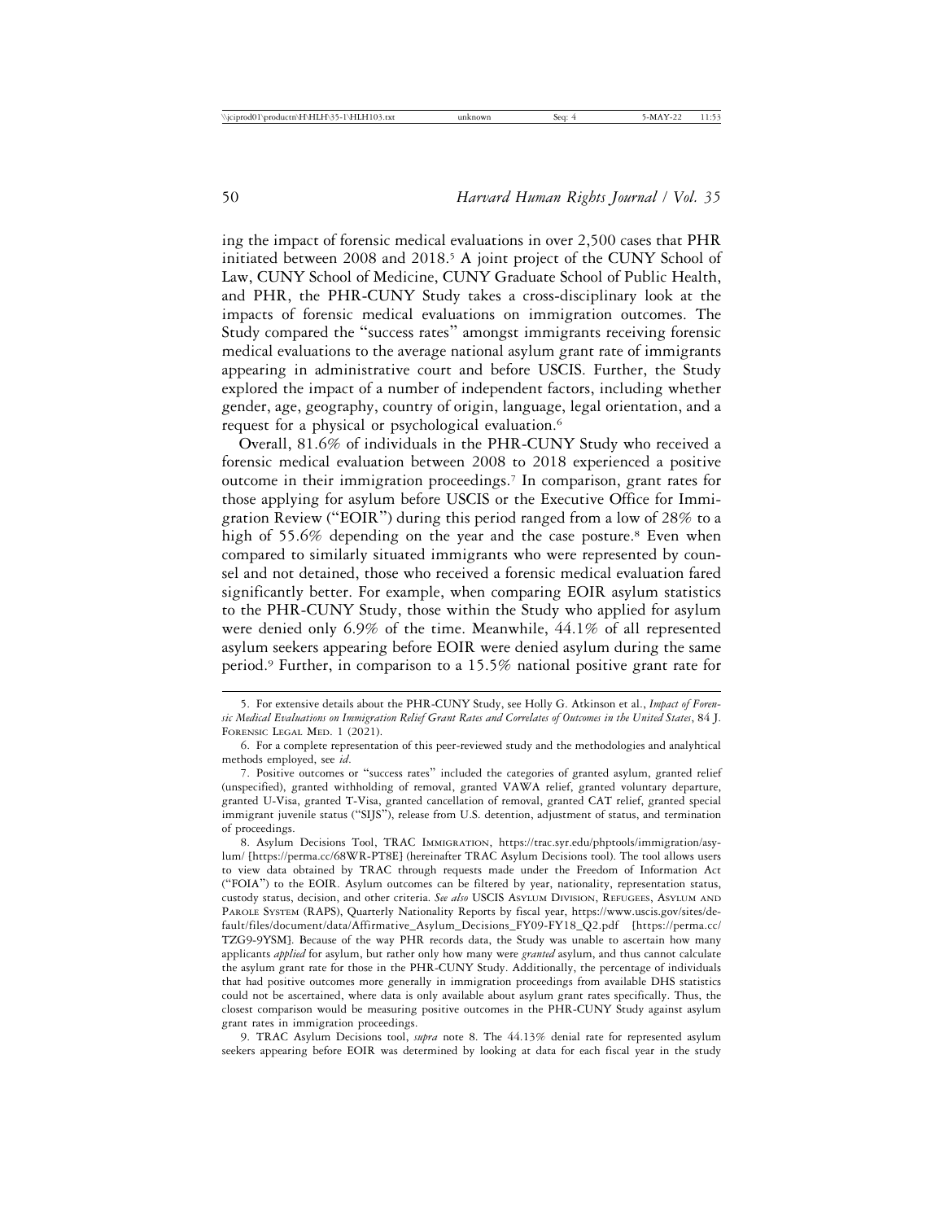ing the impact of forensic medical evaluations in over 2,500 cases that PHR initiated between 2008 and 2018.[5] A joint project of the CUNY School of Law, CUNY School of Medicine, CUNY Graduate School of Public Health, and PHR, the PHR-CUNY Study takes a cross-disciplinary look at the impacts of forensic medical evaluations on immigration outcomes. The Study compared the "success rates" amongst immigrants receiving forensic medical evaluations to the average national asylum grant rate of immigrants appearing in administrative court and before USCIS. Further, the Study explored the impact of a number of independent factors, including whether gender, age, geography, country of origin, language, legal orientation, and a request for a physical or psychological evaluation.[6]

Overall, 81.6% of individuals in the PHR-CUNY Study who received a forensic medical evaluation between 2008 to 2018 experienced a positive outcome in their immigration proceedings.[7] In comparison, grant rates for those applying for asylum before USCIS or the Executive Office for Immigration Review ("EOIR") during this period ranged from a low of 28% to a high of 55.6% depending on the year and the case posture.[8] Even when compared to similarly situated immigrants who were represented by counsel and not detained, those who received a forensic medical evaluation fared significantly better. For example, when comparing EOIR asylum statistics to the PHR-CUNY Study, those within the Study who applied for asylum were denied only 6.9% of the time. Meanwhile, 44.1% of all represented asylum seekers appearing before EOIR were denied asylum during the same period.[9] Further, in comparison to a 15.5% national positive grant rate for

5. For extensive details about the PHR-CUNY Study, see Holly G. Atkinson et al., *Impact of Forensic Medical Evaluations on Immigration Relief Grant Rates and Correlates of Outcomes in the United States*, 84 J. Forensic Legal Med. 1 (2021).

6. For a complete representation of this peer-reviewed study and the methodologies and analyhtical methods employed, see *id*.

7. Positive outcomes or "success rates" included the categories of granted asylum, granted relief (unspecified), granted withholding of removal, granted VAWA relief, granted voluntary departure, granted U-Visa, granted T-Visa, granted cancellation of removal, granted CAT relief, granted special immigrant juvenile status ("SIJS"), release from U.S. detention, adjustment of status, and termination of proceedings.

8. Asylum Decisions Tool, TRAC Immigration, https://trac.syr.edu/phptools/immigration/asylum/ [https://perma.cc/68WR-PT8E] (hereinafter TRAC Asylum Decisions tool). The tool allows users to view data obtained by TRAC through requests made under the Freedom of Information Act ("FOIA") to the EOIR. Asylum outcomes can be filtered by year, nationality, representation status, custody status, decision, and other criteria. *See also* USCIS Asylum Division, Refugees, Asylum and Parole System (RAPS), Quarterly Nationality Reports by fiscal year, https://www.uscis.gov/sites/default/files/document/data/Affirmative_Asylum_Decisions_FY09-FY18_Q2.pdf [https://perma.cc/TZG9-9YSM]. Because of the way PHR records data, the Study was unable to ascertain how many applicants *applied* for asylum, but rather only how many were *granted* asylum, and thus cannot calculate the asylum grant rate for those in the PHR-CUNY Study. Additionally, the percentage of individuals that had positive outcomes more generally in immigration proceedings from available DHS statistics could not be ascertained, where data is only available about asylum grant rates specifically. Thus, the closest comparison would be measuring positive outcomes in the PHR-CUNY Study against asylum grant rates in immigration proceedings.

9. TRAC Asylum Decisions tool, *supra* note 8. The 44.13% denial rate for represented asylum seekers appearing before EOIR was determined by looking at data for each fiscal year in the study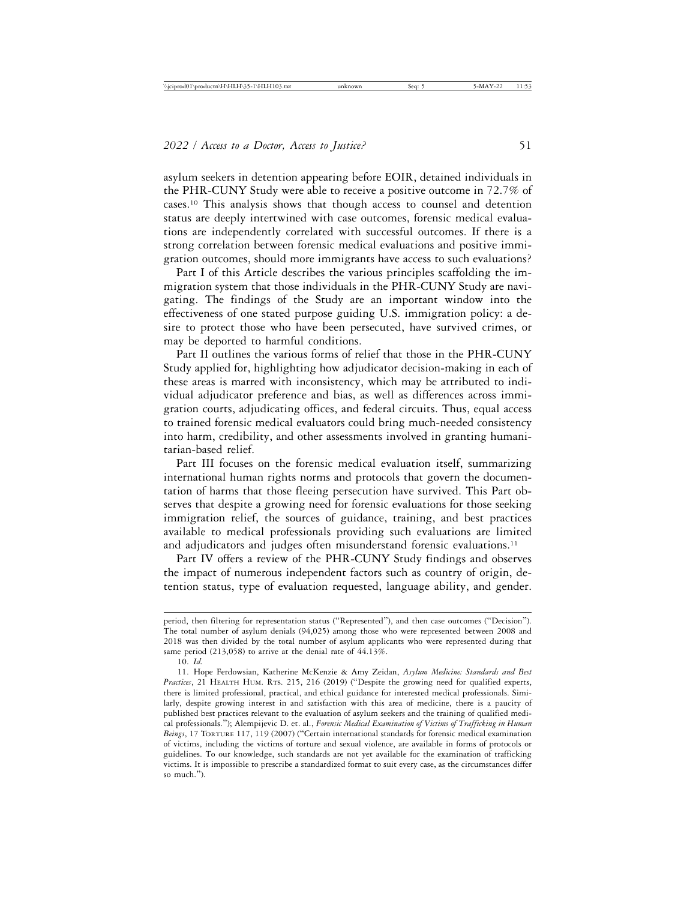asylum seekers in detention appearing before EOIR, detained individuals in the PHR-CUNY Study were able to receive a positive outcome in 72.7% of cases.[10] This analysis shows that though access to counsel and detention status are deeply intertwined with case outcomes, forensic medical evaluations are independently correlated with successful outcomes. If there is a strong correlation between forensic medical evaluations and positive immigration outcomes, should more immigrants have access to such evaluations?

Part I of this Article describes the various principles scaffolding the immigration system that those individuals in the PHR-CUNY Study are navigating. The findings of the Study are an important window into the effectiveness of one stated purpose guiding U.S. immigration policy: a desire to protect those who have been persecuted, have survived crimes, or may be deported to harmful conditions.

Part II outlines the various forms of relief that those in the PHR-CUNY Study applied for, highlighting how adjudicator decision-making in each of these areas is marred with inconsistency, which may be attributed to individual adjudicator preference and bias, as well as differences across immigration courts, adjudicating offices, and federal circuits. Thus, equal access to trained forensic medical evaluators could bring much-needed consistency into harm, credibility, and other assessments involved in granting humanitarian-based relief.

Part III focuses on the forensic medical evaluation itself, summarizing international human rights norms and protocols that govern the documentation of harms that those fleeing persecution have survived. This Part observes that despite a growing need for forensic evaluations for those seeking immigration relief, the sources of guidance, training, and best practices available to medical professionals providing such evaluations are limited and adjudicators and judges often misunderstand forensic evaluations.[11]

Part IV offers a review of the PHR-CUNY Study findings and observes the impact of numerous independent factors such as country of origin, detention status, type of evaluation requested, language ability, and gender.

---

period, then filtering for representation status ("Represented"), and then case outcomes ("Decision"). The total number of asylum denials (94,025) among those who were represented between 2008 and 2018 was then divided by the total number of asylum applicants who were represented during that same period (213,058) to arrive at the denial rate of 44.13%.

10. *Id.*

11. Hope Ferdowsian, Katherine McKenzie & Amy Zeidan, *Asylum Medicine: Standards and Best Practices*, 21 Health Hum. Rts. 215, 216 (2019) ("Despite the growing need for qualified experts, there is limited professional, practical, and ethical guidance for interested medical professionals. Similarly, despite growing interest in and satisfaction with this area of medicine, there is a paucity of published best practices relevant to the evaluation of asylum seekers and the training of qualified medical professionals."); Alempijevic D. et. al., *Forensic Medical Examination of Victims of Trafficking in Human Beings*, 17 Torture 117, 119 (2007) ("Certain international standards for forensic medical examination of victims, including the victims of torture and sexual violence, are available in forms of protocols or guidelines. To our knowledge, such standards are not yet available for the examination of trafficking victims. It is impossible to prescribe a standardized format to suit every case, as the circumstances differ so much.").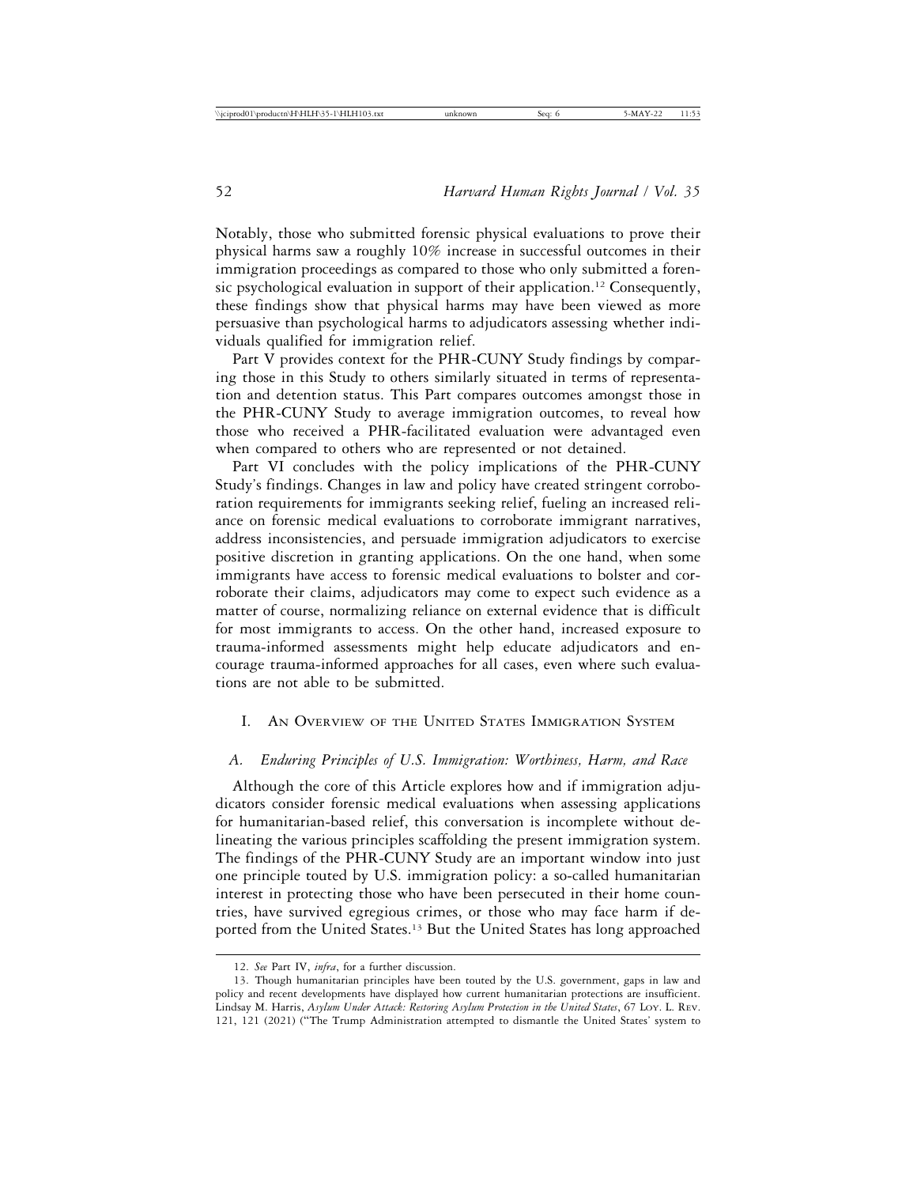Notably, those who submitted forensic physical evaluations to prove their physical harms saw a roughly 10% increase in successful outcomes in their immigration proceedings as compared to those who only submitted a forensic psychological evaluation in support of their application.[12] Consequently, these findings show that physical harms may have been viewed as more persuasive than psychological harms to adjudicators assessing whether individuals qualified for immigration relief.

Part V provides context for the PHR-CUNY Study findings by comparing those in this Study to others similarly situated in terms of representation and detention status. This Part compares outcomes amongst those in the PHR-CUNY Study to average immigration outcomes, to reveal how those who received a PHR-facilitated evaluation were advantaged even when compared to others who are represented or not detained.

Part VI concludes with the policy implications of the PHR-CUNY Study's findings. Changes in law and policy have created stringent corroboration requirements for immigrants seeking relief, fueling an increased reliance on forensic medical evaluations to corroborate immigrant narratives, address inconsistencies, and persuade immigration adjudicators to exercise positive discretion in granting applications. On the one hand, when some immigrants have access to forensic medical evaluations to bolster and corroborate their claims, adjudicators may come to expect such evidence as a matter of course, normalizing reliance on external evidence that is difficult for most immigrants to access. On the other hand, increased exposure to trauma-informed assessments might help educate adjudicators and encourage trauma-informed approaches for all cases, even where such evaluations are not able to be submitted.

## I. An Overview of the United States Immigration System

### A. *Enduring Principles of U.S. Immigration: Worthiness, Harm, and Race*

Although the core of this Article explores how and if immigration adjudicators consider forensic medical evaluations when assessing applications for humanitarian-based relief, this conversation is incomplete without delineating the various principles scaffolding the present immigration system. The findings of the PHR-CUNY Study are an important window into just one principle touted by U.S. immigration policy: a so-called humanitarian interest in protecting those who have been persecuted in their home countries, have survived egregious crimes, or those who may face harm if deported from the United States.[13] But the United States has long approached

---

12. *See* Part IV, *infra*, for a further discussion.

13. Though humanitarian principles have been touted by the U.S. government, gaps in law and policy and recent developments have displayed how current humanitarian protections are insufficient. Lindsay M. Harris, *Asylum Under Attack: Restoring Asylum Protection in the United States*, 67 Loy. L. Rev. 121, 121 (2021) ("The Trump Administration attempted to dismantle the United States' system to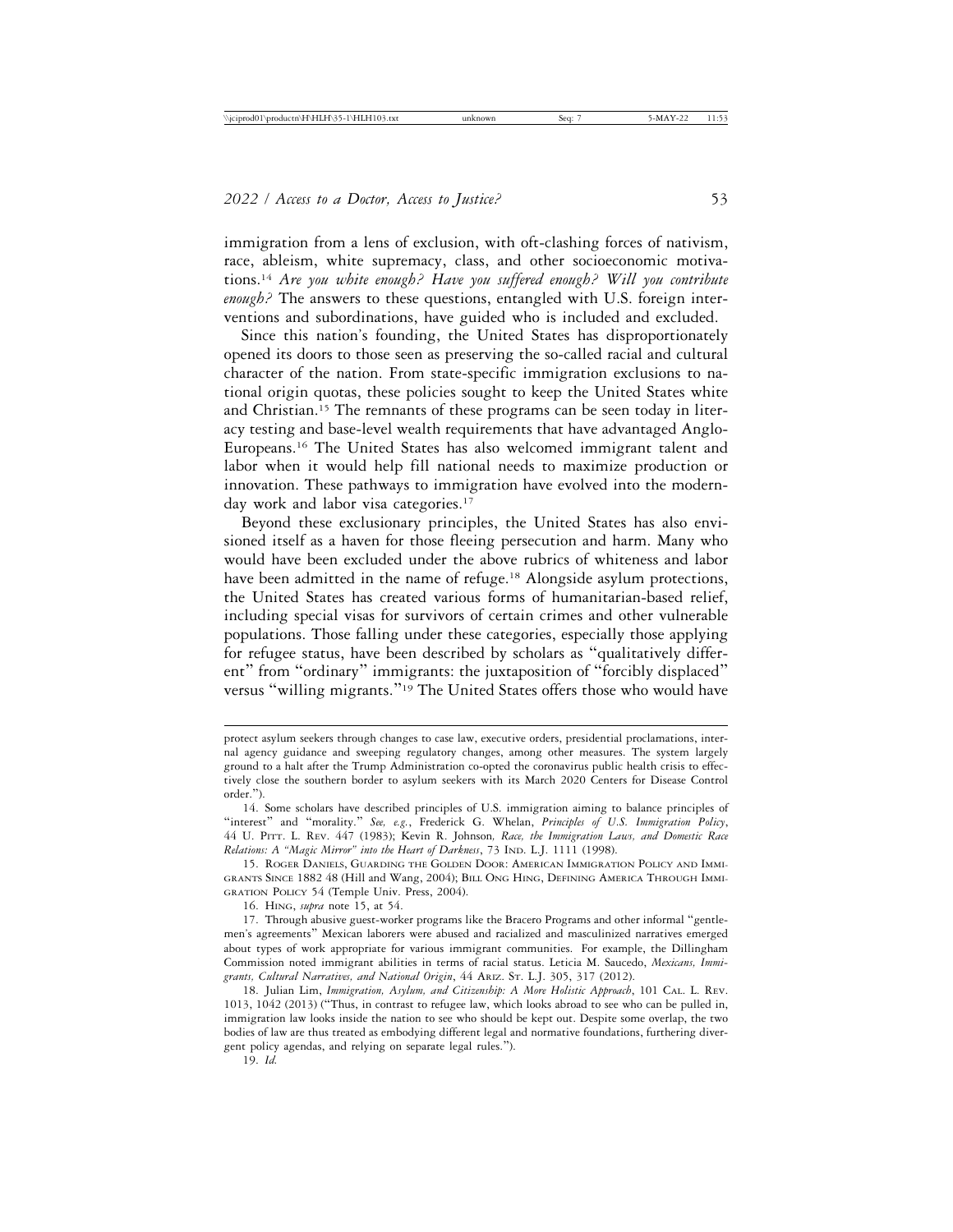immigration from a lens of exclusion, with oft-clashing forces of nativism, race, ableism, white supremacy, class, and other socioeconomic motivations.[14] *Are you white enough? Have you suffered enough? Will you contribute enough?* The answers to these questions, entangled with U.S. foreign interventions and subordinations, have guided who is included and excluded.

Since this nation's founding, the United States has disproportionately opened its doors to those seen as preserving the so-called racial and cultural character of the nation. From state-specific immigration exclusions to national origin quotas, these policies sought to keep the United States white and Christian.[15] The remnants of these programs can be seen today in literacy testing and base-level wealth requirements that have advantaged Anglo-Europeans.[16] The United States has also welcomed immigrant talent and labor when it would help fill national needs to maximize production or innovation. These pathways to immigration have evolved into the modern-day work and labor visa categories.[17]

Beyond these exclusionary principles, the United States has also envisioned itself as a haven for those fleeing persecution and harm. Many who would have been excluded under the above rubrics of whiteness and labor have been admitted in the name of refuge.[18] Alongside asylum protections, the United States has created various forms of humanitarian-based relief, including special visas for survivors of certain crimes and other vulnerable populations. Those falling under these categories, especially those applying for refugee status, have been described by scholars as "qualitatively different" from "ordinary" immigrants: the juxtaposition of "forcibly displaced" versus "willing migrants."[19] The United States offers those who would have

---

protect asylum seekers through changes to case law, executive orders, presidential proclamations, internal agency guidance and sweeping regulatory changes, among other measures. The system largely ground to a halt after the Trump Administration co-opted the coronavirus public health crisis to effectively close the southern border to asylum seekers with its March 2020 Centers for Disease Control order.").

14. Some scholars have described principles of U.S. immigration aiming to balance principles of "interest" and "morality." *See, e.g.*, Frederick G. Whelan, *Principles of U.S. Immigration Policy*, 44 U. Pitt. L. Rev. 447 (1983); Kevin R. Johnson, *Race, the Immigration Laws, and Domestic Race Relations: A "Magic Mirror" into the Heart of Darkness*, 73 Ind. L.J. 1111 (1998).

15. Roger Daniels, Guarding the Golden Door: American Immigration Policy and Immigrants Since 1882 48 (Hill and Wang, 2004); Bill Ong Hing, Defining America Through Immigration Policy 54 (Temple Univ. Press, 2004).

16. Hing, *supra* note 15, at 54.

17. Through abusive guest-worker programs like the Bracero Programs and other informal "gentlemen's agreements" Mexican laborers were abused and racialized and masculinized narratives emerged about types of work appropriate for various immigrant communities. For example, the Dillingham Commission noted immigrant abilities in terms of racial status. Leticia M. Saucedo, *Mexicans, Immigrants, Cultural Narratives, and National Origin*, 44 Ariz. St. L.J. 305, 317 (2012).

18. Julian Lim, *Immigration, Asylum, and Citizenship: A More Holistic Approach*, 101 Cal. L. Rev. 1013, 1042 (2013) ("Thus, in contrast to refugee law, which looks abroad to see who can be pulled in, immigration law looks inside the nation to see who should be kept out. Despite some overlap, the two bodies of law are thus treated as embodying different legal and normative foundations, furthering divergent policy agendas, and relying on separate legal rules.").

19. *Id.*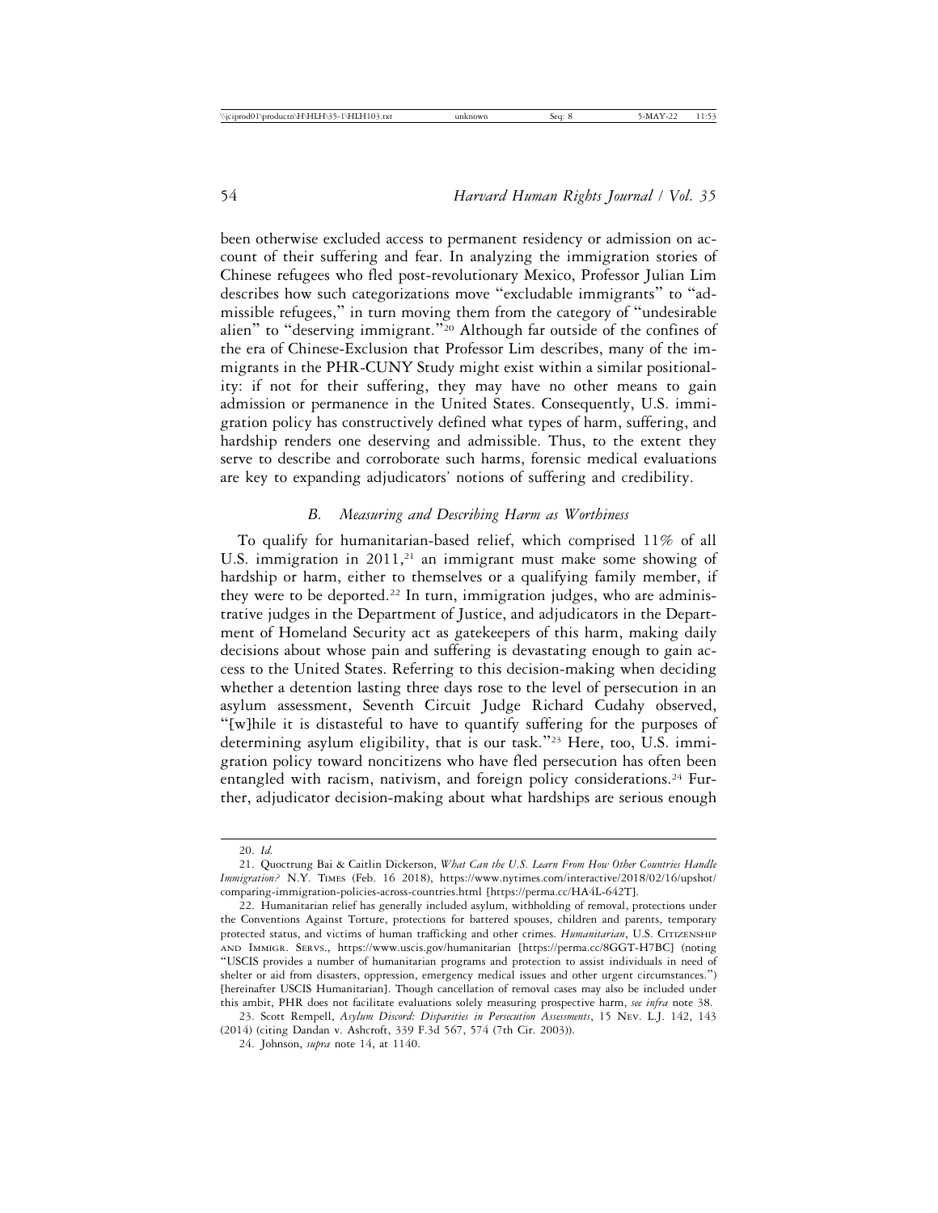been otherwise excluded access to permanent residency or admission on account of their suffering and fear. In analyzing the immigration stories of Chinese refugees who fled post-revolutionary Mexico, Professor Julian Lim describes how such categorizations move "excludable immigrants" to "admissible refugees," in turn moving them from the category of "undesirable alien" to "deserving immigrant."[20] Although far outside of the confines of the era of Chinese-Exclusion that Professor Lim describes, many of the immigrants in the PHR-CUNY Study might exist within a similar positionality: if not for their suffering, they may have no other means to gain admission or permanence in the United States. Consequently, U.S. immigration policy has constructively defined what types of harm, suffering, and hardship renders one deserving and admissible. Thus, to the extent they serve to describe and corroborate such harms, forensic medical evaluations are key to expanding adjudicators' notions of suffering and credibility.

### *B. Measuring and Describing Harm as Worthiness*

To qualify for humanitarian-based relief, which comprised 11% of all U.S. immigration in 2011,[21] an immigrant must make some showing of hardship or harm, either to themselves or a qualifying family member, if they were to be deported.[22] In turn, immigration judges, who are administrative judges in the Department of Justice, and adjudicators in the Department of Homeland Security act as gatekeepers of this harm, making daily decisions about whose pain and suffering is devastating enough to gain access to the United States. Referring to this decision-making when deciding whether a detention lasting three days rose to the level of persecution in an asylum assessment, Seventh Circuit Judge Richard Cudahy observed, "[w]hile it is distasteful to have to quantify suffering for the purposes of determining asylum eligibility, that is our task."[23] Here, too, U.S. immigration policy toward noncitizens who have fled persecution has often been entangled with racism, nativism, and foreign policy considerations.[24] Further, adjudicator decision-making about what hardships are serious enough

---

20. *Id.*

21. Quoctrung Bai & Caitlin Dickerson, *What Can the U.S. Learn From How Other Countries Handle Immigration?* N.Y. Times (Feb. 16 2018), https://www.nytimes.com/interactive/2018/02/16/upshot/comparing-immigration-policies-across-countries.html [https://perma.cc/HA4L-642T].

22. Humanitarian relief has generally included asylum, withholding of removal, protections under the Conventions Against Torture, protections for battered spouses, children and parents, temporary protected status, and victims of human trafficking and other crimes. *Humanitarian*, U.S. Citizenship and Immigr. Servs., https://www.uscis.gov/humanitarian [https://perma.cc/8GGT-H7BC] (noting "USCIS provides a number of humanitarian programs and protection to assist individuals in need of shelter or aid from disasters, oppression, emergency medical issues and other urgent circumstances.") [hereinafter USCIS Humanitarian]. Though cancellation of removal cases may also be included under this ambit, PHR does not facilitate evaluations solely measuring prospective harm, *see infra* note 38.

23. Scott Rempell, *Asylum Discord: Disparities in Persecution Assessments*, 15 Nev. L.J. 142, 143 (2014) (citing Dandan v. Ashcroft, 339 F.3d 567, 574 (7th Cir. 2003)).

24. Johnson, *supra* note 14, at 1140.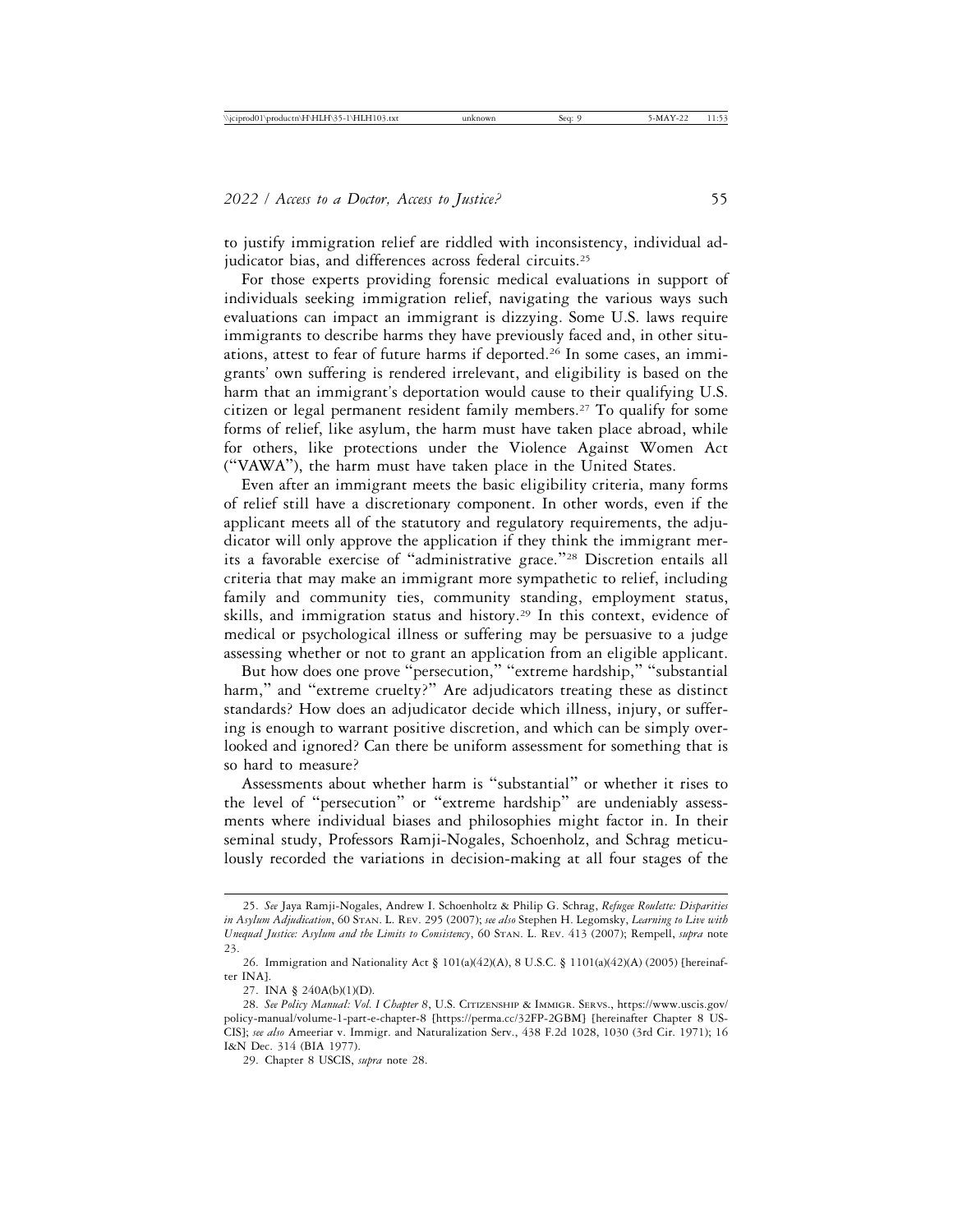to justify immigration relief are riddled with inconsistency, individual adjudicator bias, and differences across federal circuits.[25]

For those experts providing forensic medical evaluations in support of individuals seeking immigration relief, navigating the various ways such evaluations can impact an immigrant is dizzying. Some U.S. laws require immigrants to describe harms they have previously faced and, in other situations, attest to fear of future harms if deported.[26] In some cases, an immigrants' own suffering is rendered irrelevant, and eligibility is based on the harm that an immigrant's deportation would cause to their qualifying U.S. citizen or legal permanent resident family members.[27] To qualify for some forms of relief, like asylum, the harm must have taken place abroad, while for others, like protections under the Violence Against Women Act ("VAWA"), the harm must have taken place in the United States.

Even after an immigrant meets the basic eligibility criteria, many forms of relief still have a discretionary component. In other words, even if the applicant meets all of the statutory and regulatory requirements, the adjudicator will only approve the application if they think the immigrant merits a favorable exercise of "administrative grace."[28] Discretion entails all criteria that may make an immigrant more sympathetic to relief, including family and community ties, community standing, employment status, skills, and immigration status and history.[29] In this context, evidence of medical or psychological illness or suffering may be persuasive to a judge assessing whether or not to grant an application from an eligible applicant.

But how does one prove "persecution," "extreme hardship," "substantial harm," and "extreme cruelty?" Are adjudicators treating these as distinct standards? How does an adjudicator decide which illness, injury, or suffering is enough to warrant positive discretion, and which can be simply overlooked and ignored? Can there be uniform assessment for something that is so hard to measure?

Assessments about whether harm is "substantial" or whether it rises to the level of "persecution" or "extreme hardship" are undeniably assessments where individual biases and philosophies might factor in. In their seminal study, Professors Ramji-Nogales, Schoenholz, and Schrag meticulously recorded the variations in decision-making at all four stages of the

---

25. *See* Jaya Ramji-Nogales, Andrew I. Schoenholtz & Philip G. Schrag, *Refugee Roulette: Disparities in Asylum Adjudication*, 60 Stan. L. Rev. 295 (2007); *see also* Stephen H. Legomsky, *Learning to Live with Unequal Justice: Asylum and the Limits to Consistency*, 60 Stan. L. Rev. 413 (2007); Rempell, *supra* note 23.

26. Immigration and Nationality Act § 101(a)(42)(A), 8 U.S.C. § 1101(a)(42)(A) (2005) [hereinafter INA].

27. INA § 240A(b)(1)(D).

28. *See Policy Manual: Vol. I Chapter 8*, U.S. Citizenship & Immigr. Servs., https://www.uscis.gov/policy-manual/volume-1-part-e-chapter-8 [https://perma.cc/32FP-2GBM] [hereinafter Chapter 8 USCIS]; *see also* Ameeriar v. Immigr. and Naturalization Serv., 438 F.2d 1028, 1030 (3rd Cir. 1971); 16 I&N Dec. 314 (BIA 1977).

29. Chapter 8 USCIS, *supra* note 28.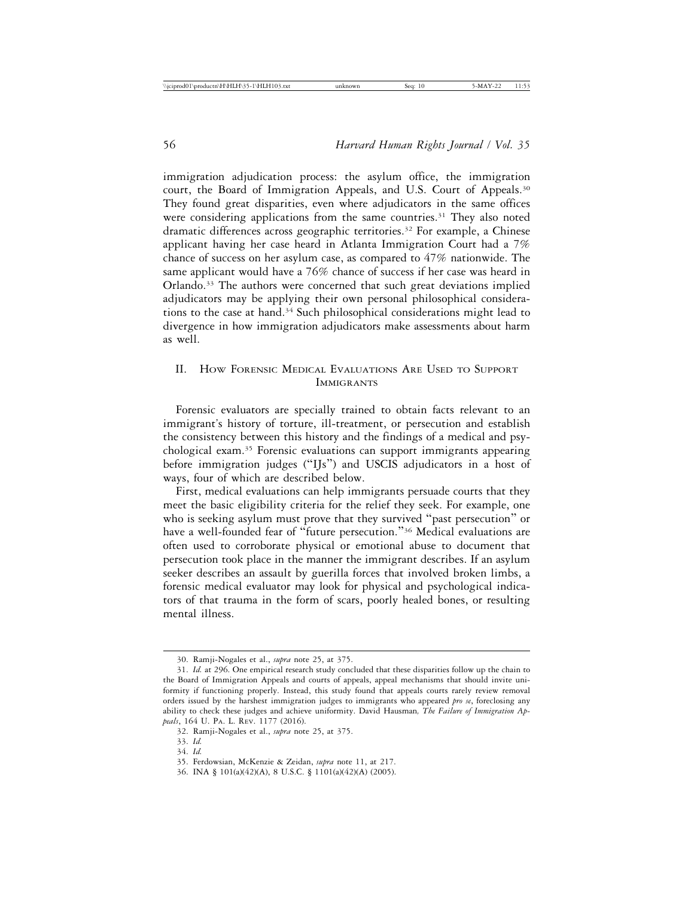immigration adjudication process: the asylum office, the immigration court, the Board of Immigration Appeals, and U.S. Court of Appeals.[30] They found great disparities, even where adjudicators in the same offices were considering applications from the same countries.[31] They also noted dramatic differences across geographic territories.[32] For example, a Chinese applicant having her case heard in Atlanta Immigration Court had a 7% chance of success on her asylum case, as compared to 47% nationwide. The same applicant would have a 76% chance of success if her case was heard in Orlando.[33] The authors were concerned that such great deviations implied adjudicators may be applying their own personal philosophical considerations to the case at hand.[34] Such philosophical considerations might lead to divergence in how immigration adjudicators make assessments about harm as well.

## II. How Forensic Medical Evaluations Are Used to Support Immigrants

Forensic evaluators are specially trained to obtain facts relevant to an immigrant's history of torture, ill-treatment, or persecution and establish the consistency between this history and the findings of a medical and psychological exam.[35] Forensic evaluations can support immigrants appearing before immigration judges ("IJs") and USCIS adjudicators in a host of ways, four of which are described below.

First, medical evaluations can help immigrants persuade courts that they meet the basic eligibility criteria for the relief they seek. For example, one who is seeking asylum must prove that they survived "past persecution" or have a well-founded fear of "future persecution."[36] Medical evaluations are often used to corroborate physical or emotional abuse to document that persecution took place in the manner the immigrant describes. If an asylum seeker describes an assault by guerilla forces that involved broken limbs, a forensic medical evaluator may look for physical and psychological indicators of that trauma in the form of scars, poorly healed bones, or resulting mental illness.

---

30. Ramji-Nogales et al., *supra* note 25, at 375.

31. *Id.* at 296. One empirical research study concluded that these disparities follow up the chain to the Board of Immigration Appeals and courts of appeals, appeal mechanisms that should invite uniformity if functioning properly. Instead, this study found that appeals courts rarely review removal orders issued by the harshest immigration judges to immigrants who appeared *pro se*, foreclosing any ability to check these judges and achieve uniformity. David Hausman*, The Failure of Immigration Appeals*, 164 U. Pa. L. Rev. 1177 (2016).

32. Ramji-Nogales et al., *supra* note 25, at 375.

33. *Id.*

34. *Id.*

35. Ferdowsian, McKenzie & Zeidan, *supra* note 11, at 217.

36. INA § 101(a)(42)(A), 8 U.S.C. § 1101(a)(42)(A) (2005).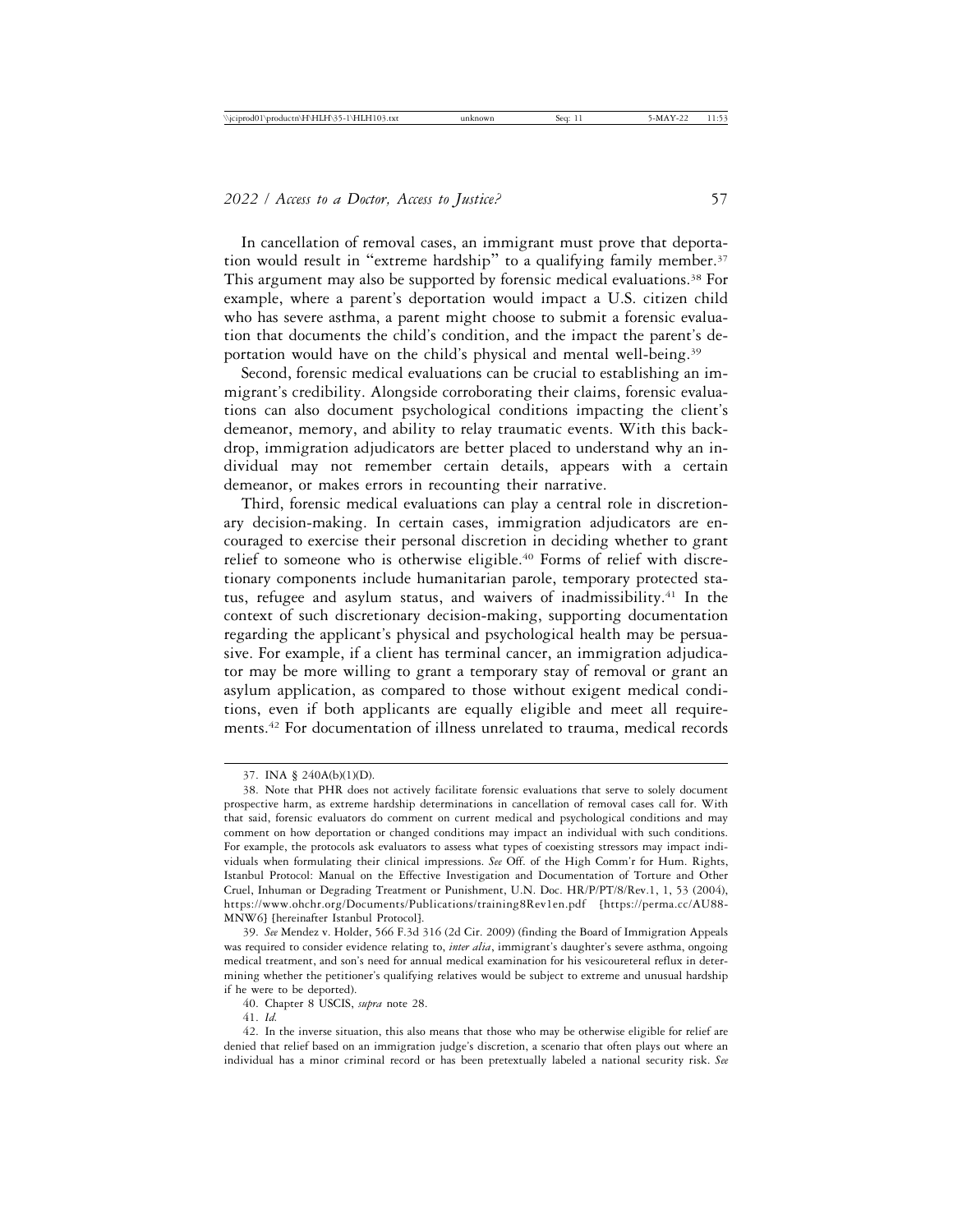In cancellation of removal cases, an immigrant must prove that deportation would result in "extreme hardship" to a qualifying family member.[37] This argument may also be supported by forensic medical evaluations.[38] For example, where a parent's deportation would impact a U.S. citizen child who has severe asthma, a parent might choose to submit a forensic evaluation that documents the child's condition, and the impact the parent's deportation would have on the child's physical and mental well-being.[39]

Second, forensic medical evaluations can be crucial to establishing an immigrant's credibility. Alongside corroborating their claims, forensic evaluations can also document psychological conditions impacting the client's demeanor, memory, and ability to relay traumatic events. With this backdrop, immigration adjudicators are better placed to understand why an individual may not remember certain details, appears with a certain demeanor, or makes errors in recounting their narrative.

Third, forensic medical evaluations can play a central role in discretionary decision-making. In certain cases, immigration adjudicators are encouraged to exercise their personal discretion in deciding whether to grant relief to someone who is otherwise eligible.[40] Forms of relief with discretionary components include humanitarian parole, temporary protected status, refugee and asylum status, and waivers of inadmissibility.[41] In the context of such discretionary decision-making, supporting documentation regarding the applicant's physical and psychological health may be persuasive. For example, if a client has terminal cancer, an immigration adjudicator may be more willing to grant a temporary stay of removal or grant an asylum application, as compared to those without exigent medical conditions, even if both applicants are equally eligible and meet all requirements.[42] For documentation of illness unrelated to trauma, medical records

---

37. INA § 240A(b)(1)(D).

38. Note that PHR does not actively facilitate forensic evaluations that serve to solely document prospective harm, as extreme hardship determinations in cancellation of removal cases call for. With that said, forensic evaluators do comment on current medical and psychological conditions and may comment on how deportation or changed conditions may impact an individual with such conditions. For example, the protocols ask evaluators to assess what types of coexisting stressors may impact individuals when formulating their clinical impressions. *See* Off. of the High Comm'r for Hum. Rights, Istanbul Protocol: Manual on the Effective Investigation and Documentation of Torture and Other Cruel, Inhuman or Degrading Treatment or Punishment, U.N. Doc. HR/P/PT/8/Rev.1, 1, 53 (2004), https://www.ohchr.org/Documents/Publications/training8Rev1en.pdf [https://perma.cc/AU88-MNW6] [hereinafter Istanbul Protocol].

39. *See* Mendez v. Holder, 566 F.3d 316 (2d Cir. 2009) (finding the Board of Immigration Appeals was required to consider evidence relating to, *inter alia*, immigrant's daughter's severe asthma, ongoing medical treatment, and son's need for annual medical examination for his vesicoureteral reflux in determining whether the petitioner's qualifying relatives would be subject to extreme and unusual hardship if he were to be deported).

40. Chapter 8 USCIS, *supra* note 28.

41. *Id.*

42. In the inverse situation, this also means that those who may be otherwise eligible for relief are denied that relief based on an immigration judge's discretion, a scenario that often plays out where an individual has a minor criminal record or has been pretextually labeled a national security risk. *See*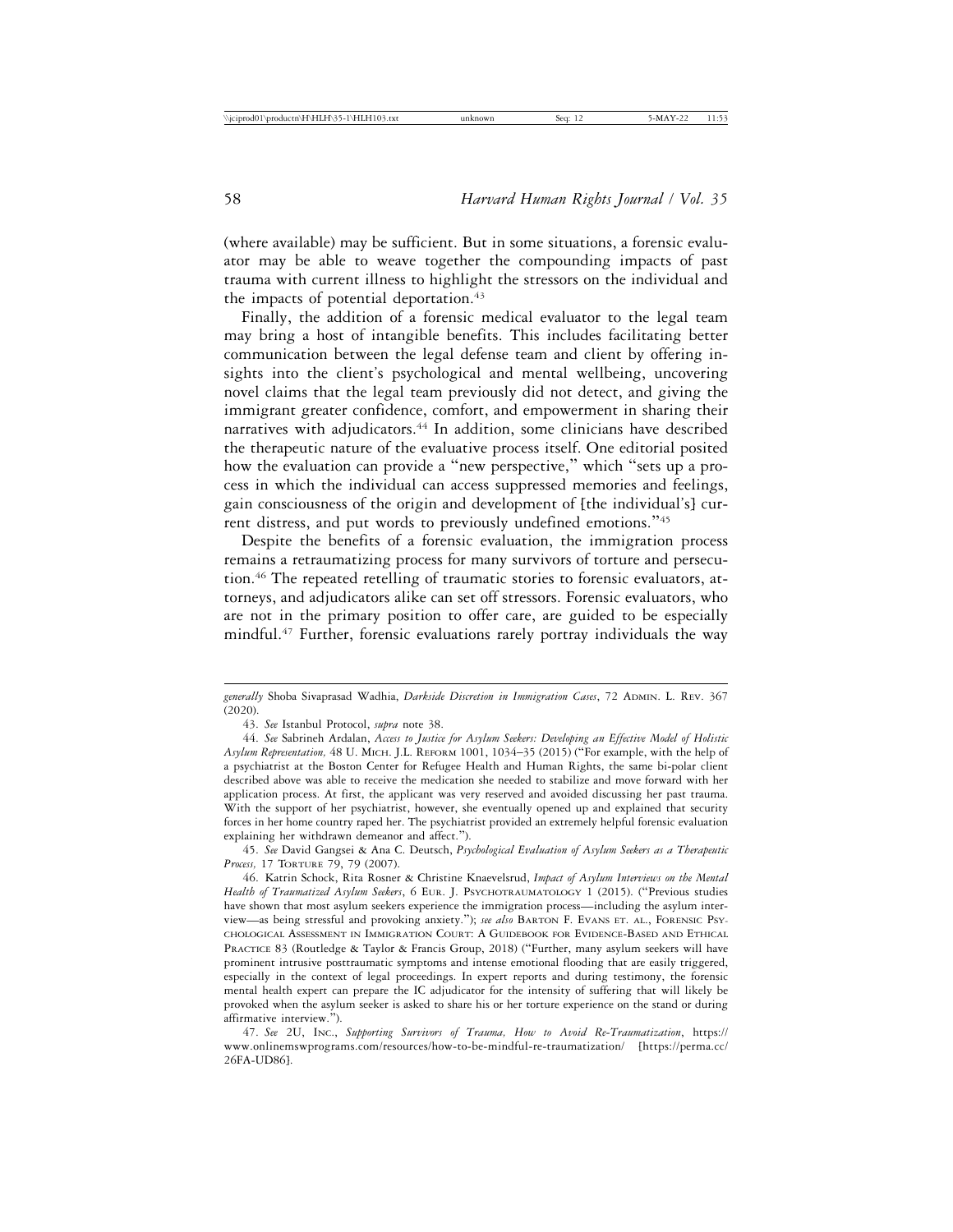(where available) may be sufficient. But in some situations, a forensic evaluator may be able to weave together the compounding impacts of past trauma with current illness to highlight the stressors on the individual and the impacts of potential deportation.[43]

Finally, the addition of a forensic medical evaluator to the legal team may bring a host of intangible benefits. This includes facilitating better communication between the legal defense team and client by offering insights into the client's psychological and mental wellbeing, uncovering novel claims that the legal team previously did not detect, and giving the immigrant greater confidence, comfort, and empowerment in sharing their narratives with adjudicators.[44] In addition, some clinicians have described the therapeutic nature of the evaluative process itself. One editorial posited how the evaluation can provide a "new perspective," which "sets up a process in which the individual can access suppressed memories and feelings, gain consciousness of the origin and development of [the individual's] current distress, and put words to previously undefined emotions."[45]

Despite the benefits of a forensic evaluation, the immigration process remains a retraumatizing process for many survivors of torture and persecution.[46] The repeated retelling of traumatic stories to forensic evaluators, attorneys, and adjudicators alike can set off stressors. Forensic evaluators, who are not in the primary position to offer care, are guided to be especially mindful.[47] Further, forensic evaluations rarely portray individuals the way

---

*generally* Shoba Sivaprasad Wadhia, *Darkside Discretion in Immigration Cases*, 72 Admin. L. Rev. 367 (2020).

43. *See* Istanbul Protocol, *supra* note 38.

44. *See* Sabrineh Ardalan, *Access to Justice for Asylum Seekers: Developing an Effective Model of Holistic Asylum Representation,* 48 U. Mich. J.L. Reform 1001, 1034–35 (2015) ("For example, with the help of a psychiatrist at the Boston Center for Refugee Health and Human Rights, the same bi-polar client described above was able to receive the medication she needed to stabilize and move forward with her application process. At first, the applicant was very reserved and avoided discussing her past trauma. With the support of her psychiatrist, however, she eventually opened up and explained that security forces in her home country raped her. The psychiatrist provided an extremely helpful forensic evaluation explaining her withdrawn demeanor and affect.").

45. *See* David Gangsei & Ana C. Deutsch, *Psychological Evaluation of Asylum Seekers as a Therapeutic Process,* 17 Torture 79, 79 (2007).

46. Katrin Schock, Rita Rosner & Christine Knaevelsrud, *Impact of Asylum Interviews on the Mental Health of Traumatized Asylum Seekers*, 6 Eur. J. Psychotraumatology 1 (2015). ("Previous studies have shown that most asylum seekers experience the immigration process—including the asylum interview—as being stressful and provoking anxiety."); *see also* Barton F. Evans et. al., Forensic Psychological Assessment in Immigration Court: A Guidebook for Evidence-Based and Ethical Practice 83 (Routledge & Taylor & Francis Group, 2018) ("Further, many asylum seekers will have prominent intrusive posttraumatic symptoms and intense emotional flooding that are easily triggered, especially in the context of legal proceedings. In expert reports and during testimony, the forensic mental health expert can prepare the IC adjudicator for the intensity of suffering that will likely be provoked when the asylum seeker is asked to share his or her torture experience on the stand or during affirmative interview.").

47. *See* 2U, Inc., *Supporting Survivors of Trauma, How to Avoid Re-Traumatization*, https://www.onlinemswprograms.com/resources/how-to-be-mindful-re-traumatization/ [https://perma.cc/26FA-UD86].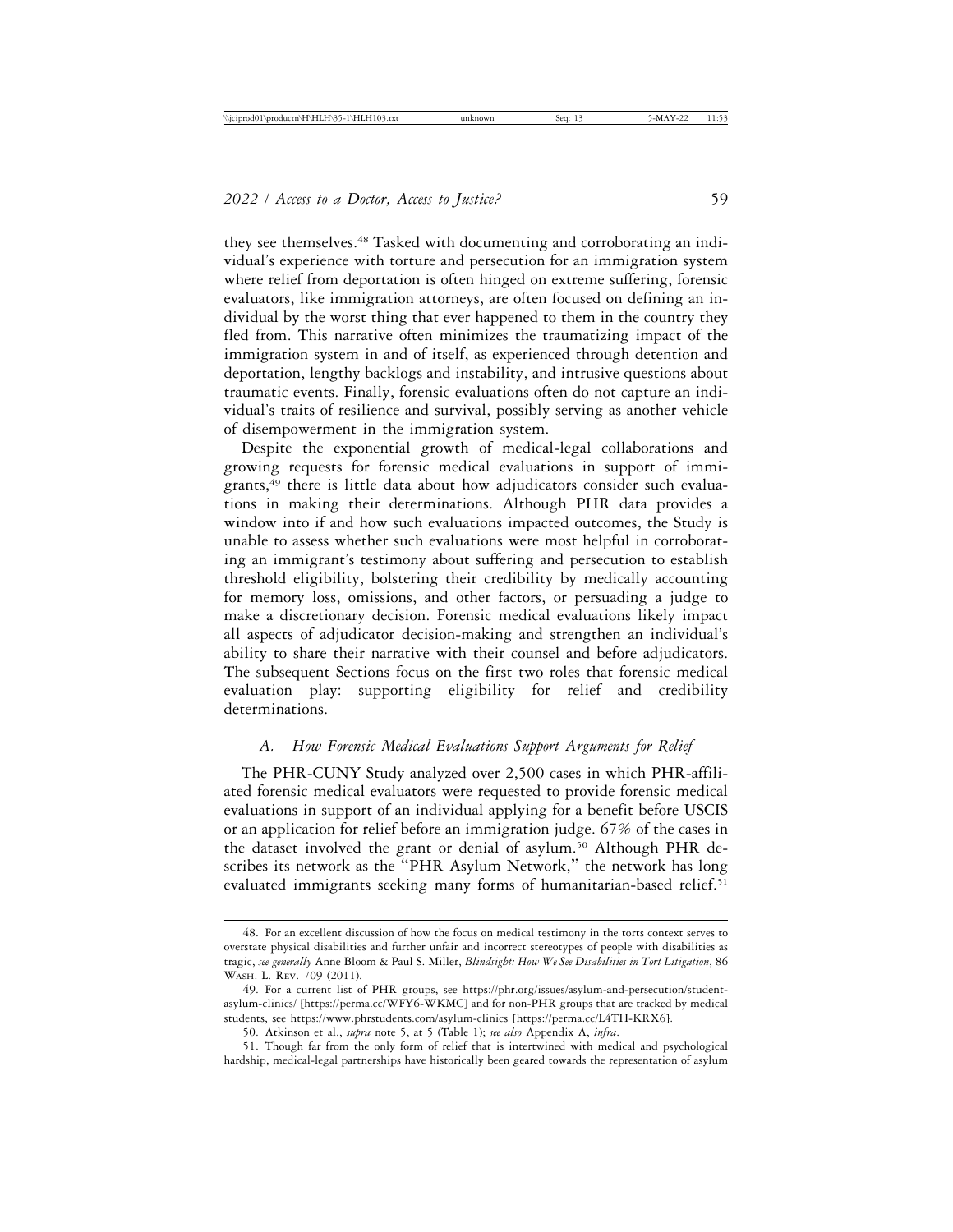they see themselves.[48] Tasked with documenting and corroborating an individual's experience with torture and persecution for an immigration system where relief from deportation is often hinged on extreme suffering, forensic evaluators, like immigration attorneys, are often focused on defining an individual by the worst thing that ever happened to them in the country they fled from. This narrative often minimizes the traumatizing impact of the immigration system in and of itself, as experienced through detention and deportation, lengthy backlogs and instability, and intrusive questions about traumatic events. Finally, forensic evaluations often do not capture an individual's traits of resilience and survival, possibly serving as another vehicle of disempowerment in the immigration system.

Despite the exponential growth of medical-legal collaborations and growing requests for forensic medical evaluations in support of immigrants,[49] there is little data about how adjudicators consider such evaluations in making their determinations. Although PHR data provides a window into if and how such evaluations impacted outcomes, the Study is unable to assess whether such evaluations were most helpful in corroborating an immigrant's testimony about suffering and persecution to establish threshold eligibility, bolstering their credibility by medically accounting for memory loss, omissions, and other factors, or persuading a judge to make a discretionary decision. Forensic medical evaluations likely impact all aspects of adjudicator decision-making and strengthen an individual's ability to share their narrative with their counsel and before adjudicators. The subsequent Sections focus on the first two roles that forensic medical evaluation play: supporting eligibility for relief and credibility determinations.

### A. *How Forensic Medical Evaluations Support Arguments for Relief*

The PHR-CUNY Study analyzed over 2,500 cases in which PHR-affiliated forensic medical evaluators were requested to provide forensic medical evaluations in support of an individual applying for a benefit before USCIS or an application for relief before an immigration judge. 67% of the cases in the dataset involved the grant or denial of asylum.[50] Although PHR describes its network as the "PHR Asylum Network," the network has long evaluated immigrants seeking many forms of humanitarian-based relief.[51]

---

48. For an excellent discussion of how the focus on medical testimony in the torts context serves to overstate physical disabilities and further unfair and incorrect stereotypes of people with disabilities as tragic, *see generally* Anne Bloom & Paul S. Miller, *Blindsight: How We See Disabilities in Tort Litigation*, 86 Wash. L. Rev. 709 (2011).

49. For a current list of PHR groups, see https://phr.org/issues/asylum-and-persecution/student-asylum-clinics/ [https://perma.cc/WFY6-WKMC] and for non-PHR groups that are tracked by medical students, see https://www.phrstudents.com/asylum-clinics [https://perma.cc/L4TH-KRX6].

50. Atkinson et al., *supra* note 5, at 5 (Table 1); *see also* Appendix A, *infra*.

51. Though far from the only form of relief that is intertwined with medical and psychological hardship, medical-legal partnerships have historically been geared towards the representation of asylum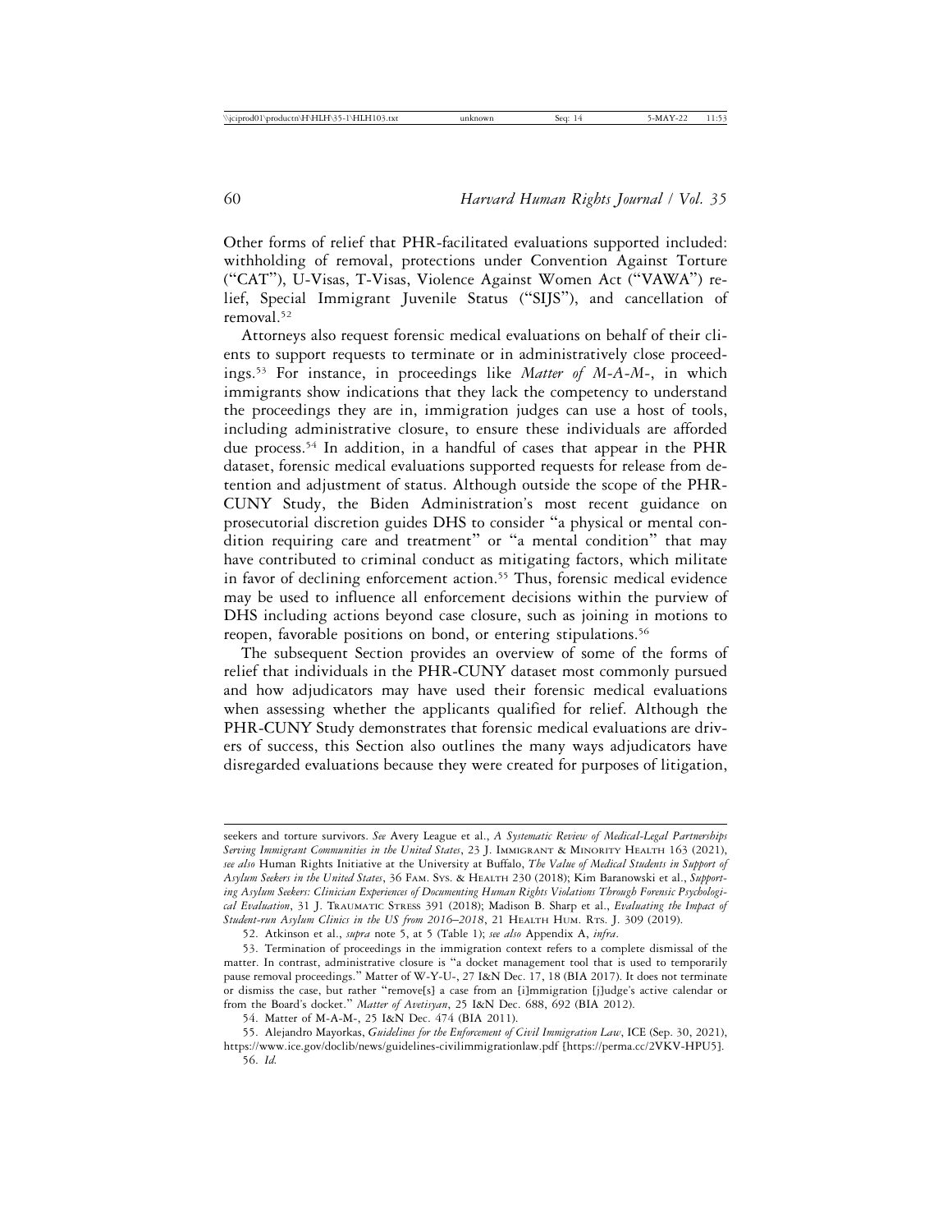Other forms of relief that PHR-facilitated evaluations supported included: withholding of removal, protections under Convention Against Torture ("CAT"), U-Visas, T-Visas, Violence Against Women Act ("VAWA") relief, Special Immigrant Juvenile Status ("SIJS"), and cancellation of removal.[52]

Attorneys also request forensic medical evaluations on behalf of their clients to support requests to terminate or in administratively close proceedings.[53] For instance, in proceedings like *Matter of M-A-M-*, in which immigrants show indications that they lack the competency to understand the proceedings they are in, immigration judges can use a host of tools, including administrative closure, to ensure these individuals are afforded due process.[54] In addition, in a handful of cases that appear in the PHR dataset, forensic medical evaluations supported requests for release from detention and adjustment of status. Although outside the scope of the PHR-CUNY Study, the Biden Administration's most recent guidance on prosecutorial discretion guides DHS to consider "a physical or mental condition requiring care and treatment" or "a mental condition" that may have contributed to criminal conduct as mitigating factors, which militate in favor of declining enforcement action.[55] Thus, forensic medical evidence may be used to influence all enforcement decisions within the purview of DHS including actions beyond case closure, such as joining in motions to reopen, favorable positions on bond, or entering stipulations.[56]

The subsequent Section provides an overview of some of the forms of relief that individuals in the PHR-CUNY dataset most commonly pursued and how adjudicators may have used their forensic medical evaluations when assessing whether the applicants qualified for relief. Although the PHR-CUNY Study demonstrates that forensic medical evaluations are drivers of success, this Section also outlines the many ways adjudicators have disregarded evaluations because they were created for purposes of litigation,

---

seekers and torture survivors. *See* Avery League et al., *A Systematic Review of Medical-Legal Partnerships Serving Immigrant Communities in the United States*, 23 J. Immigrant & Minority Health 163 (2021), *see also* Human Rights Initiative at the University at Buffalo, *The Value of Medical Students in Support of Asylum Seekers in the United States*, 36 Fam. Sys. & Health 230 (2018); Kim Baranowski et al., *Supporting Asylum Seekers: Clinician Experiences of Documenting Human Rights Violations Through Forensic Psychological Evaluation*, 31 J. Traumatic Stress 391 (2018); Madison B. Sharp et al., *Evaluating the Impact of Student-run Asylum Clinics in the US from 2016–2018*, 21 Health Hum. Rts. J. 309 (2019).

52. Atkinson et al., *supra* note 5, at 5 (Table 1); *see also* Appendix A, *infra*.

53. Termination of proceedings in the immigration context refers to a complete dismissal of the matter. In contrast, administrative closure is "a docket management tool that is used to temporarily pause removal proceedings." Matter of W-Y-U-, 27 I&N Dec. 17, 18 (BIA 2017). It does not terminate or dismiss the case, but rather "remove[s] a case from an [i]mmigration [j]udge's active calendar or from the Board's docket." *Matter of Avetisyan*, 25 I&N Dec. 688, 692 (BIA 2012).

54. Matter of M-A-M-, 25 I&N Dec. 474 (BIA 2011).

55. Alejandro Mayorkas, *Guidelines for the Enforcement of Civil Immigration Law*, ICE (Sep. 30, 2021), https://www.ice.gov/doclib/news/guidelines-civilimmigrationlaw.pdf [https://perma.cc/2VKV-HPU5].

56. *Id.*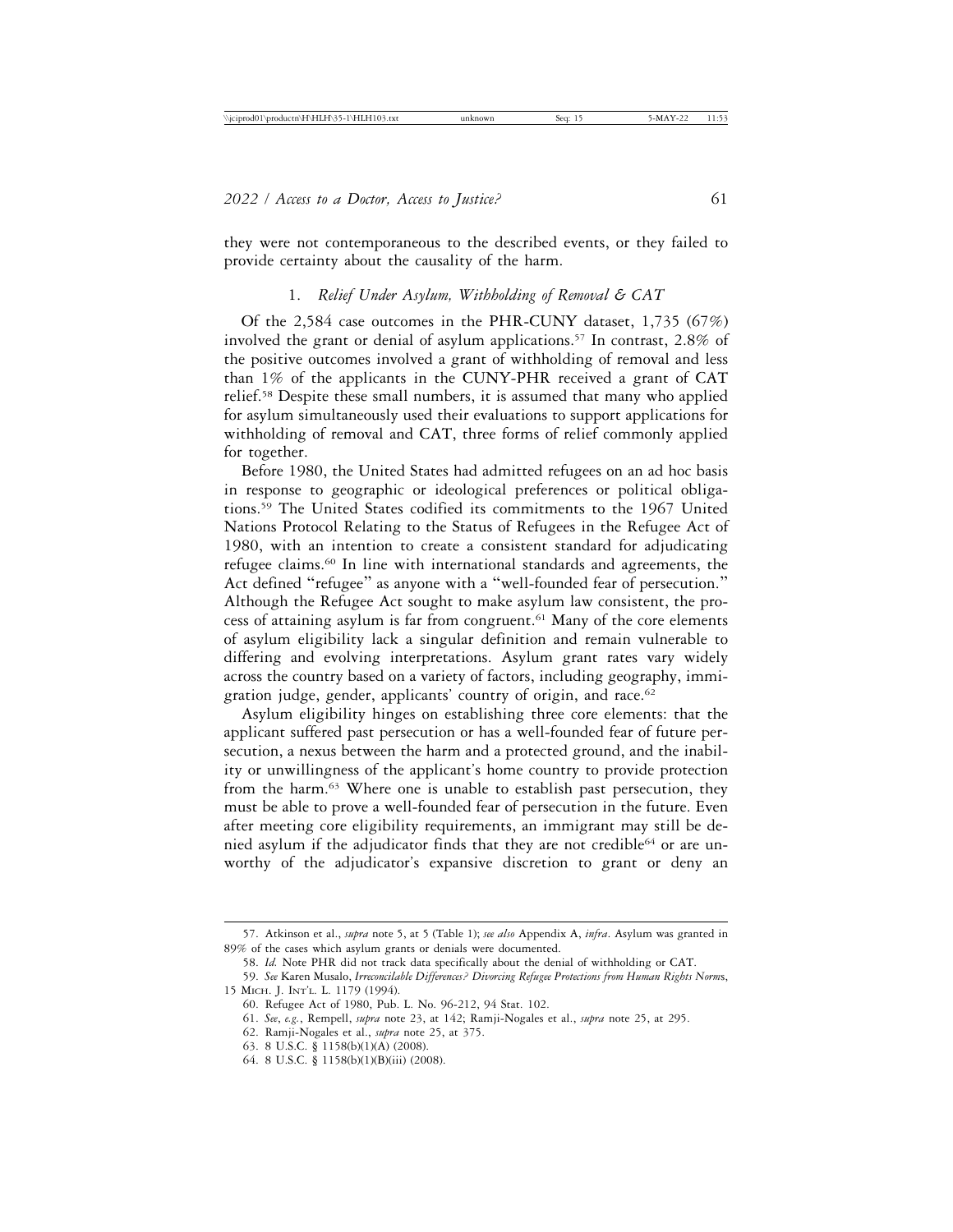they were not contemporaneous to the described events, or they failed to provide certainty about the causality of the harm.

### 1. *Relief Under Asylum, Withholding of Removal & CAT*

Of the 2,584 case outcomes in the PHR-CUNY dataset, 1,735 (67%) involved the grant or denial of asylum applications.[57] In contrast, 2.8% of the positive outcomes involved a grant of withholding of removal and less than 1% of the applicants in the CUNY-PHR received a grant of CAT relief.[58] Despite these small numbers, it is assumed that many who applied for asylum simultaneously used their evaluations to support applications for withholding of removal and CAT, three forms of relief commonly applied for together.

Before 1980, the United States had admitted refugees on an ad hoc basis in response to geographic or ideological preferences or political obligations.[59] The United States codified its commitments to the 1967 United Nations Protocol Relating to the Status of Refugees in the Refugee Act of 1980, with an intention to create a consistent standard for adjudicating refugee claims.[60] In line with international standards and agreements, the Act defined "refugee" as anyone with a "well-founded fear of persecution." Although the Refugee Act sought to make asylum law consistent, the process of attaining asylum is far from congruent.[61] Many of the core elements of asylum eligibility lack a singular definition and remain vulnerable to differing and evolving interpretations. Asylum grant rates vary widely across the country based on a variety of factors, including geography, immigration judge, gender, applicants' country of origin, and race.[62]

Asylum eligibility hinges on establishing three core elements: that the applicant suffered past persecution or has a well-founded fear of future persecution, a nexus between the harm and a protected ground, and the inability or unwillingness of the applicant's home country to provide protection from the harm.[63] Where one is unable to establish past persecution, they must be able to prove a well-founded fear of persecution in the future. Even after meeting core eligibility requirements, an immigrant may still be denied asylum if the adjudicator finds that they are not credible[64] or are unworthy of the adjudicator's expansive discretion to grant or deny an

---

57. Atkinson et al., *supra* note 5, at 5 (Table 1); *see also* Appendix A, *infra*. Asylum was granted in 89% of the cases which asylum grants or denials were documented.

58. *Id.* Note PHR did not track data specifically about the denial of withholding or CAT.

59. *See* Karen Musalo, *Irreconcilable Differences? Divorcing Refugee Protections from Human Rights Norms*, 15 Mich. J. Int'l L. 1179 (1994).

60. Refugee Act of 1980, Pub. L. No. 96-212, 94 Stat. 102.

61. *See, e.g.*, Rempell, *supra* note 23, at 142; Ramji-Nogales et al., *supra* note 25, at 295.

62. Ramji-Nogales et al., *supra* note 25, at 375.

63. 8 U.S.C. § 1158(b)(1)(A) (2008).

64. 8 U.S.C. § 1158(b)(1)(B)(iii) (2008).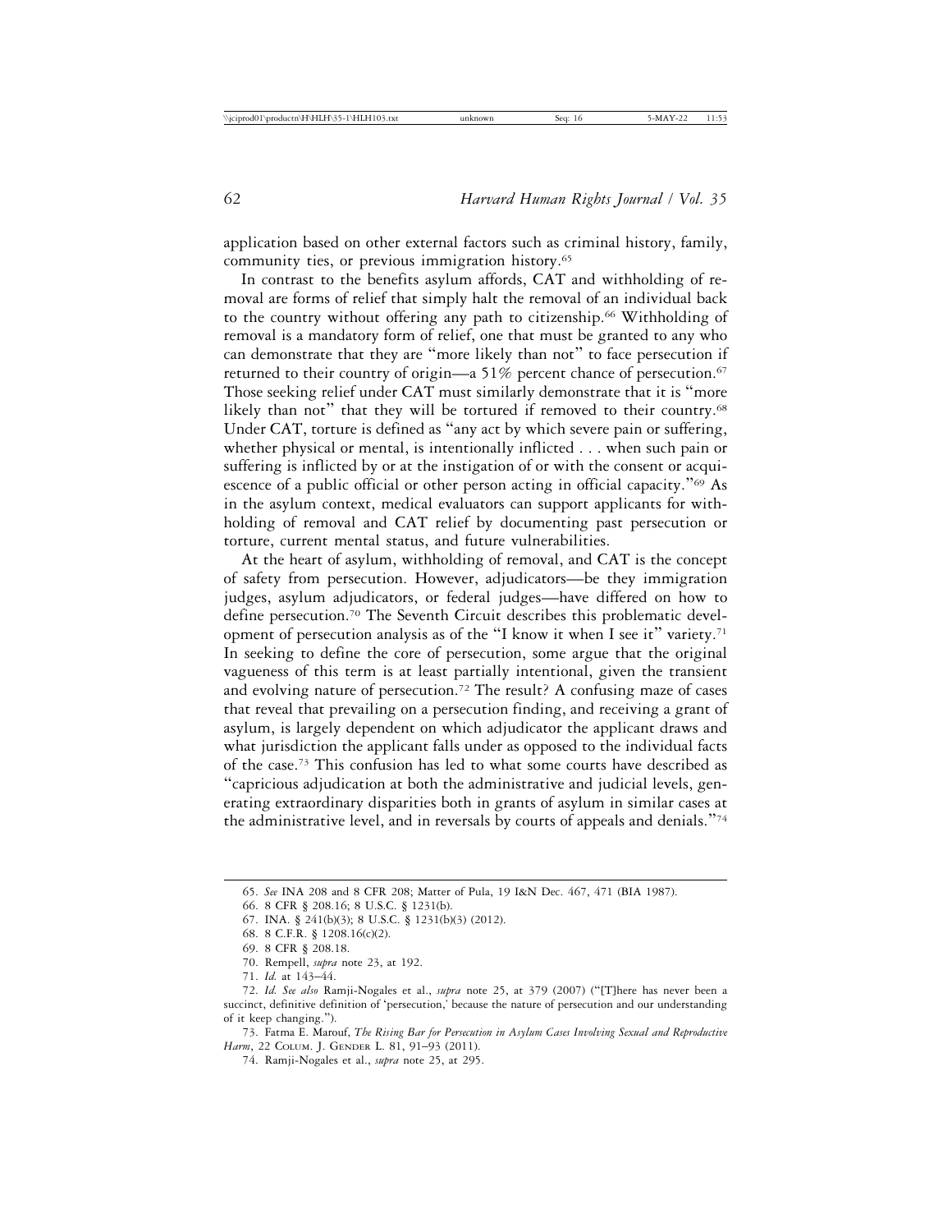application based on other external factors such as criminal history, family, community ties, or previous immigration history.[65]

In contrast to the benefits asylum affords, CAT and withholding of removal are forms of relief that simply halt the removal of an individual back to the country without offering any path to citizenship.[66] Withholding of removal is a mandatory form of relief, one that must be granted to any who can demonstrate that they are "more likely than not" to face persecution if returned to their country of origin—a 51% percent chance of persecution.[67] Those seeking relief under CAT must similarly demonstrate that it is "more likely than not" that they will be tortured if removed to their country.[68] Under CAT, torture is defined as "any act by which severe pain or suffering, whether physical or mental, is intentionally inflicted . . . when such pain or suffering is inflicted by or at the instigation of or with the consent or acquiescence of a public official or other person acting in official capacity."[69] As in the asylum context, medical evaluators can support applicants for withholding of removal and CAT relief by documenting past persecution or torture, current mental status, and future vulnerabilities.

At the heart of asylum, withholding of removal, and CAT is the concept of safety from persecution. However, adjudicators—be they immigration judges, asylum adjudicators, or federal judges—have differed on how to define persecution.[70] The Seventh Circuit describes this problematic development of persecution analysis as of the "I know it when I see it" variety.[71] In seeking to define the core of persecution, some argue that the original vagueness of this term is at least partially intentional, given the transient and evolving nature of persecution.[72] The result? A confusing maze of cases that reveal that prevailing on a persecution finding, and receiving a grant of asylum, is largely dependent on which adjudicator the applicant draws and what jurisdiction the applicant falls under as opposed to the individual facts of the case.[73] This confusion has led to what some courts have described as "capricious adjudication at both the administrative and judicial levels, generating extraordinary disparities both in grants of asylum in similar cases at the administrative level, and in reversals by courts of appeals and denials."[74]

---

65. *See* INA 208 and 8 CFR 208; Matter of Pula, 19 I&N Dec. 467, 471 (BIA 1987).

66. 8 CFR § 208.16; 8 U.S.C. § 1231(b).

67. INA. § 241(b)(3); 8 U.S.C. § 1231(b)(3) (2012).

68. 8 C.F.R. § 1208.16(c)(2).

69. 8 CFR § 208.18.

70. Rempell, *supra* note 23, at 192.

71. *Id.* at 143–44.

72. *Id. See also* Ramji-Nogales et al., *supra* note 25, at 379 (2007) ("[T]here has never been a succinct, definitive definition of 'persecution,' because the nature of persecution and our understanding of it keep changing.").

73. Fatma E. Marouf, *The Rising Bar for Persecution in Asylum Cases Involving Sexual and Reproductive Harm*, 22 Colum. J. Gender L. 81, 91–93 (2011).

74. Ramji-Nogales et al., *supra* note 25, at 295.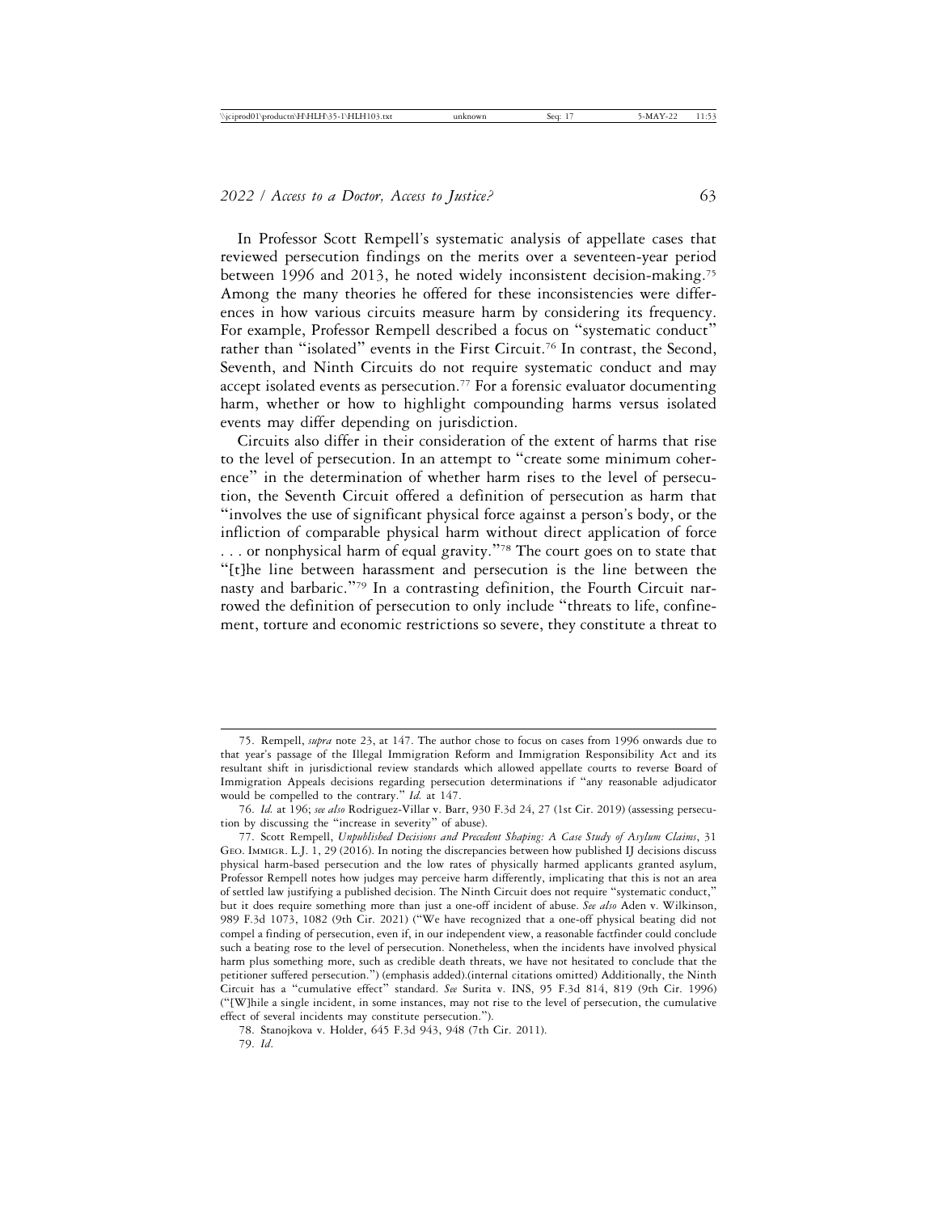In Professor Scott Rempell's systematic analysis of appellate cases that reviewed persecution findings on the merits over a seventeen-year period between 1996 and 2013, he noted widely inconsistent decision-making.[75] Among the many theories he offered for these inconsistencies were differences in how various circuits measure harm by considering its frequency. For example, Professor Rempell described a focus on "systematic conduct" rather than "isolated" events in the First Circuit.[76] In contrast, the Second, Seventh, and Ninth Circuits do not require systematic conduct and may accept isolated events as persecution.[77] For a forensic evaluator documenting harm, whether or how to highlight compounding harms versus isolated events may differ depending on jurisdiction.

Circuits also differ in their consideration of the extent of harms that rise to the level of persecution. In an attempt to "create some minimum coherence" in the determination of whether harm rises to the level of persecution, the Seventh Circuit offered a definition of persecution as harm that "involves the use of significant physical force against a person's body, or the infliction of comparable physical harm without direct application of force . . . or nonphysical harm of equal gravity."[78] The court goes on to state that "[t]he line between harassment and persecution is the line between the nasty and barbaric."[79] In a contrasting definition, the Fourth Circuit narrowed the definition of persecution to only include "threats to life, confinement, torture and economic restrictions so severe, they constitute a threat to

---

75. Rempell, *supra* note 23, at 147. The author chose to focus on cases from 1996 onwards due to that year's passage of the Illegal Immigration Reform and Immigration Responsibility Act and its resultant shift in jurisdictional review standards which allowed appellate courts to reverse Board of Immigration Appeals decisions regarding persecution determinations if "any reasonable adjudicator would be compelled to the contrary." *Id.* at 147.

76. *Id.* at 196; *see also* Rodriguez-Villar v. Barr, 930 F.3d 24, 27 (1st Cir. 2019) (assessing persecution by discussing the "increase in severity" of abuse).

77. Scott Rempell, *Unpublished Decisions and Precedent Shaping: A Case Study of Asylum Claims*, 31 Geo. Immigr. L.J. 1, 29 (2016). In noting the discrepancies between how published IJ decisions discuss physical harm-based persecution and the low rates of physically harmed applicants granted asylum, Professor Rempell notes how judges may perceive harm differently, implicating that this is not an area of settled law justifying a published decision. The Ninth Circuit does not require "systematic conduct," but it does require something more than just a one-off incident of abuse. *See also* Aden v. Wilkinson, 989 F.3d 1073, 1082 (9th Cir. 2021) ("We have recognized that a one-off physical beating did not compel a finding of persecution, even if, in our independent view, a reasonable factfinder could conclude such a beating rose to the level of persecution. Nonetheless, when the incidents have involved physical harm plus something more, such as credible death threats, we have not hesitated to conclude that the petitioner suffered persecution.") (emphasis added).(internal citations omitted) Additionally, the Ninth Circuit has a "cumulative effect" standard. *See* Surita v. INS, 95 F.3d 814, 819 (9th Cir. 1996) ("[W]hile a single incident, in some instances, may not rise to the level of persecution, the cumulative effect of several incidents may constitute persecution.").

78. Stanojkova v. Holder, 645 F.3d 943, 948 (7th Cir. 2011).

79. *Id.*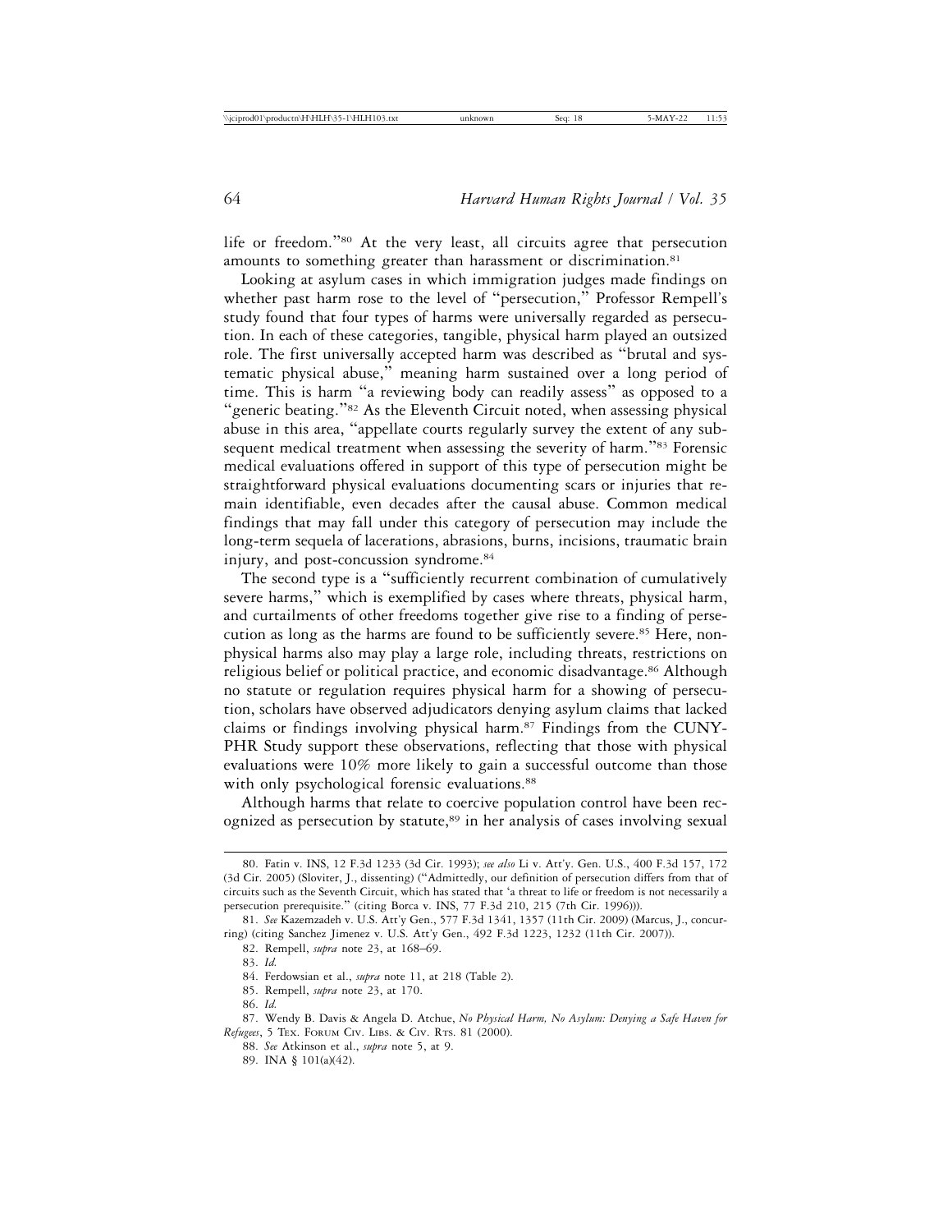life or freedom."[80] At the very least, all circuits agree that persecution amounts to something greater than harassment or discrimination.[81]

Looking at asylum cases in which immigration judges made findings on whether past harm rose to the level of "persecution," Professor Rempell's study found that four types of harms were universally regarded as persecution. In each of these categories, tangible, physical harm played an outsized role. The first universally accepted harm was described as "brutal and systematic physical abuse," meaning harm sustained over a long period of time. This is harm "a reviewing body can readily assess" as opposed to a "generic beating."[82] As the Eleventh Circuit noted, when assessing physical abuse in this area, "appellate courts regularly survey the extent of any subsequent medical treatment when assessing the severity of harm."[83] Forensic medical evaluations offered in support of this type of persecution might be straightforward physical evaluations documenting scars or injuries that remain identifiable, even decades after the causal abuse. Common medical findings that may fall under this category of persecution may include the long-term sequela of lacerations, abrasions, burns, incisions, traumatic brain injury, and post-concussion syndrome.[84]

The second type is a "sufficiently recurrent combination of cumulatively severe harms," which is exemplified by cases where threats, physical harm, and curtailments of other freedoms together give rise to a finding of persecution as long as the harms are found to be sufficiently severe.[85] Here, nonphysical harms also may play a large role, including threats, restrictions on religious belief or political practice, and economic disadvantage.[86] Although no statute or regulation requires physical harm for a showing of persecution, scholars have observed adjudicators denying asylum claims that lacked claims or findings involving physical harm.[87] Findings from the CUNY-PHR Study support these observations, reflecting that those with physical evaluations were 10% more likely to gain a successful outcome than those with only psychological forensic evaluations.[88]

Although harms that relate to coercive population control have been recognized as persecution by statute,[89] in her analysis of cases involving sexual

---

80. Fatin v. INS, 12 F.3d 1233 (3d Cir. 1993); *see also* Li v. Att'y. Gen. U.S., 400 F.3d 157, 172 (3d Cir. 2005) (Sloviter, J., dissenting) ("Admittedly, our definition of persecution differs from that of circuits such as the Seventh Circuit, which has stated that 'a threat to life or freedom is not necessarily a persecution prerequisite." (citing Borca v. INS, 77 F.3d 210, 215 (7th Cir. 1996))).

81. *See* Kazemzadeh v. U.S. Att'y Gen., 577 F.3d 1341, 1357 (11th Cir. 2009) (Marcus, J., concurring) (citing Sanchez Jimenez v. U.S. Att'y Gen., 492 F.3d 1223, 1232 (11th Cir. 2007)).

82. Rempell, *supra* note 23, at 168–69.

83. *Id.*

84. Ferdowsian et al., *supra* note 11, at 218 (Table 2).

85. Rempell, *supra* note 23, at 170.

86. *Id.*

87. Wendy B. Davis & Angela D. Atchue, *No Physical Harm, No Asylum: Denying a Safe Haven for Refugees*, 5 Tex. Forum Civ. Libs. & Civ. Rts. 81 (2000).

88. *See* Atkinson et al., *supra* note 5, at 9.

89. INA § 101(a)(42).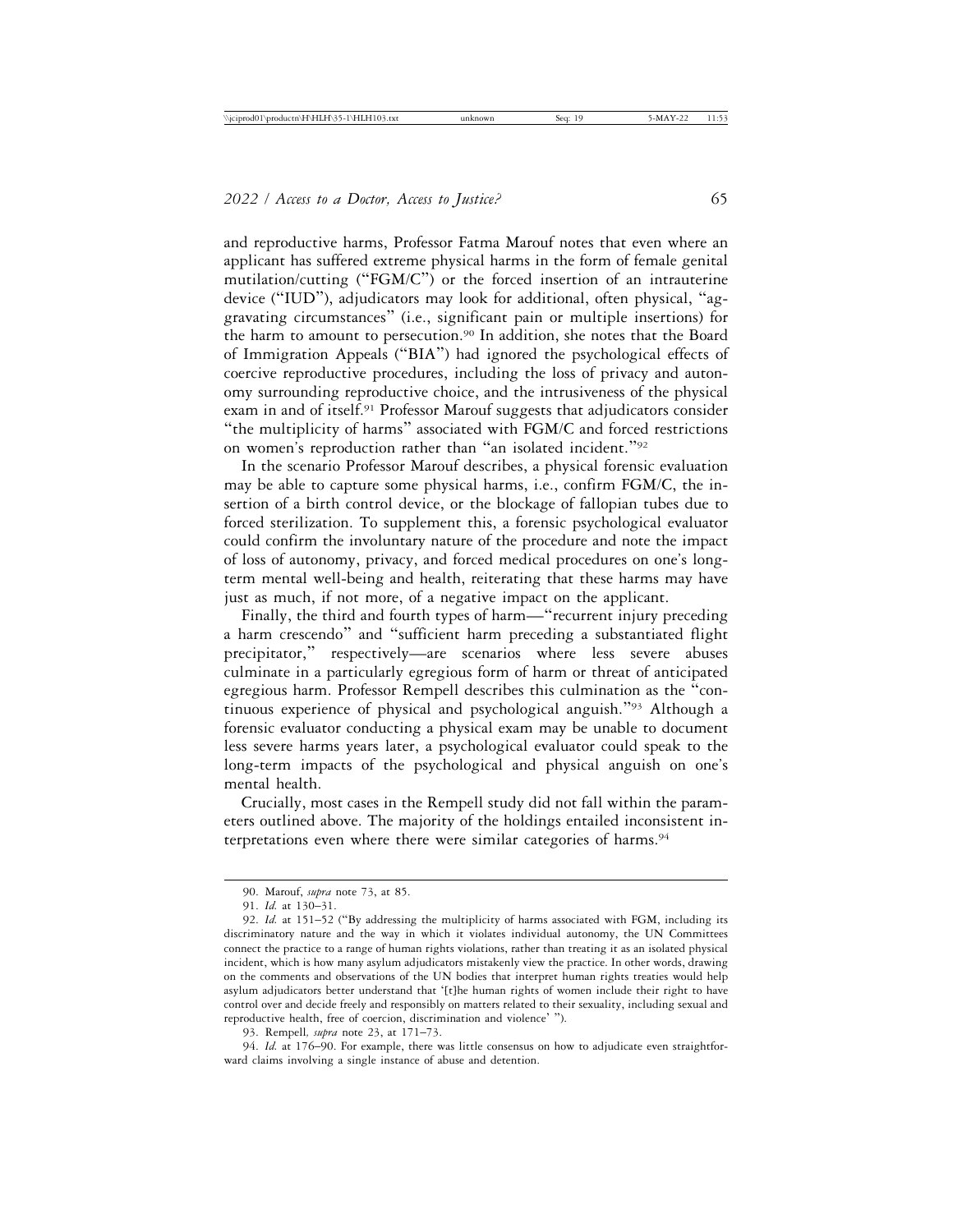and reproductive harms, Professor Fatma Marouf notes that even where an applicant has suffered extreme physical harms in the form of female genital mutilation/cutting ("FGM/C") or the forced insertion of an intrauterine device ("IUD"), adjudicators may look for additional, often physical, "aggravating circumstances" (i.e., significant pain or multiple insertions) for the harm to amount to persecution.[90] In addition, she notes that the Board of Immigration Appeals ("BIA") had ignored the psychological effects of coercive reproductive procedures, including the loss of privacy and autonomy surrounding reproductive choice, and the intrusiveness of the physical exam in and of itself.[91] Professor Marouf suggests that adjudicators consider "the multiplicity of harms" associated with FGM/C and forced restrictions on women's reproduction rather than "an isolated incident."[92]

In the scenario Professor Marouf describes, a physical forensic evaluation may be able to capture some physical harms, i.e., confirm FGM/C, the insertion of a birth control device, or the blockage of fallopian tubes due to forced sterilization. To supplement this, a forensic psychological evaluator could confirm the involuntary nature of the procedure and note the impact of loss of autonomy, privacy, and forced medical procedures on one's long-term mental well-being and health, reiterating that these harms may have just as much, if not more, of a negative impact on the applicant.

Finally, the third and fourth types of harm—"recurrent injury preceding a harm crescendo" and "sufficient harm preceding a substantiated flight precipitator," respectively—are scenarios where less severe abuses culminate in a particularly egregious form of harm or threat of anticipated egregious harm. Professor Rempell describes this culmination as the "continuous experience of physical and psychological anguish."[93] Although a forensic evaluator conducting a physical exam may be unable to document less severe harms years later, a psychological evaluator could speak to the long-term impacts of the psychological and physical anguish on one's mental health.

Crucially, most cases in the Rempell study did not fall within the parameters outlined above. The majority of the holdings entailed inconsistent interpretations even where there were similar categories of harms.[94]

---

90. Marouf, *supra* note 73, at 85.

91. *Id.* at 130–31.

92. *Id.* at 151–52 ("By addressing the multiplicity of harms associated with FGM, including its discriminatory nature and the way in which it violates individual autonomy, the UN Committees connect the practice to a range of human rights violations, rather than treating it as an isolated physical incident, which is how many asylum adjudicators mistakenly view the practice. In other words, drawing on the comments and observations of the UN bodies that interpret human rights treaties would help asylum adjudicators better understand that '[t]he human rights of women include their right to have control over and decide freely and responsibly on matters related to their sexuality, including sexual and reproductive health, free of coercion, discrimination and violence' ").

93. Rempell, *supra* note 23, at 171–73.

94. *Id.* at 176–90. For example, there was little consensus on how to adjudicate even straightforward claims involving a single instance of abuse and detention.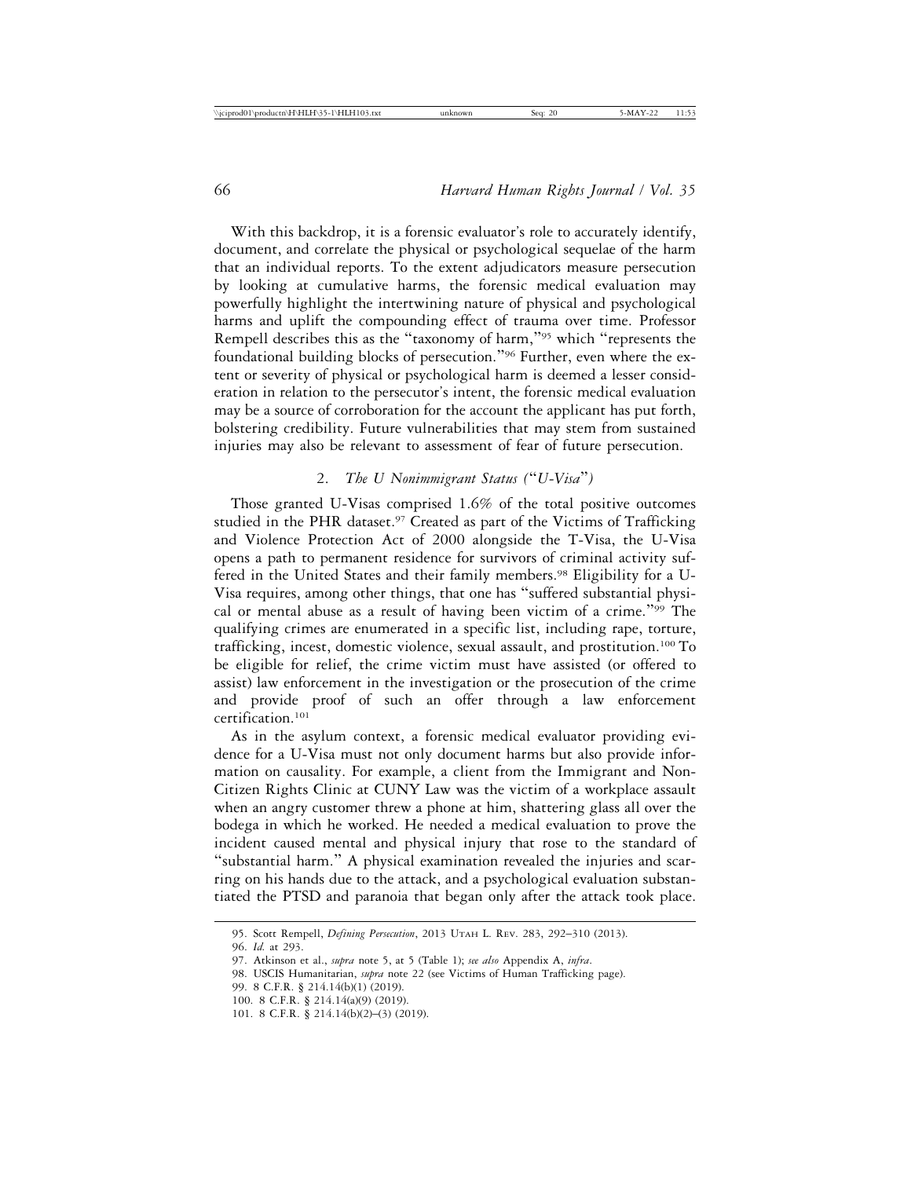With this backdrop, it is a forensic evaluator's role to accurately identify, document, and correlate the physical or psychological sequelae of the harm that an individual reports. To the extent adjudicators measure persecution by looking at cumulative harms, the forensic medical evaluation may powerfully highlight the intertwining nature of physical and psychological harms and uplift the compounding effect of trauma over time. Professor Rempell describes this as the "taxonomy of harm,"[95] which "represents the foundational building blocks of persecution."[96] Further, even where the extent or severity of physical or psychological harm is deemed a lesser consideration in relation to the persecutor's intent, the forensic medical evaluation may be a source of corroboration for the account the applicant has put forth, bolstering credibility. Future vulnerabilities that may stem from sustained injuries may also be relevant to assessment of fear of future persecution.

### 2. *The U Nonimmigrant Status ("U-Visa")*

Those granted U-Visas comprised 1.6% of the total positive outcomes studied in the PHR dataset.[97] Created as part of the Victims of Trafficking and Violence Protection Act of 2000 alongside the T-Visa, the U-Visa opens a path to permanent residence for survivors of criminal activity suffered in the United States and their family members.[98] Eligibility for a U-Visa requires, among other things, that one has "suffered substantial physical or mental abuse as a result of having been victim of a crime."[99] The qualifying crimes are enumerated in a specific list, including rape, torture, trafficking, incest, domestic violence, sexual assault, and prostitution.[100] To be eligible for relief, the crime victim must have assisted (or offered to assist) law enforcement in the investigation or the prosecution of the crime and provide proof of such an offer through a law enforcement certification.[101]

As in the asylum context, a forensic medical evaluator providing evidence for a U-Visa must not only document harms but also provide information on causality. For example, a client from the Immigrant and Non-Citizen Rights Clinic at CUNY Law was the victim of a workplace assault when an angry customer threw a phone at him, shattering glass all over the bodega in which he worked. He needed a medical evaluation to prove the incident caused mental and physical injury that rose to the standard of "substantial harm." A physical examination revealed the injuries and scarring on his hands due to the attack, and a psychological evaluation substantiated the PTSD and paranoia that began only after the attack took place.

---

95. Scott Rempell, *Defining Persecution*, 2013 Utah L. Rev. 283, 292–310 (2013).

96. *Id.* at 293.

97. Atkinson et al., *supra* note 5, at 5 (Table 1); *see also* Appendix A, *infra*.

98. USCIS Humanitarian, *supra* note 22 (see Victims of Human Trafficking page).

99. 8 C.F.R. § 214.14(b)(1) (2019).

100. 8 C.F.R. § 214.14(a)(9) (2019).

101. 8 C.F.R. § 214.14(b)(2)–(3) (2019).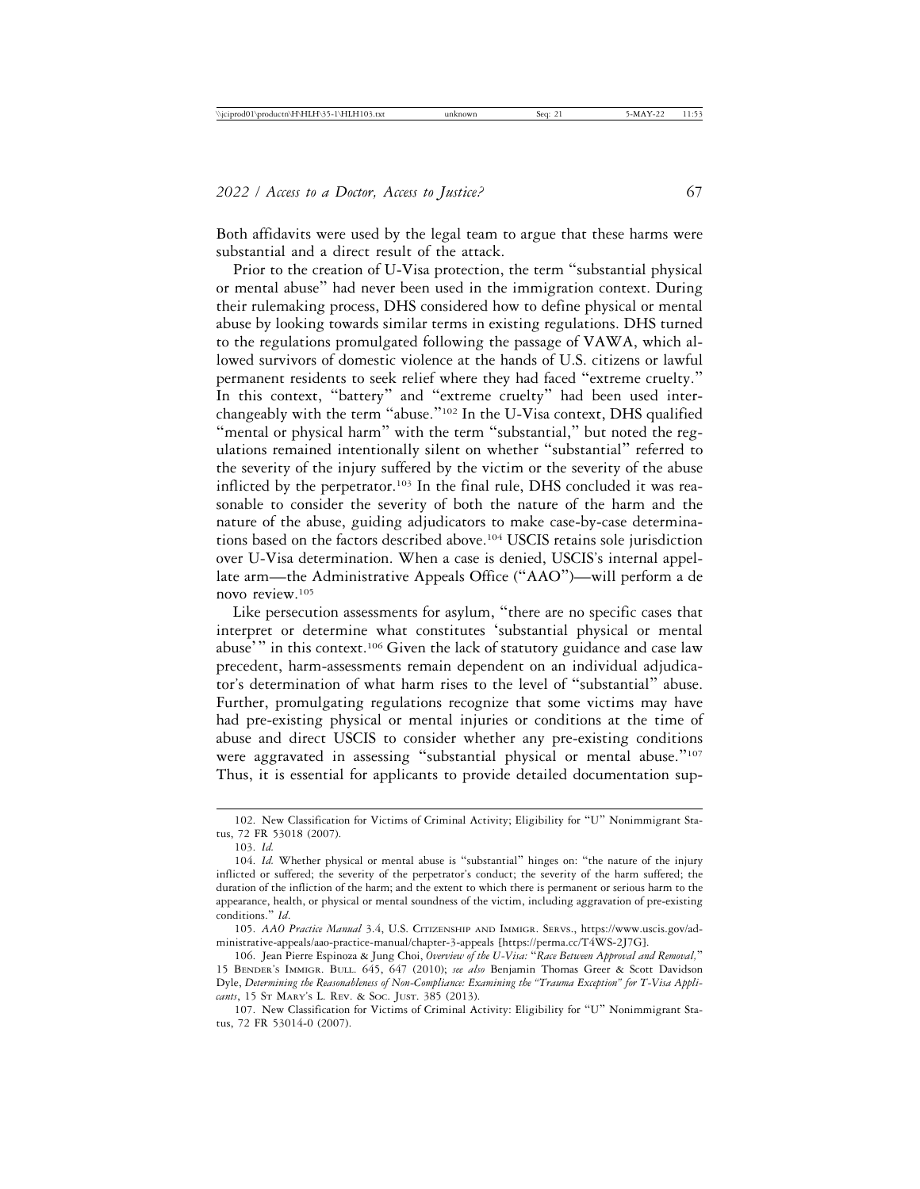Both affidavits were used by the legal team to argue that these harms were substantial and a direct result of the attack.

Prior to the creation of U-Visa protection, the term "substantial physical or mental abuse" had never been used in the immigration context. During their rulemaking process, DHS considered how to define physical or mental abuse by looking towards similar terms in existing regulations. DHS turned to the regulations promulgated following the passage of VAWA, which allowed survivors of domestic violence at the hands of U.S. citizens or lawful permanent residents to seek relief where they had faced "extreme cruelty." In this context, "battery" and "extreme cruelty" had been used interchangeably with the term "abuse."[102] In the U-Visa context, DHS qualified "mental or physical harm" with the term "substantial," but noted the regulations remained intentionally silent on whether "substantial" referred to the severity of the injury suffered by the victim or the severity of the abuse inflicted by the perpetrator.[103] In the final rule, DHS concluded it was reasonable to consider the severity of both the nature of the harm and the nature of the abuse, guiding adjudicators to make case-by-case determinations based on the factors described above.[104] USCIS retains sole jurisdiction over U-Visa determination. When a case is denied, USCIS's internal appellate arm—the Administrative Appeals Office ("AAO")—will perform a de novo review.[105]

Like persecution assessments for asylum, "there are no specific cases that interpret or determine what constitutes 'substantial physical or mental abuse'" in this context.[106] Given the lack of statutory guidance and case law precedent, harm-assessments remain dependent on an individual adjudicator's determination of what harm rises to the level of "substantial" abuse. Further, promulgating regulations recognize that some victims may have had pre-existing physical or mental injuries or conditions at the time of abuse and direct USCIS to consider whether any pre-existing conditions were aggravated in assessing "substantial physical or mental abuse."[107] Thus, it is essential for applicants to provide detailed documentation sup-

---

102. New Classification for Victims of Criminal Activity; Eligibility for "U" Nonimmigrant Status, 72 FR 53018 (2007).

103. *Id.*

104. *Id.* Whether physical or mental abuse is "substantial" hinges on: "the nature of the injury inflicted or suffered; the severity of the perpetrator's conduct; the severity of the harm suffered; the duration of the infliction of the harm; and the extent to which there is permanent or serious harm to the appearance, health, or physical or mental soundness of the victim, including aggravation of pre-existing conditions." *Id*.

105. *AAO Practice Manual* 3.4, U.S. Citizenship and Immigr. Servs., https://www.uscis.gov/administrative-appeals/aao-practice-manual/chapter-3-appeals [https://perma.cc/T4WS-2J7G].

106. Jean Pierre Espinoza & Jung Choi, *Overview of the U-Visa: "Race Between Approval and Removal,"* 15 Bender's Immigr. Bull. 645, 647 (2010); *see also* Benjamin Thomas Greer & Scott Davidson Dyle, *Determining the Reasonableness of Non-Compliance: Examining the "Trauma Exception" for T-Visa Applicants*, 15 St Mary's L. Rev. & Soc. Just. 385 (2013).

107. New Classification for Victims of Criminal Activity: Eligibility for "U" Nonimmigrant Status, 72 FR 53014-0 (2007).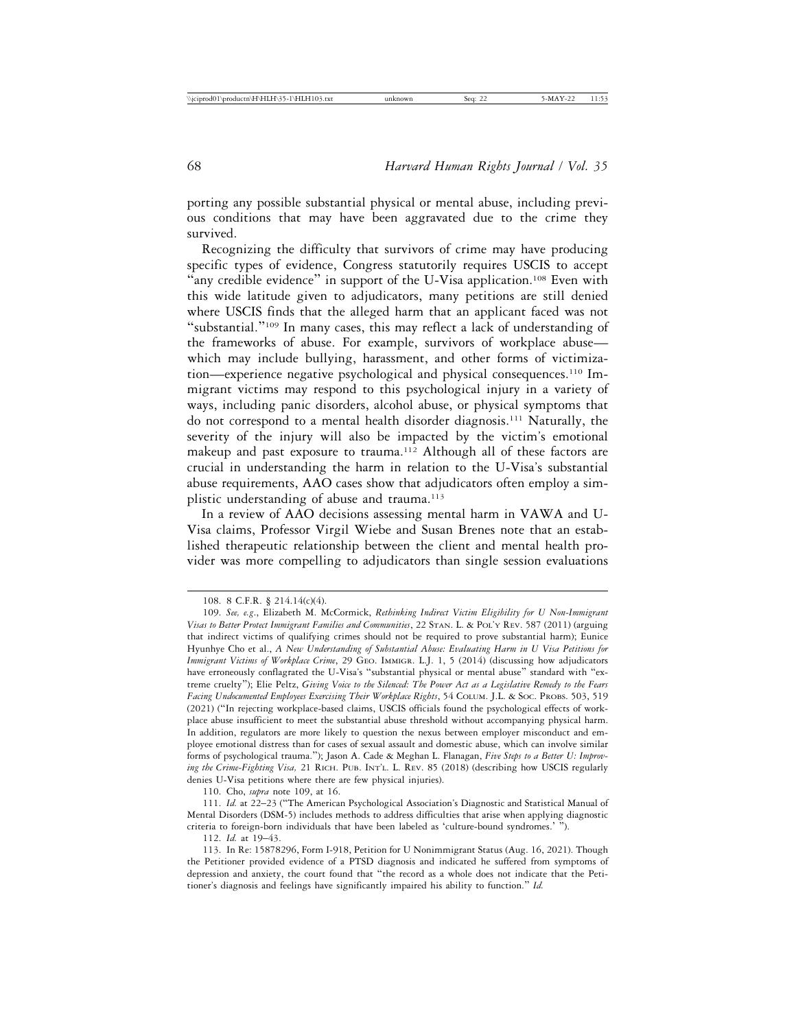porting any possible substantial physical or mental abuse, including previous conditions that may have been aggravated due to the crime they survived.

Recognizing the difficulty that survivors of crime may have producing specific types of evidence, Congress statutorily requires USCIS to accept "any credible evidence" in support of the U-Visa application.[108] Even with this wide latitude given to adjudicators, many petitions are still denied where USCIS finds that the alleged harm that an applicant faced was not "substantial."[109] In many cases, this may reflect a lack of understanding of the frameworks of abuse. For example, survivors of workplace abuse—which may include bullying, harassment, and other forms of victimization—experience negative psychological and physical consequences.[110] Immigrant victims may respond to this psychological injury in a variety of ways, including panic disorders, alcohol abuse, or physical symptoms that do not correspond to a mental health disorder diagnosis.[111] Naturally, the severity of the injury will also be impacted by the victim's emotional makeup and past exposure to trauma.[112] Although all of these factors are crucial in understanding the harm in relation to the U-Visa's substantial abuse requirements, AAO cases show that adjudicators often employ a simplistic understanding of abuse and trauma.[113]

In a review of AAO decisions assessing mental harm in VAWA and U-Visa claims, Professor Virgil Wiebe and Susan Brenes note that an established therapeutic relationship between the client and mental health provider was more compelling to adjudicators than single session evaluations

---

108. 8 C.F.R. § 214.14(c)(4).

109. *See, e.g.*, Elizabeth M. McCormick, *Rethinking Indirect Victim Eligibility for U Non-Immigrant Visas to Better Protect Immigrant Families and Communities*, 22 Stan. L. & Pol'y Rev. 587 (2011) (arguing that indirect victims of qualifying crimes should not be required to prove substantial harm); Eunice Hyunhye Cho et al., *A New Understanding of Substantial Abuse: Evaluating Harm in U Visa Petitions for Immigrant Victims of Workplace Crime*, 29 Geo. Immigr. L.J. 1, 5 (2014) (discussing how adjudicators have erroneously conflagrated the U-Visa's "substantial physical or mental abuse" standard with "extreme cruelty"); Elie Peltz, *Giving Voice to the Silenced: The Power Act as a Legislative Remedy to the Fears Facing Undocumented Employees Exercising Their Workplace Rights*, 54 Colum. J.L. & Soc. Probs. 503, 519 (2021) ("In rejecting workplace-based claims, USCIS officials found the psychological effects of workplace abuse insufficient to meet the substantial abuse threshold without accompanying physical harm. In addition, regulators are more likely to question the nexus between employer misconduct and employee emotional distress than for cases of sexual assault and domestic abuse, which can involve similar forms of psychological trauma."); Jason A. Cade & Meghan L. Flanagan, *Five Steps to a Better U: Improving the Crime-Fighting Visa,* 21 Rich. Pub. Int'l. L. Rev. 85 (2018) (describing how USCIS regularly denies U-Visa petitions where there are few physical injuries).

110. Cho, *supra* note 109, at 16.

111. *Id.* at 22–23 ("The American Psychological Association's Diagnostic and Statistical Manual of Mental Disorders (DSM-5) includes methods to address difficulties that arise when applying diagnostic criteria to foreign-born individuals that have been labeled as 'culture-bound syndromes.' ").

112. *Id.* at 19–43.

113. In Re: 15878296, Form I-918, Petition for U Nonimmigrant Status (Aug. 16, 2021). Though the Petitioner provided evidence of a PTSD diagnosis and indicated he suffered from symptoms of depression and anxiety, the court found that "the record as a whole does not indicate that the Petitioner's diagnosis and feelings have significantly impaired his ability to function." *Id.*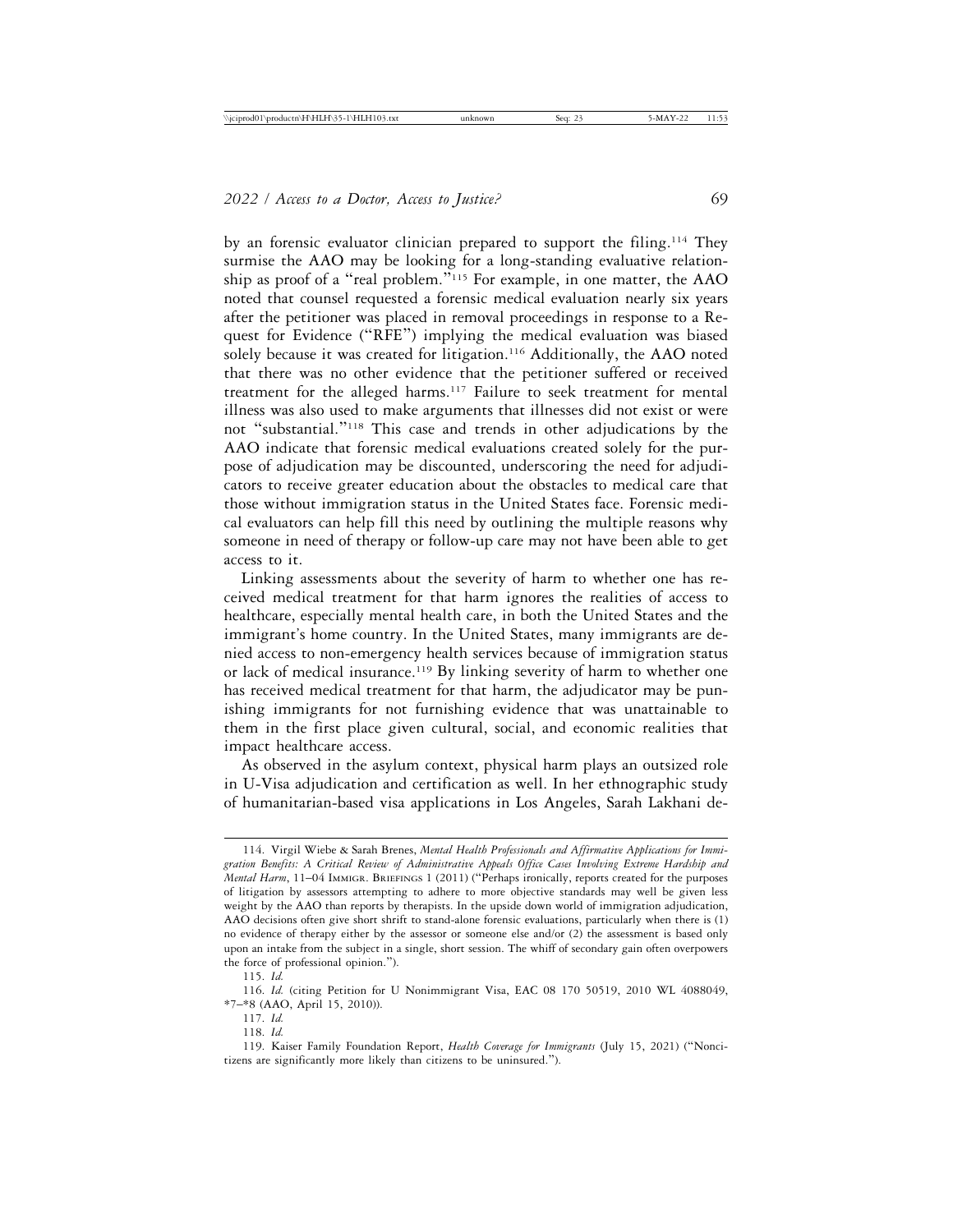by an forensic evaluator clinician prepared to support the filing.[114] They surmise the AAO may be looking for a long-standing evaluative relationship as proof of a "real problem."[115] For example, in one matter, the AAO noted that counsel requested a forensic medical evaluation nearly six years after the petitioner was placed in removal proceedings in response to a Request for Evidence ("RFE") implying the medical evaluation was biased solely because it was created for litigation.[116] Additionally, the AAO noted that there was no other evidence that the petitioner suffered or received treatment for the alleged harms.[117] Failure to seek treatment for mental illness was also used to make arguments that illnesses did not exist or were not "substantial."[118] This case and trends in other adjudications by the AAO indicate that forensic medical evaluations created solely for the purpose of adjudication may be discounted, underscoring the need for adjudicators to receive greater education about the obstacles to medical care that those without immigration status in the United States face. Forensic medical evaluators can help fill this need by outlining the multiple reasons why someone in need of therapy or follow-up care may not have been able to get access to it.

Linking assessments about the severity of harm to whether one has received medical treatment for that harm ignores the realities of access to healthcare, especially mental health care, in both the United States and the immigrant's home country. In the United States, many immigrants are denied access to non-emergency health services because of immigration status or lack of medical insurance.[119] By linking severity of harm to whether one has received medical treatment for that harm, the adjudicator may be punishing immigrants for not furnishing evidence that was unattainable to them in the first place given cultural, social, and economic realities that impact healthcare access.

As observed in the asylum context, physical harm plays an outsized role in U-Visa adjudication and certification as well. In her ethnographic study of humanitarian-based visa applications in Los Angeles, Sarah Lakhani de-

---

114. Virgil Wiebe & Sarah Brenes, *Mental Health Professionals and Affirmative Applications for Immigration Benefits: A Critical Review of Administrative Appeals Office Cases Involving Extreme Hardship and Mental Harm*, 11–04 Immigr. Briefings 1 (2011) ("Perhaps ironically, reports created for the purposes of litigation by assessors attempting to adhere to more objective standards may well be given less weight by the AAO than reports by therapists. In the upside down world of immigration adjudication, AAO decisions often give short shrift to stand-alone forensic evaluations, particularly when there is (1) no evidence of therapy either by the assessor or someone else and/or (2) the assessment is based only upon an intake from the subject in a single, short session. The whiff of secondary gain often overpowers the force of professional opinion.").

115. *Id.*

116. *Id.* (citing Petition for U Nonimmigrant Visa, EAC 08 170 50519, 2010 WL 4088049, *7–*8 (AAO, April 15, 2010)).

117. *Id.*

118. *Id.*

119. Kaiser Family Foundation Report, *Health Coverage for Immigrants* (July 15, 2021) ("Noncitizens are significantly more likely than citizens to be uninsured.").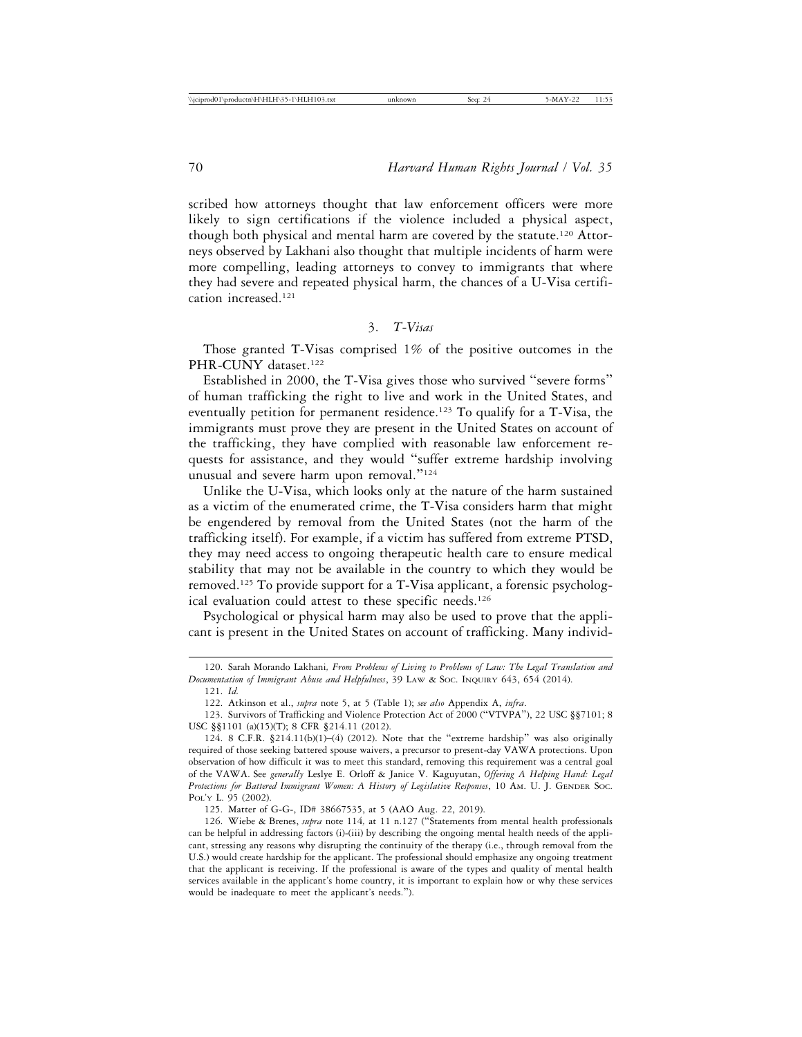scribed how attorneys thought that law enforcement officers were more likely to sign certifications if the violence included a physical aspect, though both physical and mental harm are covered by the statute.[120] Attorneys observed by Lakhani also thought that multiple incidents of harm were more compelling, leading attorneys to convey to immigrants that where they had severe and repeated physical harm, the chances of a U-Visa certification increased.[121]

### 3. *T-Visas*

Those granted T-Visas comprised 1% of the positive outcomes in the PHR-CUNY dataset.[122]

Established in 2000, the T-Visa gives those who survived "severe forms" of human trafficking the right to live and work in the United States, and eventually petition for permanent residence.[123] To qualify for a T-Visa, the immigrants must prove they are present in the United States on account of the trafficking, they have complied with reasonable law enforcement requests for assistance, and they would "suffer extreme hardship involving unusual and severe harm upon removal."[124]

Unlike the U-Visa, which looks only at the nature of the harm sustained as a victim of the enumerated crime, the T-Visa considers harm that might be engendered by removal from the United States (not the harm of the trafficking itself). For example, if a victim has suffered from extreme PTSD, they may need access to ongoing therapeutic health care to ensure medical stability that may not be available in the country to which they would be removed.[125] To provide support for a T-Visa applicant, a forensic psychological evaluation could attest to these specific needs.[126]

Psychological or physical harm may also be used to prove that the applicant is present in the United States on account of trafficking. Many individ-

---

120. Sarah Morando Lakhani*, From Problems of Living to Problems of Law: The Legal Translation and Documentation of Immigrant Abuse and Helpfulness*, 39 Law & Soc. Inquiry 643, 654 (2014).

121. *Id.*

122. Atkinson et al., *supra* note 5, at 5 (Table 1); *see also* Appendix A, *infra*.

123. Survivors of Trafficking and Violence Protection Act of 2000 ("VTVPA"), 22 USC §§7101; 8 USC §§1101 (a)(15)(T); 8 CFR §214.11 (2012).

124. 8 C.F.R. §214.11(b)(1)–(4) (2012). Note that the "extreme hardship" was also originally required of those seeking battered spouse waivers, a precursor to present-day VAWA protections. Upon observation of how difficult it was to meet this standard, removing this requirement was a central goal of the VAWA. See *generally* Leslye E. Orloff & Janice V. Kaguyutan, *Offering A Helping Hand: Legal Protections for Battered Immigrant Women: A History of Legislative Responses*, 10 Am. U. J. Gender Soc. Pol'y L. 95 (2002).

125. Matter of G-G-, ID# 38667535, at 5 (AAO Aug. 22, 2019).

126. Wiebe & Brenes, *supra* note 114*,* at 11 n.127 ("Statements from mental health professionals can be helpful in addressing factors (i)-(iii) by describing the ongoing mental health needs of the applicant, stressing any reasons why disrupting the continuity of the therapy (i.e., through removal from the U.S.) would create hardship for the applicant. The professional should emphasize any ongoing treatment that the applicant is receiving. If the professional is aware of the types and quality of mental health services available in the applicant's home country, it is important to explain how or why these services would be inadequate to meet the applicant's needs.").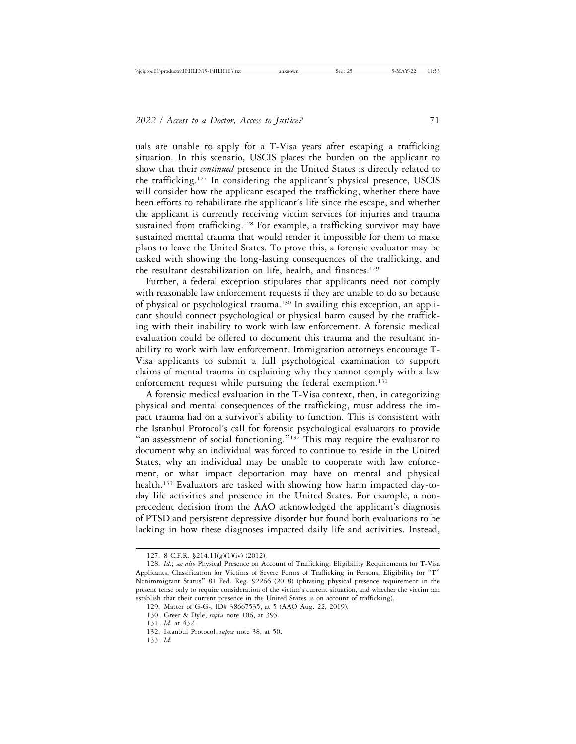uals are unable to apply for a T-Visa years after escaping a trafficking situation. In this scenario, USCIS places the burden on the applicant to show that their *continued* presence in the United States is directly related to the trafficking.[127] In considering the applicant's physical presence, USCIS will consider how the applicant escaped the trafficking, whether there have been efforts to rehabilitate the applicant's life since the escape, and whether the applicant is currently receiving victim services for injuries and trauma sustained from trafficking.[128] For example, a trafficking survivor may have sustained mental trauma that would render it impossible for them to make plans to leave the United States. To prove this, a forensic evaluator may be tasked with showing the long-lasting consequences of the trafficking, and the resultant destabilization on life, health, and finances.[129]

Further, a federal exception stipulates that applicants need not comply with reasonable law enforcement requests if they are unable to do so because of physical or psychological trauma.[130] In availing this exception, an applicant should connect psychological or physical harm caused by the trafficking with their inability to work with law enforcement. A forensic medical evaluation could be offered to document this trauma and the resultant inability to work with law enforcement. Immigration attorneys encourage T-Visa applicants to submit a full psychological examination to support claims of mental trauma in explaining why they cannot comply with a law enforcement request while pursuing the federal exemption.[131]

A forensic medical evaluation in the T-Visa context, then, in categorizing physical and mental consequences of the trafficking, must address the impact trauma had on a survivor's ability to function. This is consistent with the Istanbul Protocol's call for forensic psychological evaluators to provide "an assessment of social functioning."[132] This may require the evaluator to document why an individual was forced to continue to reside in the United States, why an individual may be unable to cooperate with law enforcement, or what impact deportation may have on mental and physical health.[133] Evaluators are tasked with showing how harm impacted day-to-day life activities and presence in the United States. For example, a non-precedent decision from the AAO acknowledged the applicant's diagnosis of PTSD and persistent depressive disorder but found both evaluations to be lacking in how these diagnoses impacted daily life and activities. Instead,

---

127. 8 C.F.R. §214.11(g)(1)(iv) (2012).

128. *Id.*; *see also* Physical Presence on Account of Trafficking: Eligibility Requirements for T-Visa Applicants, Classification for Victims of Severe Forms of Trafficking in Persons; Eligibility for "T" Nonimmigrant Status" 81 Fed. Reg. 92266 (2018) (phrasing physical presence requirement in the present tense only to require consideration of the victim's current situation, and whether the victim can establish that their current presence in the United States is on account of trafficking).

129. Matter of G-G-, ID# 38667535, at 5 (AAO Aug. 22, 2019).

130. Greer & Dyle, *supra* note 106, at 395.

131. *Id.* at 432.

132. Istanbul Protocol, *supra* note 38, at 50.

133. *Id.*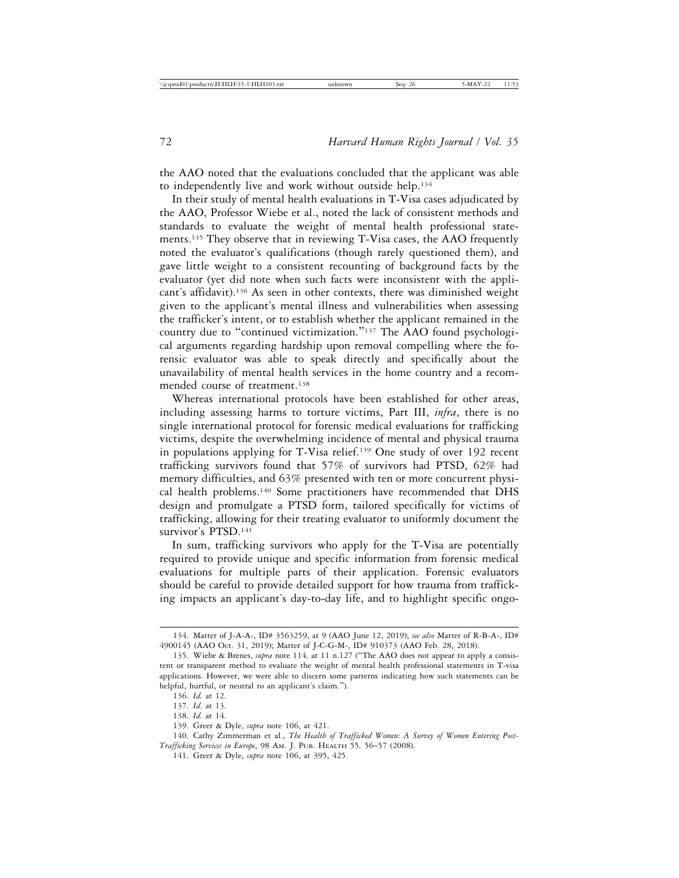the AAO noted that the evaluations concluded that the applicant was able to independently live and work without outside help.[134]

In their study of mental health evaluations in T-Visa cases adjudicated by the AAO, Professor Wiebe et al., noted the lack of consistent methods and standards to evaluate the weight of mental health professional statements.[135] They observe that in reviewing T-Visa cases, the AAO frequently noted the evaluator's qualifications (though rarely questioned them), and gave little weight to a consistent recounting of background facts by the evaluator (yet did note when such facts were inconsistent with the applicant's affidavit).[136] As seen in other contexts, there was diminished weight given to the applicant's mental illness and vulnerabilities when assessing the trafficker's intent, or to establish whether the applicant remained in the country due to "continued victimization."[137] The AAO found psychological arguments regarding hardship upon removal compelling where the forensic evaluator was able to speak directly and specifically about the unavailability of mental health services in the home country and a recommended course of treatment.[138]

Whereas international protocols have been established for other areas, including assessing harms to torture victims, Part III, *infra*, there is no single international protocol for forensic medical evaluations for trafficking victims, despite the overwhelming incidence of mental and physical trauma in populations applying for T-Visa relief.[139] One study of over 192 recent trafficking survivors found that 57% of survivors had PTSD, 62% had memory difficulties, and 63% presented with ten or more concurrent physical health problems.[140] Some practitioners have recommended that DHS design and promulgate a PTSD form, tailored specifically for victims of trafficking, allowing for their treating evaluator to uniformly document the survivor's PTSD.[141]

In sum, trafficking survivors who apply for the T-Visa are potentially required to provide unique and specific information from forensic medical evaluations for multiple parts of their application. Forensic evaluators should be careful to provide detailed support for how trauma from trafficking impacts an applicant's day-to-day life, and to highlight specific ongo-

---

134. Matter of J-A-A-, ID# 3563259, at 9 (AAO June 12, 2019); *see also* Matter of R-B-A-, ID# 4900145 (AAO Oct. 31, 2019); Matter of J-C-G-M-, ID# 910373 (AAO Feb. 28, 2018).

135. Wiebe & Brenes, *supra* note 114, at 11 n.127 ("The AAO does not appear to apply a consistent or transparent method to evaluate the weight of mental health professional statements in T-visa applications. However, we were able to discern some patterns indicating how such statements can be helpful, hurtful, or neutral to an applicant's claim.").

136. *Id.* at 12.

137. *Id.* at 13.

138. *Id.* at 14.

139. Greer & Dyle, *supra* note 106, at 421.

140. Cathy Zimmerman et al., *The Health of Trafficked Women: A Survey of Women Entering Post-Trafficking Services in Europe*, 98 AM. J. PUB. HEALTH 55, 56–57 (2008).

141. Greer & Dyle, *supra* note 106, at 395, 425.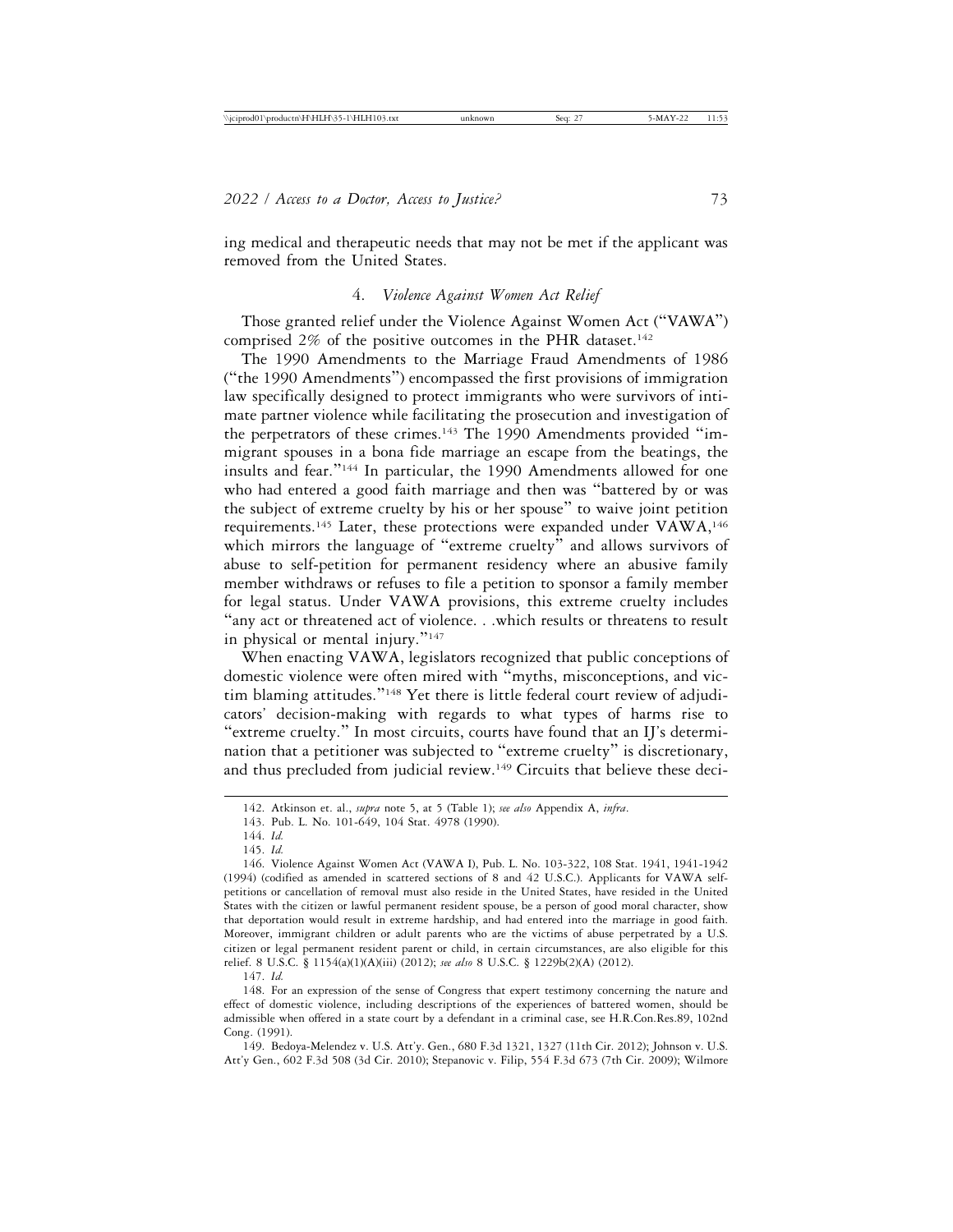ing medical and therapeutic needs that may not be met if the applicant was removed from the United States.

### 4. *Violence Against Women Act Relief*

Those granted relief under the Violence Against Women Act ("VAWA") comprised 2% of the positive outcomes in the PHR dataset.[142]

The 1990 Amendments to the Marriage Fraud Amendments of 1986 ("the 1990 Amendments") encompassed the first provisions of immigration law specifically designed to protect immigrants who were survivors of intimate partner violence while facilitating the prosecution and investigation of the perpetrators of these crimes.[143] The 1990 Amendments provided "immigrant spouses in a bona fide marriage an escape from the beatings, the insults and fear."[144] In particular, the 1990 Amendments allowed for one who had entered a good faith marriage and then was "battered by or was the subject of extreme cruelty by his or her spouse" to waive joint petition requirements.[145] Later, these protections were expanded under VAWA,[146] which mirrors the language of "extreme cruelty" and allows survivors of abuse to self-petition for permanent residency where an abusive family member withdraws or refuses to file a petition to sponsor a family member for legal status. Under VAWA provisions, this extreme cruelty includes "any act or threatened act of violence. . .which results or threatens to result in physical or mental injury."[147]

When enacting VAWA, legislators recognized that public conceptions of domestic violence were often mired with "myths, misconceptions, and victim blaming attitudes."[148] Yet there is little federal court review of adjudicators' decision-making with regards to what types of harms rise to "extreme cruelty." In most circuits, courts have found that an IJ's determination that a petitioner was subjected to "extreme cruelty" is discretionary, and thus precluded from judicial review.[149] Circuits that believe these deci-

---

142. Atkinson et. al., *supra* note 5, at 5 (Table 1); *see also* Appendix A, *infra*.

143. Pub. L. No. 101-649, 104 Stat. 4978 (1990).

144. *Id.*

145. *Id.*

146. Violence Against Women Act (VAWA I), Pub. L. No. 103-322, 108 Stat. 1941, 1941-1942 (1994) (codified as amended in scattered sections of 8 and 42 U.S.C.). Applicants for VAWA self-petitions or cancellation of removal must also reside in the United States, have resided in the United States with the citizen or lawful permanent resident spouse, be a person of good moral character, show that deportation would result in extreme hardship, and had entered into the marriage in good faith. Moreover, immigrant children or adult parents who are the victims of abuse perpetrated by a U.S. citizen or legal permanent resident parent or child, in certain circumstances, are also eligible for this relief. 8 U.S.C. § 1154(a)(1)(A)(iii) (2012); *see also* 8 U.S.C. § 1229b(2)(A) (2012).

147. *Id.*

148. For an expression of the sense of Congress that expert testimony concerning the nature and effect of domestic violence, including descriptions of the experiences of battered women, should be admissible when offered in a state court by a defendant in a criminal case, see H.R.Con.Res.89, 102nd Cong. (1991).

149. Bedoya-Melendez v. U.S. Att'y. Gen., 680 F.3d 1321, 1327 (11th Cir. 2012); Johnson v. U.S. Att'y Gen., 602 F.3d 508 (3d Cir. 2010); Stepanovic v. Filip, 554 F.3d 673 (7th Cir. 2009); Wilmore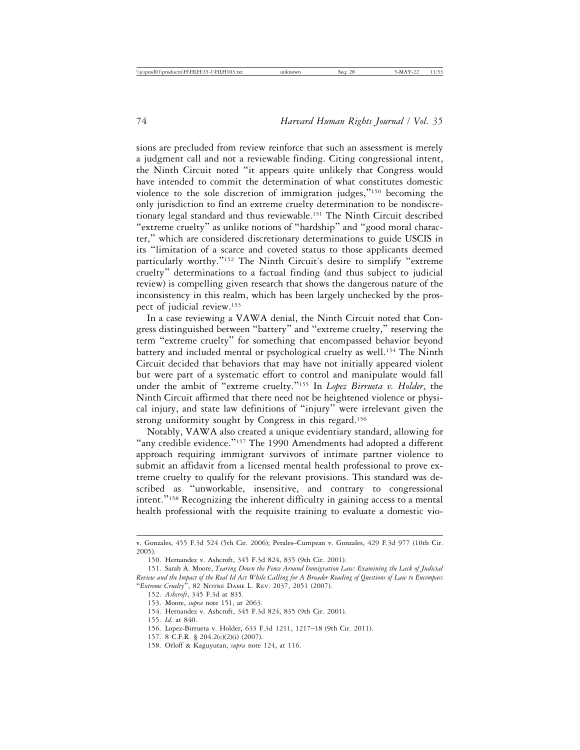sions are precluded from review reinforce that such an assessment is merely a judgment call and not a reviewable finding. Citing congressional intent, the Ninth Circuit noted "it appears quite unlikely that Congress would have intended to commit the determination of what constitutes domestic violence to the sole discretion of immigration judges,"[150] becoming the only jurisdiction to find an extreme cruelty determination to be nondiscretionary legal standard and thus reviewable.[151] The Ninth Circuit described "extreme cruelty" as unlike notions of "hardship" and "good moral character," which are considered discretionary determinations to guide USCIS in its "limitation of a scarce and coveted status to those applicants deemed particularly worthy."[152] The Ninth Circuit's desire to simplify "extreme cruelty" determinations to a factual finding (and thus subject to judicial review) is compelling given research that shows the dangerous nature of the inconsistency in this realm, which has been largely unchecked by the prospect of judicial review.[153]

In a case reviewing a VAWA denial, the Ninth Circuit noted that Congress distinguished between "battery" and "extreme cruelty," reserving the term "extreme cruelty" for something that encompassed behavior beyond battery and included mental or psychological cruelty as well.[154] The Ninth Circuit decided that behaviors that may have not initially appeared violent but were part of a systematic effort to control and manipulate would fall under the ambit of "extreme cruelty."[155] In *Lopez Birrueta v. Holder*, the Ninth Circuit affirmed that there need not be heightened violence or physical injury, and state law definitions of "injury" were irrelevant given the strong uniformity sought by Congress in this regard.[156]

Notably, VAWA also created a unique evidentiary standard, allowing for "any credible evidence."[157] The 1990 Amendments had adopted a different approach requiring immigrant survivors of intimate partner violence to submit an affidavit from a licensed mental health professional to prove extreme cruelty to qualify for the relevant provisions. This standard was described as "unworkable, insensitive, and contrary to congressional intent."[158] Recognizing the inherent difficulty in gaining access to a mental health professional with the requisite training to evaluate a domestic vio-

---

v. Gonzales, 455 F.3d 524 (5th Cir. 2006); Perales–Cumpean v. Gonzales, 429 F.3d 977 (10th Cir. 2005).

150. Hernandez v. Ashcroft, 345 F.3d 824, 835 (9th Cir. 2001).

151. Sarah A. Moore, *Tearing Down the Fence Around Immigration Law: Examining the Lack of Judicial Review and the Impact of the Real Id Act While Calling for A Broader Reading of Questions of Law to Encompass "Extreme Cruelty"*, 82 Notre Dame L. Rev. 2037, 2051 (2007).

152. *Ashcroft*, 345 F.3d at 835.

153. Moore, *supra* note 151, at 2063.

154. Hernandez v. Ashcroft, 345 F.3d 824, 835 (9th Cir. 2001).

155. *Id.* at 840.

156. Lopez-Birrueta v. Holder, 633 F.3d 1211, 1217–18 (9th Cir. 2011).

157. 8 C.F.R. § 204.2(c)(2)(i) (2007).

158. Orloff & Kaguyutan, *supra* note 124, at 116.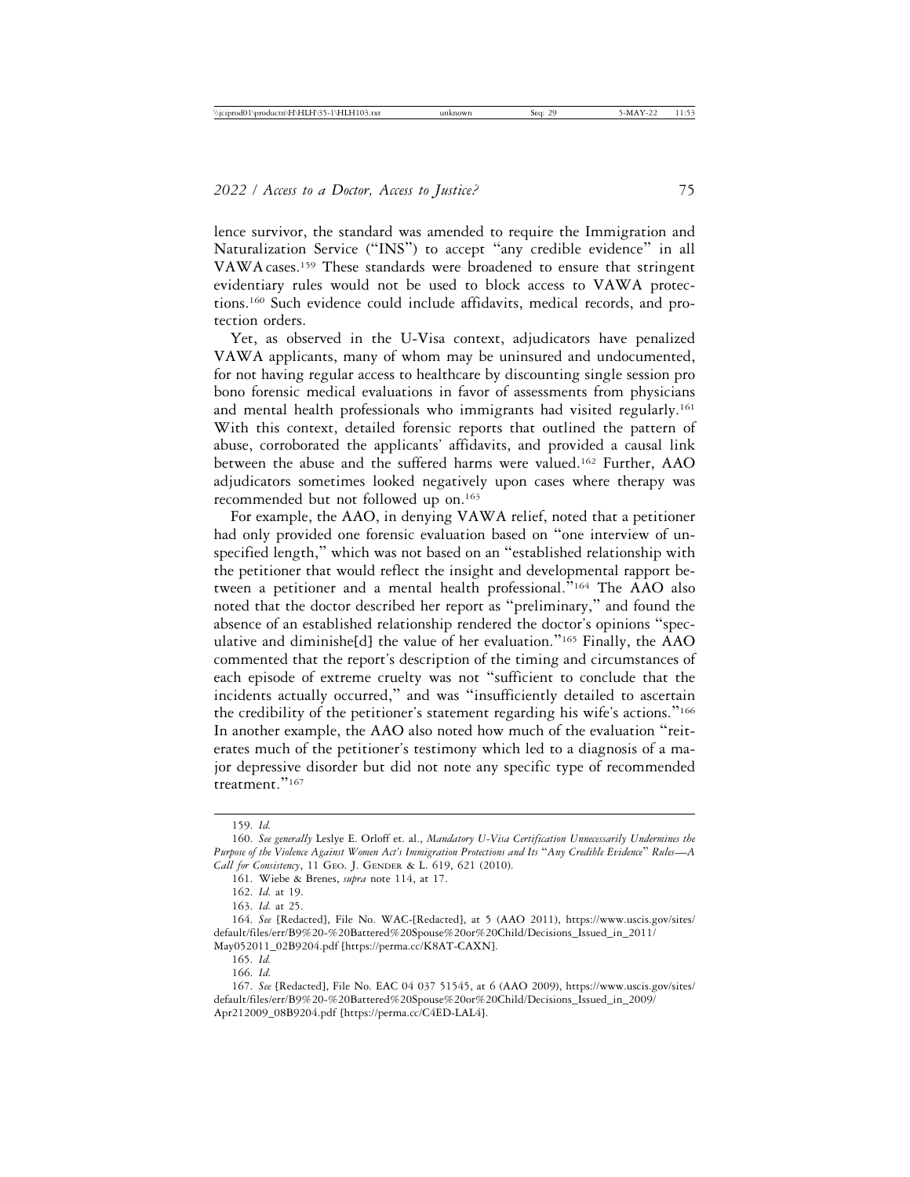lence survivor, the standard was amended to require the Immigration and Naturalization Service ("INS") to accept "any credible evidence" in all VAWA cases.[159] These standards were broadened to ensure that stringent evidentiary rules would not be used to block access to VAWA protections.[160] Such evidence could include affidavits, medical records, and protection orders.

Yet, as observed in the U-Visa context, adjudicators have penalized VAWA applicants, many of whom may be uninsured and undocumented, for not having regular access to healthcare by discounting single session pro bono forensic medical evaluations in favor of assessments from physicians and mental health professionals who immigrants had visited regularly.[161] With this context, detailed forensic reports that outlined the pattern of abuse, corroborated the applicants' affidavits, and provided a causal link between the abuse and the suffered harms were valued.[162] Further, AAO adjudicators sometimes looked negatively upon cases where therapy was recommended but not followed up on.[163]

For example, the AAO, in denying VAWA relief, noted that a petitioner had only provided one forensic evaluation based on "one interview of unspecified length," which was not based on an "established relationship with the petitioner that would reflect the insight and developmental rapport between a petitioner and a mental health professional."[164] The AAO also noted that the doctor described her report as "preliminary," and found the absence of an established relationship rendered the doctor's opinions "speculative and diminishe[d] the value of her evaluation."[165] Finally, the AAO commented that the report's description of the timing and circumstances of each episode of extreme cruelty was not "sufficient to conclude that the incidents actually occurred," and was "insufficiently detailed to ascertain the credibility of the petitioner's statement regarding his wife's actions."[166] In another example, the AAO also noted how much of the evaluation "reiterates much of the petitioner's testimony which led to a diagnosis of a major depressive disorder but did not note any specific type of recommended treatment."[167]

---

159. *Id.*

160. *See generally* Leslye E. Orloff et. al., *Mandatory U-Visa Certification Unnecessarily Undermines the Purpose of the Violence Against Women Act's Immigration Protections and Its "Any Credible Evidence" Rules—A Call for Consistency*, 11 Geo. J. Gender & L. 619, 621 (2010).

161. Wiebe & Brenes, *supra* note 114, at 17.

162. *Id.* at 19.

163. *Id.* at 25.

164. *See* [Redacted], File No. WAC-[Redacted], at 5 (AAO 2011), https://www.uscis.gov/sites/default/files/err/B9%20-%20Battered%20Spouse%20or%20Child/Decisions_Issued_in_2011/May052011_02B9204.pdf [https://perma.cc/K8AT-CAXN].

165. *Id.*

166. *Id.*

167. *See* [Redacted], File No. EAC 04 037 51545, at 6 (AAO 2009), https://www.uscis.gov/sites/default/files/err/B9%20-%20Battered%20Spouse%20or%20Child/Decisions_Issued_in_2009/Apr212009_08B9204.pdf [https://perma.cc/C4ED-LAL4].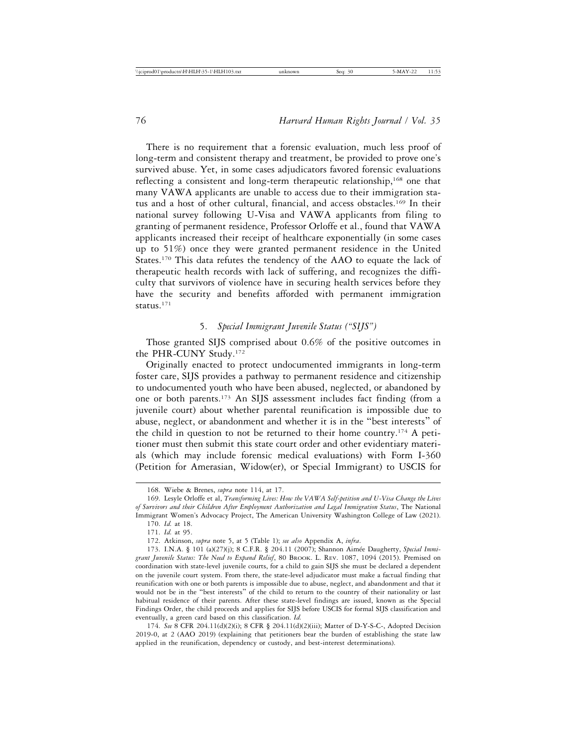There is no requirement that a forensic evaluation, much less proof of long-term and consistent therapy and treatment, be provided to prove one's survived abuse. Yet, in some cases adjudicators favored forensic evaluations reflecting a consistent and long-term therapeutic relationship,[168] one that many VAWA applicants are unable to access due to their immigration status and a host of other cultural, financial, and access obstacles.[169] In their national survey following U-Visa and VAWA applicants from filing to granting of permanent residence, Professor Orloffe et al., found that VAWA applicants increased their receipt of healthcare exponentially (in some cases up to 51%) once they were granted permanent residence in the United States.[170] This data refutes the tendency of the AAO to equate the lack of therapeutic health records with lack of suffering, and recognizes the difficulty that survivors of violence have in securing health services before they have the security and benefits afforded with permanent immigration status.[171]

### 5. *Special Immigrant Juvenile Status ("SIJS")*

Those granted SIJS comprised about 0.6% of the positive outcomes in the PHR-CUNY Study.[172]

Originally enacted to protect undocumented immigrants in long-term foster care, SIJS provides a pathway to permanent residence and citizenship to undocumented youth who have been abused, neglected, or abandoned by one or both parents.[173] An SIJS assessment includes fact finding (from a juvenile court) about whether parental reunification is impossible due to abuse, neglect, or abandonment and whether it is in the "best interests" of the child in question to not be returned to their home country.[174] A petitioner must then submit this state court order and other evidentiary materials (which may include forensic medical evaluations) with Form I-360 (Petition for Amerasian, Widow(er), or Special Immigrant) to USCIS for

---

168. Wiebe & Brenes, *supra* note 114, at 17.

169. Lesyle Orloffe et al, *Transforming Lives: How the VAWA Self-petition and U-Visa Change the Lives of Survivors and their Children After Employment Authorization and Legal Immigration Status*, The National Immigrant Women's Advocacy Project, The American University Washington College of Law (2021).

170. *Id.* at 18.

171. *Id.* at 95.

172. Atkinson, *supra* note 5, at 5 (Table 1); *see also* Appendix A, *infra*.

173. I.N.A. § 101 (a)(27)(j); 8 C.F.R. § 204.11 (2007); Shannon Aimée Daugherty, *Special Immigrant Juvenile Status: The Need to Expand Relief*, 80 Brook. L. Rev. 1087, 1094 (2015). Premised on coordination with state-level juvenile courts, for a child to gain SIJS she must be declared a dependent on the juvenile court system. From there, the state-level adjudicator must make a factual finding that reunification with one or both parents is impossible due to abuse, neglect, and abandonment and that it would not be in the "best interests" of the child to return to the country of their nationality or last habitual residence of their parents. After these state-level findings are issued, known as the Special Findings Order, the child proceeds and applies for SIJS before USCIS for formal SIJS classification and eventually, a green card based on this classification. *Id.*

174. *See* 8 CFR 204.11(d)(2)(i); 8 CFR § 204.11(d)(2)(iii); Matter of D-Y-S-C-, Adopted Decision 2019-0, at 2 (AAO 2019) (explaining that petitioners bear the burden of establishing the state law applied in the reunification, dependency or custody, and best-interest determinations).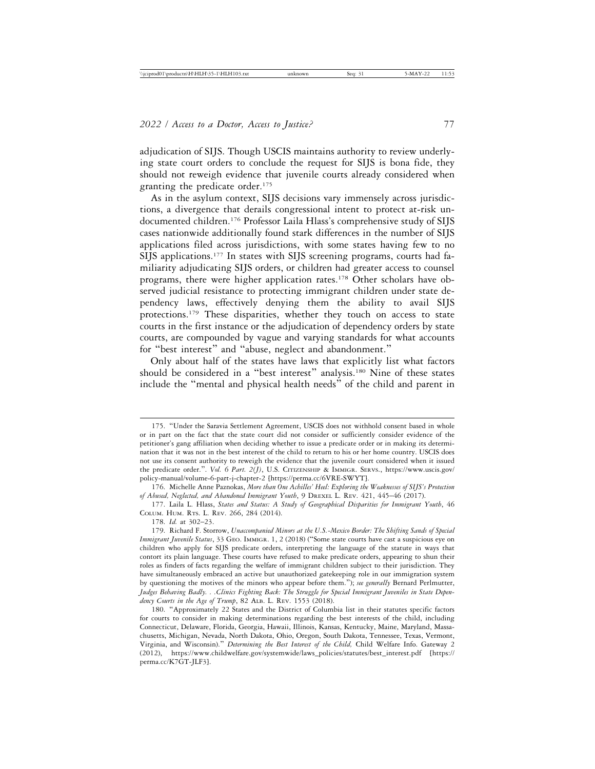adjudication of SIJS. Though USCIS maintains authority to review underlying state court orders to conclude the request for SIJS is bona fide, they should not reweigh evidence that juvenile courts already considered when granting the predicate order.[175]

As in the asylum context, SIJS decisions vary immensely across jurisdictions, a divergence that derails congressional intent to protect at-risk undocumented children.[176] Professor Laila Hlass's comprehensive study of SIJS cases nationwide additionally found stark differences in the number of SIJS applications filed across jurisdictions, with some states having few to no SIJS applications.[177] In states with SIJS screening programs, courts had familiarity adjudicating SIJS orders, or children had greater access to counsel programs, there were higher application rates.[178] Other scholars have observed judicial resistance to protecting immigrant children under state dependency laws, effectively denying them the ability to avail SIJS protections.[179] These disparities, whether they touch on access to state courts in the first instance or the adjudication of dependency orders by state courts, are compounded by vague and varying standards for what accounts for "best interest" and "abuse, neglect and abandonment."

Only about half of the states have laws that explicitly list what factors should be considered in a "best interest" analysis.[180] Nine of these states include the "mental and physical health needs" of the child and parent in

---

175. "Under the Saravia Settlement Agreement, USCIS does not withhold consent based in whole or in part on the fact that the state court did not consider or sufficiently consider evidence of the petitioner's gang affiliation when deciding whether to issue a predicate order or in making its determination that it was not in the best interest of the child to return to his or her home country. USCIS does not use its consent authority to reweigh the evidence that the juvenile court considered when it issued the predicate order.". *Vol. 6 Part. 2(J)*, U.S. Citizenship & Immigr. Servs., https://www.uscis.gov/policy-manual/volume-6-part-j-chapter-2 [https://perma.cc/6VRE-SWYT].

176. Michelle Anne Paznokas, *More than One Achilles' Heel: Exploring the Weaknesses of SIJS's Protection of Abused, Neglected, and Abandoned Immigrant Youth*, 9 Drexel L. Rev. 421, 445–46 (2017).

177. Laila L. Hlass, *States and Status: A Study of Geographical Disparities for Immigrant Youth*, 46 Colum. Hum. Rts. L. Rev. 266, 284 (2014).

178. *Id.* at 302–23.

179. Richard F. Storrow, *Unaccompanied Minors at the U.S.-Mexico Border: The Shifting Sands of Special Immigrant Juvenile Status*, 33 Geo. Immigr. 1, 2 (2018) ("Some state courts have cast a suspicious eye on children who apply for SIJS predicate orders, interpreting the language of the statute in ways that contort its plain language. These courts have refused to make predicate orders, appearing to shun their roles as finders of facts regarding the welfare of immigrant children subject to their jurisdiction. They have simultaneously embraced an active but unauthorized gatekeeping role in our immigration system by questioning the motives of the minors who appear before them."); *see generally* Bernard Perlmutter, *Judges Behaving Badly. . .Clinics Fighting Back: The Struggle for Special Immigrant Juveniles in State Dependency Courts in the Age of Trump*, 82 Alb. L. Rev. 1553 (2018).

180. "Approximately 22 States and the District of Columbia list in their statutes specific factors for courts to consider in making determinations regarding the best interests of the child, including Connecticut, Delaware, Florida, Georgia, Hawaii, Illinois, Kansas, Kentucky, Maine, Maryland, Massachusetts, Michigan, Nevada, North Dakota, Ohio, Oregon, South Dakota, Tennessee, Texas, Vermont, Virginia, and Wisconsin)." *Determining the Best Interest of the Child,* Child Welfare Info. Gateway 2 (2012), https://www.childwelfare.gov/systemwide/laws_policies/statutes/best_interest.pdf [https://perma.cc/K7GT-JLF3].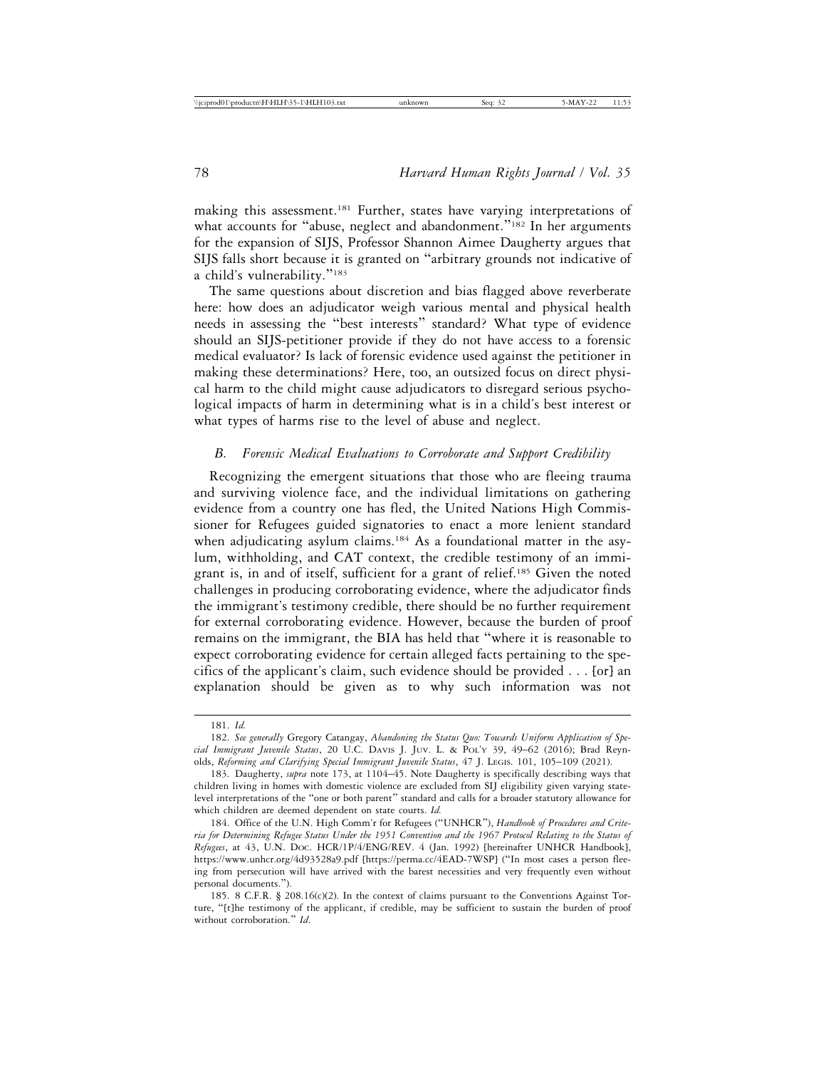making this assessment.[181] Further, states have varying interpretations of what accounts for "abuse, neglect and abandonment."[182] In her arguments for the expansion of SIJS, Professor Shannon Aimee Daugherty argues that SIJS falls short because it is granted on "arbitrary grounds not indicative of a child's vulnerability."[183]

The same questions about discretion and bias flagged above reverberate here: how does an adjudicator weigh various mental and physical health needs in assessing the "best interests" standard? What type of evidence should an SIJS-petitioner provide if they do not have access to a forensic medical evaluator? Is lack of forensic evidence used against the petitioner in making these determinations? Here, too, an outsized focus on direct physical harm to the child might cause adjudicators to disregard serious psychological impacts of harm in determining what is in a child's best interest or what types of harms rise to the level of abuse and neglect.

### *B. Forensic Medical Evaluations to Corroborate and Support Credibility*

Recognizing the emergent situations that those who are fleeing trauma and surviving violence face, and the individual limitations on gathering evidence from a country one has fled, the United Nations High Commissioner for Refugees guided signatories to enact a more lenient standard when adjudicating asylum claims.[184] As a foundational matter in the asylum, withholding, and CAT context, the credible testimony of an immigrant is, in and of itself, sufficient for a grant of relief.[185] Given the noted challenges in producing corroborating evidence, where the adjudicator finds the immigrant's testimony credible, there should be no further requirement for external corroborating evidence. However, because the burden of proof remains on the immigrant, the BIA has held that "where it is reasonable to expect corroborating evidence for certain alleged facts pertaining to the specifics of the applicant's claim, such evidence should be provided . . . [or] an explanation should be given as to why such information was not

---

181. *Id.*

182. *See generally* Gregory Catangay, *Abandoning the Status Quo: Towards Uniform Application of Special Immigrant Juvenile Status*, 20 U.C. Davis J. Juv. L. & Pol'y 39, 49–62 (2016); Brad Reynolds, *Reforming and Clarifying Special Immigrant Juvenile Status*, 47 J. Legis. 101, 105–109 (2021).

183. Daugherty, *supra* note 173, at 1104–45. Note Daugherty is specifically describing ways that children living in homes with domestic violence are excluded from SIJ eligibility given varying state-level interpretations of the "one or both parent" standard and calls for a broader statutory allowance for which children are deemed dependent on state courts. *Id.*

184. Office of the U.N. High Comm'r for Refugees ("UNHCR"), *Handbook of Procedures and Criteria for Determining Refugee Status Under the 1951 Convention and the 1967 Protocol Relating to the Status of Refugees*, at 43, U.N. Doc. HCR/1P/4/ENG/REV. 4 (Jan. 1992) [hereinafter UNHCR Handbook], https://www.unhcr.org/4d93528a9.pdf [https://perma.cc/4EAD-7WSP] ("In most cases a person fleeing from persecution will have arrived with the barest necessities and very frequently even without personal documents.").

185. 8 C.F.R. § 208.16(c)(2). In the context of claims pursuant to the Conventions Against Torture, "[t]he testimony of the applicant, if credible, may be sufficient to sustain the burden of proof without corroboration." *Id.*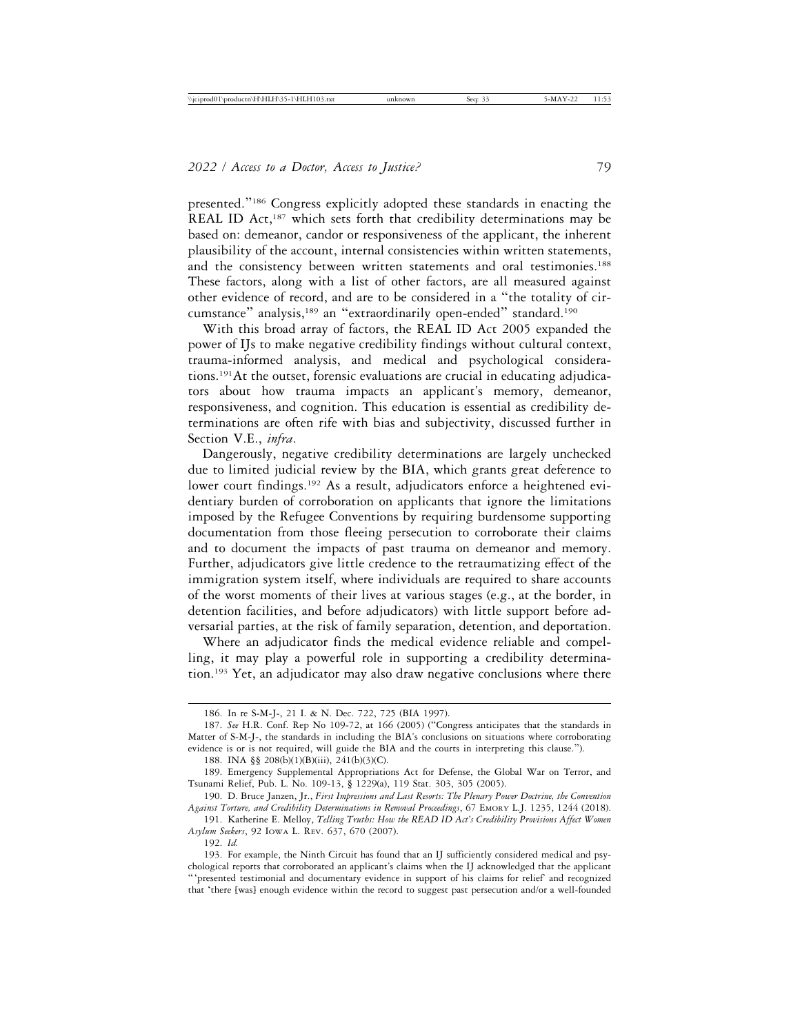presented."[186] Congress explicitly adopted these standards in enacting the REAL ID Act,[187] which sets forth that credibility determinations may be based on: demeanor, candor or responsiveness of the applicant, the inherent plausibility of the account, internal consistencies within written statements, and the consistency between written statements and oral testimonies.[188] These factors, along with a list of other factors, are all measured against other evidence of record, and are to be considered in a "the totality of circumstance" analysis,[189] an "extraordinarily open-ended" standard.[190]

With this broad array of factors, the REAL ID Act 2005 expanded the power of IJs to make negative credibility findings without cultural context, trauma-informed analysis, and medical and psychological considerations.[191] At the outset, forensic evaluations are crucial in educating adjudicators about how trauma impacts an applicant's memory, demeanor, responsiveness, and cognition. This education is essential as credibility determinations are often rife with bias and subjectivity, discussed further in Section V.E., *infra*.

Dangerously, negative credibility determinations are largely unchecked due to limited judicial review by the BIA, which grants great deference to lower court findings.[192] As a result, adjudicators enforce a heightened evidentiary burden of corroboration on applicants that ignore the limitations imposed by the Refugee Conventions by requiring burdensome supporting documentation from those fleeing persecution to corroborate their claims and to document the impacts of past trauma on demeanor and memory. Further, adjudicators give little credence to the retraumatizing effect of the immigration system itself, where individuals are required to share accounts of the worst moments of their lives at various stages (e.g., at the border, in detention facilities, and before adjudicators) with little support before adversarial parties, at the risk of family separation, detention, and deportation.

Where an adjudicator finds the medical evidence reliable and compelling, it may play a powerful role in supporting a credibility determination.[193] Yet, an adjudicator may also draw negative conclusions where there

---

186. In re S-M-J-, 21 I. & N. Dec. 722, 725 (BIA 1997).

187. *See* H.R. Conf. Rep No 109-72, at 166 (2005) ("Congress anticipates that the standards in Matter of S-M-J-, the standards in including the BIA's conclusions on situations where corroborating evidence is or is not required, will guide the BIA and the courts in interpreting this clause.").

188. INA §§ 208(b)(1)(B)(iii), 241(b)(3)(C).

189. Emergency Supplemental Appropriations Act for Defense, the Global War on Terror, and Tsunami Relief, Pub. L. No. 109-13, § 1229(a), 119 Stat. 303, 305 (2005).

190. D. Bruce Janzen, Jr., *First Impressions and Last Resorts: The Plenary Power Doctrine, the Convention Against Torture, and Credibility Determinations in Removal Proceedings*, 67 Emory L.J. 1235, 1244 (2018).

191. Katherine E. Melloy, *Telling Truths: How the READ ID Act's Credibility Provisions Affect Women Asylum Seekers*, 92 Iowa L. Rev. 637, 670 (2007).

192. *Id.*

193. For example, the Ninth Circuit has found that an IJ sufficiently considered medical and psychological reports that corroborated an applicant's claims when the IJ acknowledged that the applicant "'presented testimonial and documentary evidence in support of his claims for relief' and recognized that 'there [was] enough evidence within the record to suggest past persecution and/or a well-founded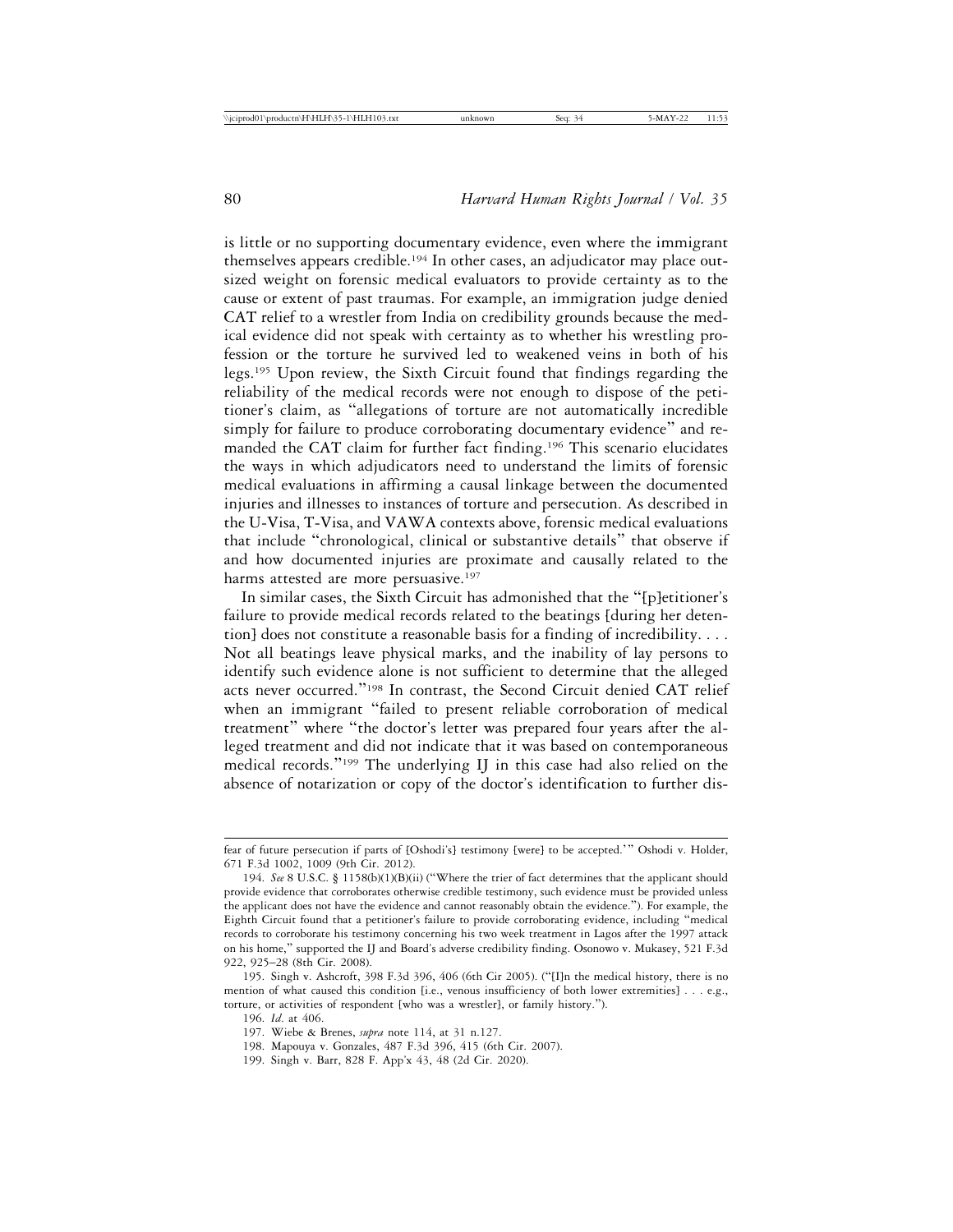is little or no supporting documentary evidence, even where the immigrant themselves appears credible.[194] In other cases, an adjudicator may place outsized weight on forensic medical evaluators to provide certainty as to the cause or extent of past traumas. For example, an immigration judge denied CAT relief to a wrestler from India on credibility grounds because the medical evidence did not speak with certainty as to whether his wrestling profession or the torture he survived led to weakened veins in both of his legs.[195] Upon review, the Sixth Circuit found that findings regarding the reliability of the medical records were not enough to dispose of the petitioner's claim, as "allegations of torture are not automatically incredible simply for failure to produce corroborating documentary evidence" and remanded the CAT claim for further fact finding.[196] This scenario elucidates the ways in which adjudicators need to understand the limits of forensic medical evaluations in affirming a causal linkage between the documented injuries and illnesses to instances of torture and persecution. As described in the U-Visa, T-Visa, and VAWA contexts above, forensic medical evaluations that include "chronological, clinical or substantive details" that observe if and how documented injuries are proximate and causally related to the harms attested are more persuasive.[197]

In similar cases, the Sixth Circuit has admonished that the "[p]etitioner's failure to provide medical records related to the beatings [during her detention] does not constitute a reasonable basis for a finding of incredibility. . . . Not all beatings leave physical marks, and the inability of lay persons to identify such evidence alone is not sufficient to determine that the alleged acts never occurred."[198] In contrast, the Second Circuit denied CAT relief when an immigrant "failed to present reliable corroboration of medical treatment" where "the doctor's letter was prepared four years after the alleged treatment and did not indicate that it was based on contemporaneous medical records."[199] The underlying IJ in this case had also relied on the absence of notarization or copy of the doctor's identification to further dis-

---

fear of future persecution if parts of [Oshodi's] testimony [were] to be accepted.'" Oshodi v. Holder, 671 F.3d 1002, 1009 (9th Cir. 2012).

194. *See* 8 U.S.C. § 1158(b)(1)(B)(ii) ("Where the trier of fact determines that the applicant should provide evidence that corroborates otherwise credible testimony, such evidence must be provided unless the applicant does not have the evidence and cannot reasonably obtain the evidence."). For example, the Eighth Circuit found that a petitioner's failure to provide corroborating evidence, including "medical records to corroborate his testimony concerning his two week treatment in Lagos after the 1997 attack on his home," supported the IJ and Board's adverse credibility finding. Osonowo v. Mukasey, 521 F.3d 922, 925–28 (8th Cir. 2008).

195. Singh v. Ashcroft, 398 F.3d 396, 406 (6th Cir 2005). ("[I]n the medical history, there is no mention of what caused this condition [i.e., venous insufficiency of both lower extremities] . . . e.g., torture, or activities of respondent [who was a wrestler], or family history.").

196. *Id.* at 406.

197. Wiebe & Brenes, *supra* note 114, at 31 n.127.

198. Mapouya v. Gonzales, 487 F.3d 396, 415 (6th Cir. 2007).

199. Singh v. Barr, 828 F. App'x 43, 48 (2d Cir. 2020).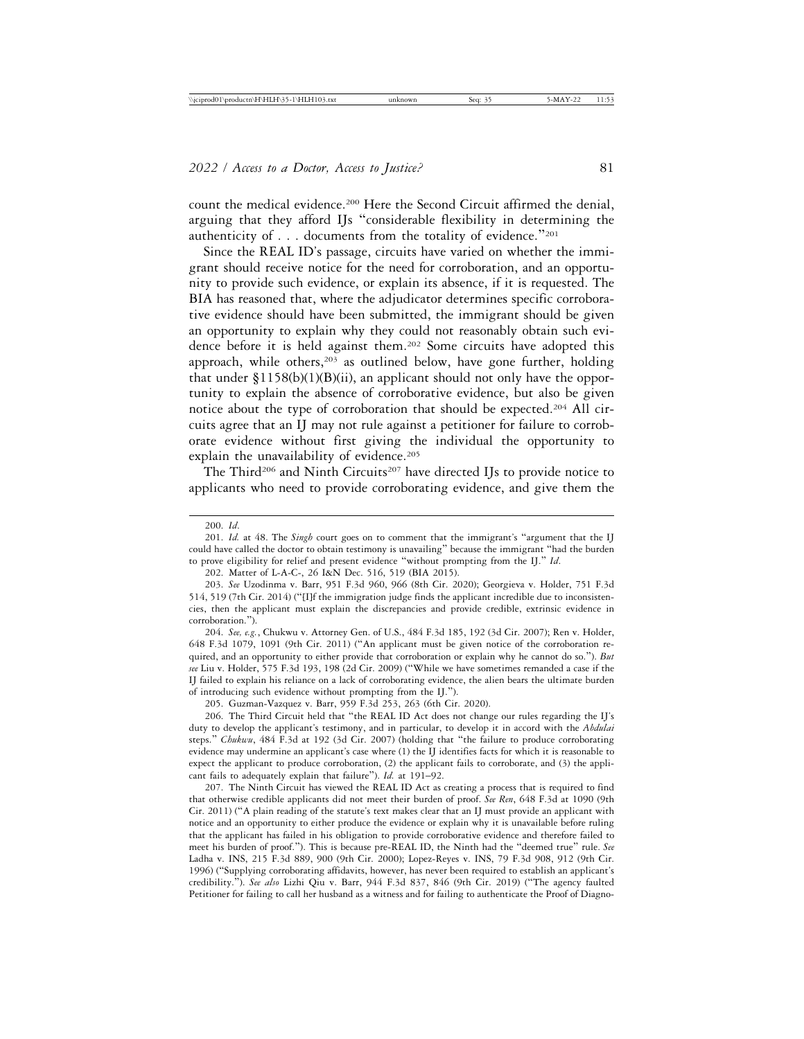count the medical evidence.[200] Here the Second Circuit affirmed the denial, arguing that they afford IJs "considerable flexibility in determining the authenticity of . . . documents from the totality of evidence."[201]

Since the REAL ID's passage, circuits have varied on whether the immigrant should receive notice for the need for corroboration, and an opportunity to provide such evidence, or explain its absence, if it is requested. The BIA has reasoned that, where the adjudicator determines specific corroborative evidence should have been submitted, the immigrant should be given an opportunity to explain why they could not reasonably obtain such evidence before it is held against them.[202] Some circuits have adopted this approach, while others,[203] as outlined below, have gone further, holding that under §1158(b)(1)(B)(ii), an applicant should not only have the opportunity to explain the absence of corroborative evidence, but also be given notice about the type of corroboration that should be expected.[204] All circuits agree that an IJ may not rule against a petitioner for failure to corroborate evidence without first giving the individual the opportunity to explain the unavailability of evidence.[205]

The Third[206] and Ninth Circuits[207] have directed IJs to provide notice to applicants who need to provide corroborating evidence, and give them the

---

200. *Id*.

201. *Id.* at 48. The *Singh* court goes on to comment that the immigrant's "argument that the IJ could have called the doctor to obtain testimony is unavailing" because the immigrant "had the burden to prove eligibility for relief and present evidence "without prompting from the IJ." *Id*.

202. Matter of L-A-C-, 26 I&N Dec. 516, 519 (BIA 2015).

203. *See* Uzodinma v. Barr, 951 F.3d 960, 966 (8th Cir. 2020); Georgieva v. Holder, 751 F.3d 514, 519 (7th Cir. 2014) ("[I]f the immigration judge finds the applicant incredible due to inconsistencies, then the applicant must explain the discrepancies and provide credible, extrinsic evidence in corroboration.").

204. *See, e.g.*, Chukwu v. Attorney Gen. of U.S., 484 F.3d 185, 192 (3d Cir. 2007); Ren v. Holder, 648 F.3d 1079, 1091 (9th Cir. 2011) ("An applicant must be given notice of the corroboration required, and an opportunity to either provide that corroboration or explain why he cannot do so."). *But see* Liu v. Holder, 575 F.3d 193, 198 (2d Cir. 2009) ("While we have sometimes remanded a case if the IJ failed to explain his reliance on a lack of corroborating evidence, the alien bears the ultimate burden of introducing such evidence without prompting from the IJ.").

205. Guzman-Vazquez v. Barr, 959 F.3d 253, 263 (6th Cir. 2020).

206. The Third Circuit held that "the REAL ID Act does not change our rules regarding the IJ's duty to develop the applicant's testimony, and in particular, to develop it in accord with the *Abdulai* steps." *Chukwu*, 484 F.3d at 192 (3d Cir. 2007) (holding that "the failure to produce corroborating evidence may undermine an applicant's case where (1) the IJ identifies facts for which it is reasonable to expect the applicant to produce corroboration, (2) the applicant fails to corroborate, and (3) the applicant fails to adequately explain that failure"). *Id.* at 191–92.

207. The Ninth Circuit has viewed the REAL ID Act as creating a process that is required to find that otherwise credible applicants did not meet their burden of proof. *See Ren*, 648 F.3d at 1090 (9th Cir. 2011) ("A plain reading of the statute's text makes clear that an IJ must provide an applicant with notice and an opportunity to either produce the evidence or explain why it is unavailable before ruling that the applicant has failed in his obligation to provide corroborative evidence and therefore failed to meet his burden of proof."). This is because pre-REAL ID, the Ninth had the "deemed true" rule. *See* Ladha v. INS, 215 F.3d 889, 900 (9th Cir. 2000); Lopez-Reyes v. INS, 79 F.3d 908, 912 (9th Cir. 1996) ("Supplying corroborating affidavits, however, has never been required to establish an applicant's credibility."). *See also* Lizhi Qiu v. Barr, 944 F.3d 837, 846 (9th Cir. 2019) ("The agency faulted Petitioner for failing to call her husband as a witness and for failing to authenticate the Proof of Diagno-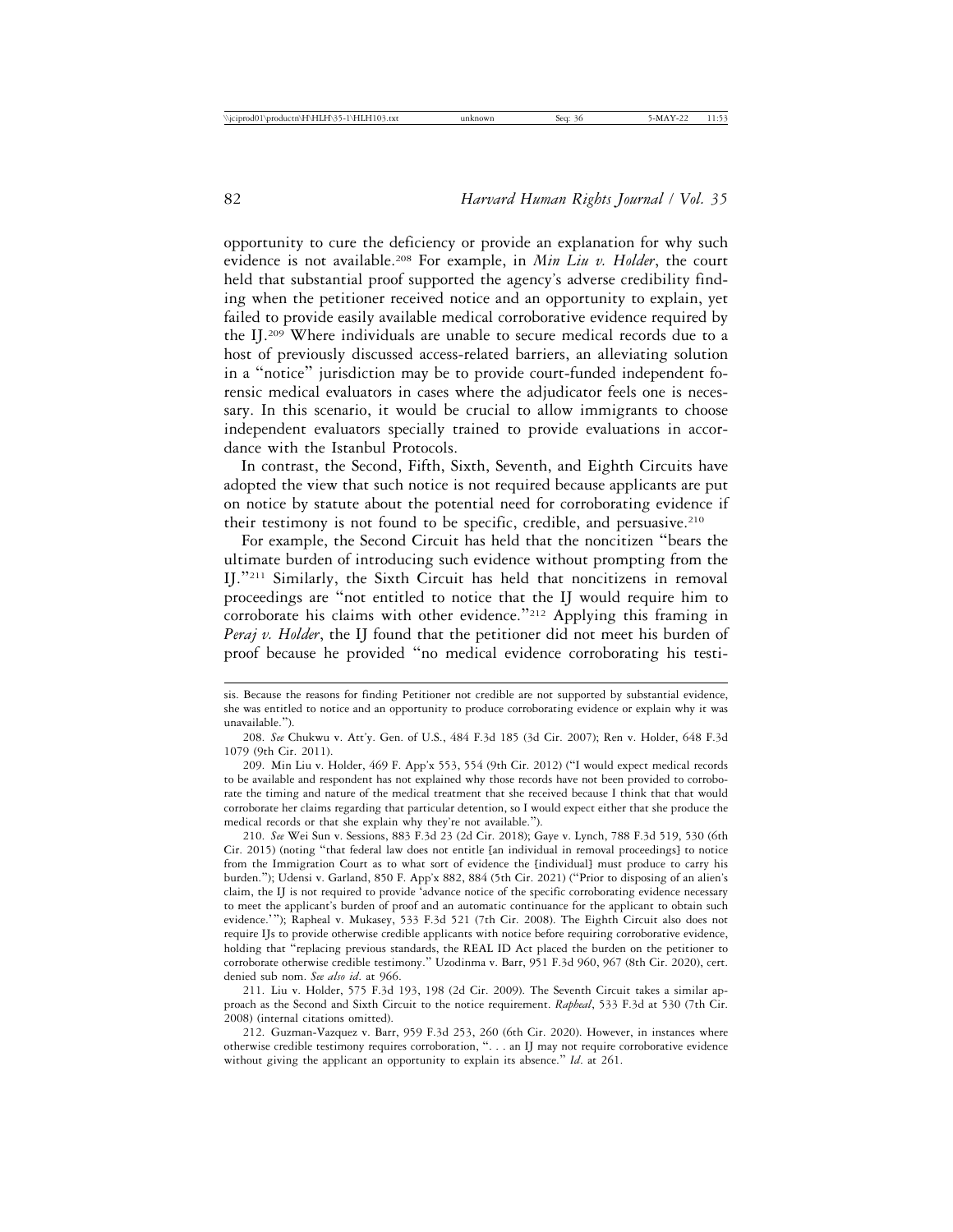opportunity to cure the deficiency or provide an explanation for why such evidence is not available.[208] For example, in *Min Liu v. Holder*, the court held that substantial proof supported the agency's adverse credibility finding when the petitioner received notice and an opportunity to explain, yet failed to provide easily available medical corroborative evidence required by the IJ.[209] Where individuals are unable to secure medical records due to a host of previously discussed access-related barriers, an alleviating solution in a "notice" jurisdiction may be to provide court-funded independent forensic medical evaluators in cases where the adjudicator feels one is necessary. In this scenario, it would be crucial to allow immigrants to choose independent evaluators specially trained to provide evaluations in accordance with the Istanbul Protocols.

In contrast, the Second, Fifth, Sixth, Seventh, and Eighth Circuits have adopted the view that such notice is not required because applicants are put on notice by statute about the potential need for corroborating evidence if their testimony is not found to be specific, credible, and persuasive.[210]

For example, the Second Circuit has held that the noncitizen "bears the ultimate burden of introducing such evidence without prompting from the IJ."[211] Similarly, the Sixth Circuit has held that noncitizens in removal proceedings are "not entitled to notice that the IJ would require him to corroborate his claims with other evidence."[212] Applying this framing in *Peraj v. Holder*, the IJ found that the petitioner did not meet his burden of proof because he provided "no medical evidence corroborating his testi-

---

sis. Because the reasons for finding Petitioner not credible are not supported by substantial evidence, she was entitled to notice and an opportunity to produce corroborating evidence or explain why it was unavailable.").

208. *See* Chukwu v. Att'y. Gen. of U.S., 484 F.3d 185 (3d Cir. 2007); Ren v. Holder, 648 F.3d 1079 (9th Cir. 2011).

209. Min Liu v. Holder, 469 F. App'x 553, 554 (9th Cir. 2012) ("I would expect medical records to be available and respondent has not explained why those records have not been provided to corroborate the timing and nature of the medical treatment that she received because I think that that would corroborate her claims regarding that particular detention, so I would expect either that she produce the medical records or that she explain why they're not available.").

210. *See* Wei Sun v. Sessions, 883 F.3d 23 (2d Cir. 2018); Gaye v. Lynch, 788 F.3d 519, 530 (6th Cir. 2015) (noting "that federal law does not entitle [an individual in removal proceedings] to notice from the Immigration Court as to what sort of evidence the [individual] must produce to carry his burden."); Udensi v. Garland, 850 F. App'x 882, 884 (5th Cir. 2021) ("Prior to disposing of an alien's claim, the IJ is not required to provide 'advance notice of the specific corroborating evidence necessary to meet the applicant's burden of proof and an automatic continuance for the applicant to obtain such evidence.'"); Rapheal v. Mukasey, 533 F.3d 521 (7th Cir. 2008). The Eighth Circuit also does not require IJs to provide otherwise credible applicants with notice before requiring corroborative evidence, holding that "replacing previous standards, the REAL ID Act placed the burden on the petitioner to corroborate otherwise credible testimony." Uzodinma v. Barr, 951 F.3d 960, 967 (8th Cir. 2020), cert. denied sub nom. *See also id*. at 966.

211. Liu v. Holder, 575 F.3d 193, 198 (2d Cir. 2009). The Seventh Circuit takes a similar approach as the Second and Sixth Circuit to the notice requirement. *Rapheal*, 533 F.3d at 530 (7th Cir. 2008) (internal citations omitted).

212. Guzman-Vazquez v. Barr, 959 F.3d 253, 260 (6th Cir. 2020). However, in instances where otherwise credible testimony requires corroboration, ". . . an IJ may not require corroborative evidence without giving the applicant an opportunity to explain its absence." *Id*. at 261.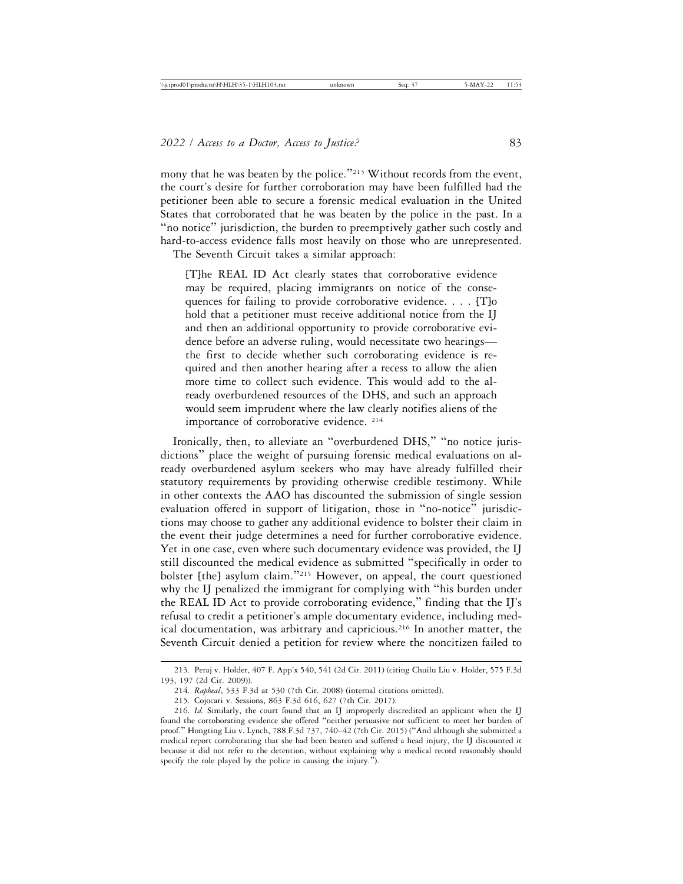mony that he was beaten by the police."[213] Without records from the event, the court's desire for further corroboration may have been fulfilled had the petitioner been able to secure a forensic medical evaluation in the United States that corroborated that he was beaten by the police in the past. In a "no notice" jurisdiction, the burden to preemptively gather such costly and hard-to-access evidence falls most heavily on those who are unrepresented.

The Seventh Circuit takes a similar approach:

> [T]he REAL ID Act clearly states that corroborative evidence may be required, placing immigrants on notice of the consequences for failing to provide corroborative evidence. . . . [T]o hold that a petitioner must receive additional notice from the IJ and then an additional opportunity to provide corroborative evidence before an adverse ruling, would necessitate two hearings—the first to decide whether such corroborating evidence is required and then another hearing after a recess to allow the alien more time to collect such evidence. This would add to the already overburdened resources of the DHS, and such an approach would seem imprudent where the law clearly notifies aliens of the importance of corroborative evidence. [214]

Ironically, then, to alleviate an "overburdened DHS," "no notice jurisdictions" place the weight of pursuing forensic medical evaluations on already overburdened asylum seekers who may have already fulfilled their statutory requirements by providing otherwise credible testimony. While in other contexts the AAO has discounted the submission of single session evaluation offered in support of litigation, those in "no-notice" jurisdictions may choose to gather any additional evidence to bolster their claim in the event their judge determines a need for further corroborative evidence. Yet in one case, even where such documentary evidence was provided, the IJ still discounted the medical evidence as submitted "specifically in order to bolster [the] asylum claim."[215] However, on appeal, the court questioned why the IJ penalized the immigrant for complying with "his burden under the REAL ID Act to provide corroborating evidence," finding that the IJ's refusal to credit a petitioner's ample documentary evidence, including medical documentation, was arbitrary and capricious.[216] In another matter, the Seventh Circuit denied a petition for review where the noncitizen failed to

---

213. Peraj v. Holder, 407 F. App'x 540, 541 (2d Cir. 2011) (citing Chuilu Liu v. Holder, 575 F.3d 193, 197 (2d Cir. 2009)).

214. *Rapheal*, 533 F.3d at 530 (7th Cir. 2008) (internal citations omitted).

215. Cojocari v. Sessions, 863 F.3d 616, 627 (7th Cir. 2017).

216. *Id.* Similarly, the court found that an IJ improperly discredited an applicant when the IJ found the corroborating evidence she offered "neither persuasive nor sufficient to meet her burden of proof." Hongting Liu v. Lynch, 788 F.3d 737, 740–42 (7th Cir. 2015) ("And although she submitted a medical report corroborating that she had been beaten and suffered a head injury, the IJ discounted it because it did not refer to the detention, without explaining why a medical record reasonably should specify the role played by the police in causing the injury.").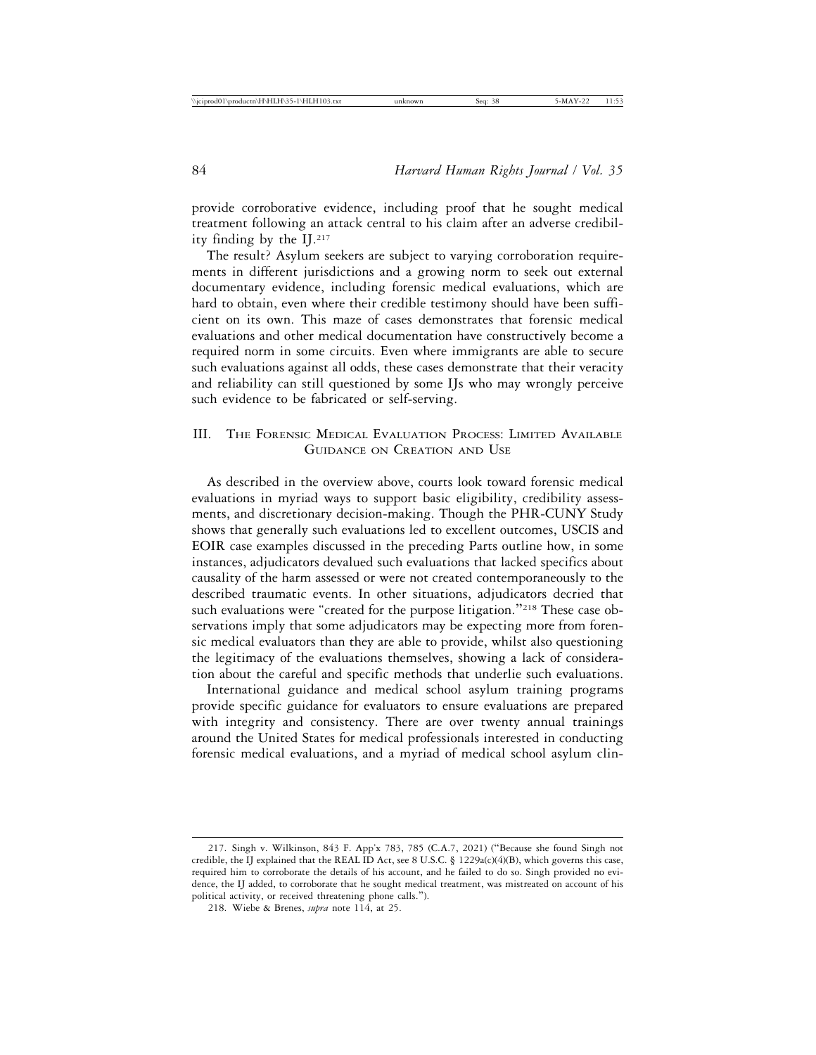provide corroborative evidence, including proof that he sought medical treatment following an attack central to his claim after an adverse credibility finding by the IJ.[217]

The result? Asylum seekers are subject to varying corroboration requirements in different jurisdictions and a growing norm to seek out external documentary evidence, including forensic medical evaluations, which are hard to obtain, even where their credible testimony should have been sufficient on its own. This maze of cases demonstrates that forensic medical evaluations and other medical documentation have constructively become a required norm in some circuits. Even where immigrants are able to secure such evaluations against all odds, these cases demonstrate that their veracity and reliability can still questioned by some IJs who may wrongly perceive such evidence to be fabricated or self-serving.

## III. The Forensic Medical Evaluation Process: Limited Available Guidance on Creation and Use

As described in the overview above, courts look toward forensic medical evaluations in myriad ways to support basic eligibility, credibility assessments, and discretionary decision-making. Though the PHR-CUNY Study shows that generally such evaluations led to excellent outcomes, USCIS and EOIR case examples discussed in the preceding Parts outline how, in some instances, adjudicators devalued such evaluations that lacked specifics about causality of the harm assessed or were not created contemporaneously to the described traumatic events. In other situations, adjudicators decried that such evaluations were "created for the purpose litigation."[218] These case observations imply that some adjudicators may be expecting more from forensic medical evaluators than they are able to provide, whilst also questioning the legitimacy of the evaluations themselves, showing a lack of consideration about the careful and specific methods that underlie such evaluations.

International guidance and medical school asylum training programs provide specific guidance for evaluators to ensure evaluations are prepared with integrity and consistency. There are over twenty annual trainings around the United States for medical professionals interested in conducting forensic medical evaluations, and a myriad of medical school asylum clin-

217. Singh v. Wilkinson, 843 F. App'x 783, 785 (C.A.7, 2021) ("Because she found Singh not credible, the IJ explained that the REAL ID Act, see 8 U.S.C. § 1229a(c)(4)(B), which governs this case, required him to corroborate the details of his account, and he failed to do so. Singh provided no evidence, the IJ added, to corroborate that he sought medical treatment, was mistreated on account of his political activity, or received threatening phone calls.").

218. Wiebe & Brenes, *supra* note 114, at 25.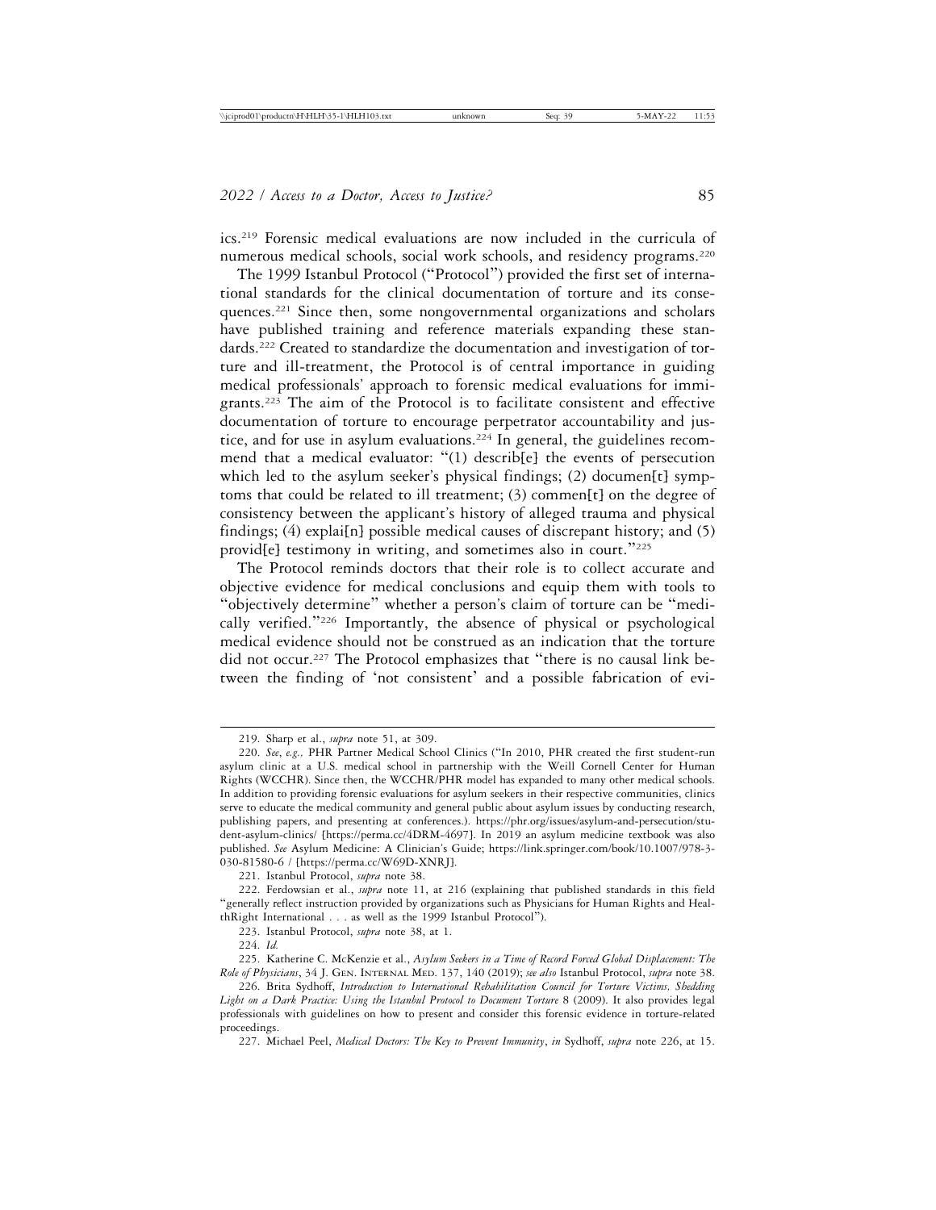ics.[219] Forensic medical evaluations are now included in the curricula of numerous medical schools, social work schools, and residency programs.[220]

The 1999 Istanbul Protocol ("Protocol") provided the first set of international standards for the clinical documentation of torture and its consequences.[221] Since then, some nongovernmental organizations and scholars have published training and reference materials expanding these standards.[222] Created to standardize the documentation and investigation of torture and ill-treatment, the Protocol is of central importance in guiding medical professionals' approach to forensic medical evaluations for immigrants.[223] The aim of the Protocol is to facilitate consistent and effective documentation of torture to encourage perpetrator accountability and justice, and for use in asylum evaluations.[224] In general, the guidelines recommend that a medical evaluator: "(1) describ[e] the events of persecution which led to the asylum seeker's physical findings; (2) documen[t] symptoms that could be related to ill treatment; (3) commen[t] on the degree of consistency between the applicant's history of alleged trauma and physical findings; (4) explai[n] possible medical causes of discrepant history; and (5) provid[e] testimony in writing, and sometimes also in court."[225]

The Protocol reminds doctors that their role is to collect accurate and objective evidence for medical conclusions and equip them with tools to "objectively determine" whether a person's claim of torture can be "medically verified."[226] Importantly, the absence of physical or psychological medical evidence should not be construed as an indication that the torture did not occur.[227] The Protocol emphasizes that "there is no causal link between the finding of 'not consistent' and a possible fabrication of evi-

---

219. Sharp et al., *supra* note 51, at 309.

220. *See*, *e.g.*, PHR Partner Medical School Clinics ("In 2010, PHR created the first student-run asylum clinic at a U.S. medical school in partnership with the Weill Cornell Center for Human Rights (WCCHR). Since then, the WCCHR/PHR model has expanded to many other medical schools. In addition to providing forensic evaluations for asylum seekers in their respective communities, clinics serve to educate the medical community and general public about asylum issues by conducting research, publishing papers, and presenting at conferences.). https://phr.org/issues/asylum-and-persecution/student-asylum-clinics/ [https://perma.cc/4DRM-4697]. In 2019 an asylum medicine textbook was also published. *See* Asylum Medicine: A Clinician's Guide; https://link.springer.com/book/10.1007/978-3-030-81580-6 / [https://perma.cc/W69D-XNRJ].

221. Istanbul Protocol, *supra* note 38.

222. Ferdowsian et al., *supra* note 11, at 216 (explaining that published standards in this field "generally reflect instruction provided by organizations such as Physicians for Human Rights and HealthRight International . . . as well as the 1999 Istanbul Protocol").

223. Istanbul Protocol, *supra* note 38, at 1.

224. *Id.*

225. Katherine C. McKenzie et al., *Asylum Seekers in a Time of Record Forced Global Displacement: The Role of Physicians*, 34 J. Gen. Internal Med. 137, 140 (2019); *see also* Istanbul Protocol, *supra* note 38.

226. Brita Sydhoff, *Introduction to International Rehabilitation Council for Torture Victims, Shedding Light on a Dark Practice: Using the Istanbul Protocol to Document Torture* 8 (2009). It also provides legal professionals with guidelines on how to present and consider this forensic evidence in torture-related proceedings.

227. Michael Peel, *Medical Doctors: The Key to Prevent Immunity*, *in* Sydhoff, *supra* note 226, at 15.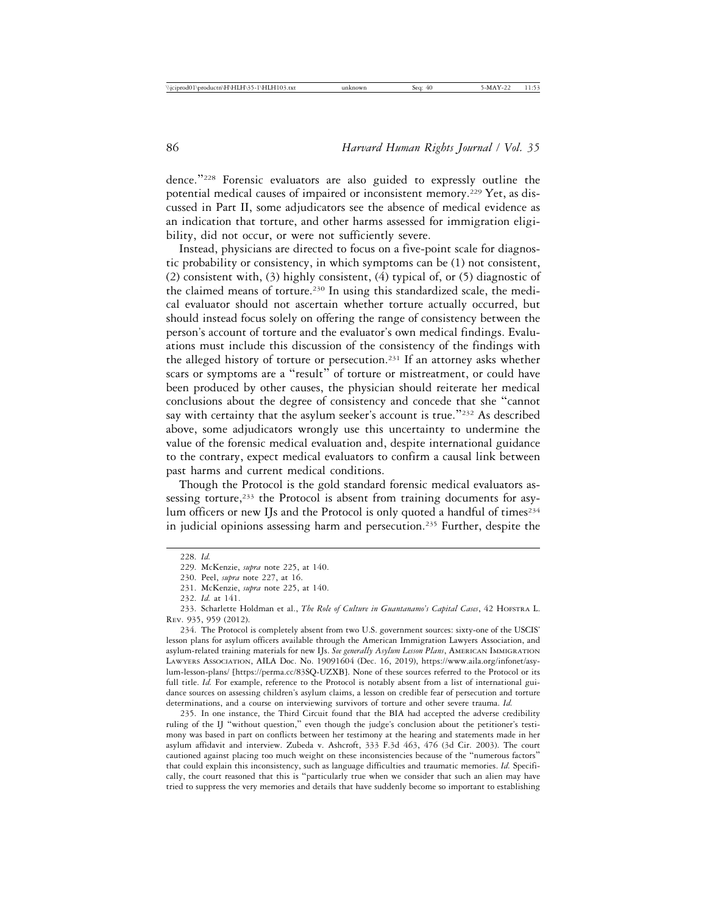dence."[228] Forensic evaluators are also guided to expressly outline the potential medical causes of impaired or inconsistent memory.[229] Yet, as discussed in Part II, some adjudicators see the absence of medical evidence as an indication that torture, and other harms assessed for immigration eligibility, did not occur, or were not sufficiently severe.

Instead, physicians are directed to focus on a five-point scale for diagnostic probability or consistency, in which symptoms can be (1) not consistent, (2) consistent with, (3) highly consistent, (4) typical of, or (5) diagnostic of the claimed means of torture.[230] In using this standardized scale, the medical evaluator should not ascertain whether torture actually occurred, but should instead focus solely on offering the range of consistency between the person's account of torture and the evaluator's own medical findings. Evaluations must include this discussion of the consistency of the findings with the alleged history of torture or persecution.[231] If an attorney asks whether scars or symptoms are a "result" of torture or mistreatment, or could have been produced by other causes, the physician should reiterate her medical conclusions about the degree of consistency and concede that she "cannot say with certainty that the asylum seeker's account is true."[232] As described above, some adjudicators wrongly use this uncertainty to undermine the value of the forensic medical evaluation and, despite international guidance to the contrary, expect medical evaluators to confirm a causal link between past harms and current medical conditions.

Though the Protocol is the gold standard forensic medical evaluators assessing torture,[233] the Protocol is absent from training documents for asylum officers or new IJs and the Protocol is only quoted a handful of times[234] in judicial opinions assessing harm and persecution.[235] Further, despite the

---

228. *Id.*

229. McKenzie, *supra* note 225, at 140.

230. Peel, *supra* note 227, at 16.

231. McKenzie, *supra* note 225, at 140.

232. *Id.* at 141.

233. Scharlette Holdman et al., *The Role of Culture in Guantanamo's Capital Cases*, 42 Hofstra L. Rev. 935, 959 (2012).

234. The Protocol is completely absent from two U.S. government sources: sixty-one of the USCIS' lesson plans for asylum officers available through the American Immigration Lawyers Association, and asylum-related training materials for new IJs. *See generally Asylum Lesson Plans*, American Immigration Lawyers Association, AILA Doc. No. 19091604 (Dec. 16, 2019), https://www.aila.org/infonet/asylum-lesson-plans/ [https://perma.cc/83SQ-UZXB]. None of these sources referred to the Protocol or its full title. *Id.* For example, reference to the Protocol is notably absent from a list of international guidance sources on assessing children's asylum claims, a lesson on credible fear of persecution and torture determinations, and a course on interviewing survivors of torture and other severe trauma. *Id.*

235. In one instance, the Third Circuit found that the BIA had accepted the adverse credibility ruling of the IJ "without question," even though the judge's conclusion about the petitioner's testimony was based in part on conflicts between her testimony at the hearing and statements made in her asylum affidavit and interview. Zubeda v. Ashcroft, 333 F.3d 463, 476 (3d Cir. 2003). The court cautioned against placing too much weight on these inconsistencies because of the "numerous factors" that could explain this inconsistency, such as language difficulties and traumatic memories. *Id.* Specifically, the court reasoned that this is "particularly true when we consider that such an alien may have tried to suppress the very memories and details that have suddenly become so important to establishing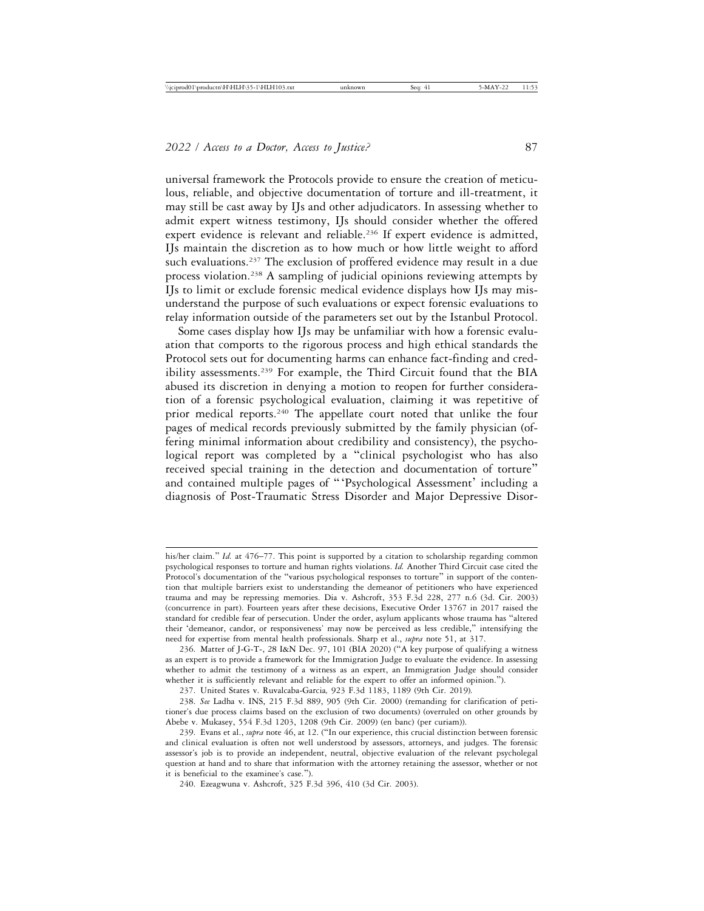universal framework the Protocols provide to ensure the creation of meticulous, reliable, and objective documentation of torture and ill-treatment, it may still be cast away by IJs and other adjudicators. In assessing whether to admit expert witness testimony, IJs should consider whether the offered expert evidence is relevant and reliable.[236] If expert evidence is admitted, IJs maintain the discretion as to how much or how little weight to afford such evaluations.[237] The exclusion of proffered evidence may result in a due process violation.[238] A sampling of judicial opinions reviewing attempts by IJs to limit or exclude forensic medical evidence displays how IJs may misunderstand the purpose of such evaluations or expect forensic evaluations to relay information outside of the parameters set out by the Istanbul Protocol.

Some cases display how IJs may be unfamiliar with how a forensic evaluation that comports to the rigorous process and high ethical standards the Protocol sets out for documenting harms can enhance fact-finding and credibility assessments.[239] For example, the Third Circuit found that the BIA abused its discretion in denying a motion to reopen for further consideration of a forensic psychological evaluation, claiming it was repetitive of prior medical reports.[240] The appellate court noted that unlike the four pages of medical records previously submitted by the family physician (offering minimal information about credibility and consistency), the psychological report was completed by a "clinical psychologist who has also received special training in the detection and documentation of torture" and contained multiple pages of "'Psychological Assessment' including a diagnosis of Post-Traumatic Stress Disorder and Major Depressive Disor-

---

his/her claim." *Id.* at 476–77. This point is supported by a citation to scholarship regarding common psychological responses to torture and human rights violations. *Id.* Another Third Circuit case cited the Protocol's documentation of the "various psychological responses to torture" in support of the contention that multiple barriers exist to understanding the demeanor of petitioners who have experienced trauma and may be repressing memories. Dia v. Ashcroft, 353 F.3d 228, 277 n.6 (3d. Cir. 2003) (concurrence in part). Fourteen years after these decisions, Executive Order 13767 in 2017 raised the standard for credible fear of persecution. Under the order, asylum applicants whose trauma has "altered their 'demeanor, candor, or responsiveness' may now be perceived as less credible," intensifying the need for expertise from mental health professionals. Sharp et al., *supra* note 51, at 317.

236. Matter of J-G-T-, 28 I&N Dec. 97, 101 (BIA 2020) ("A key purpose of qualifying a witness as an expert is to provide a framework for the Immigration Judge to evaluate the evidence. In assessing whether to admit the testimony of a witness as an expert, an Immigration Judge should consider whether it is sufficiently relevant and reliable for the expert to offer an informed opinion.").

237. United States v. Ruvalcaba-Garcia*,* 923 F.3d 1183, 1189 (9th Cir. 2019).

238. *See* Ladha v. INS, 215 F.3d 889, 905 (9th Cir. 2000) (remanding for clarification of petitioner's due process claims based on the exclusion of two documents) (overruled on other grounds by Abebe v. Mukasey, 554 F.3d 1203, 1208 (9th Cir. 2009) (en banc) (per curiam)).

239. Evans et al., *supra* note 46, at 12. ("In our experience, this crucial distinction between forensic and clinical evaluation is often not well understood by assessors, attorneys, and judges. The forensic assessor's job is to provide an independent, neutral, objective evaluation of the relevant psycholegal question at hand and to share that information with the attorney retaining the assessor, whether or not it is beneficial to the examinee's case.").

240. Ezeagwuna v. Ashcroft, 325 F.3d 396, 410 (3d Cir. 2003).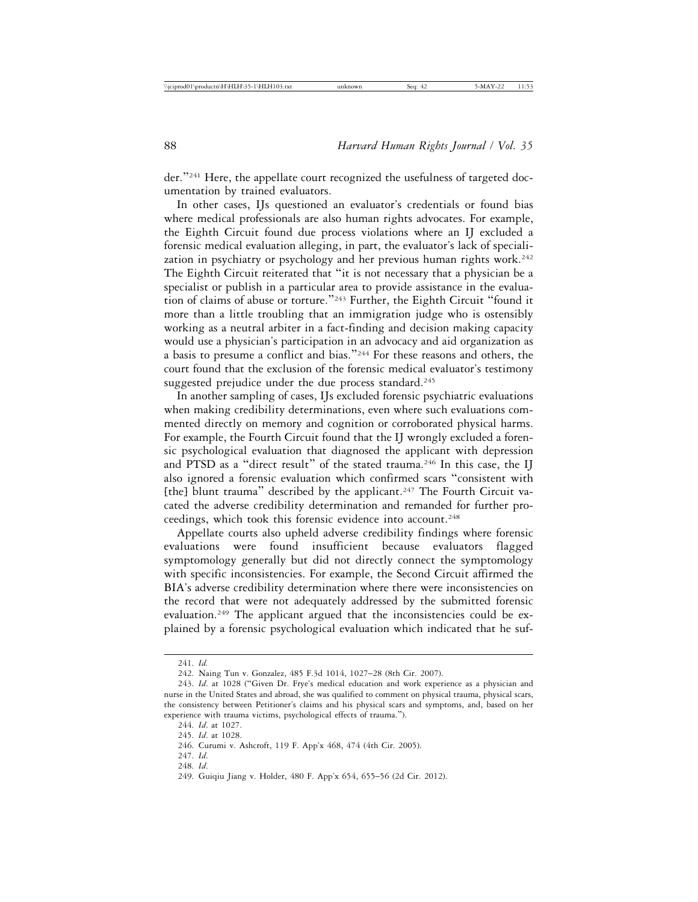der."[241] Here, the appellate court recognized the usefulness of targeted documentation by trained evaluators.

In other cases, IJs questioned an evaluator's credentials or found bias where medical professionals are also human rights advocates. For example, the Eighth Circuit found due process violations where an IJ excluded a forensic medical evaluation alleging, in part, the evaluator's lack of specialization in psychiatry or psychology and her previous human rights work.[242] The Eighth Circuit reiterated that "it is not necessary that a physician be a specialist or publish in a particular area to provide assistance in the evaluation of claims of abuse or torture."[243] Further, the Eighth Circuit "found it more than a little troubling that an immigration judge who is ostensibly working as a neutral arbiter in a fact-finding and decision making capacity would use a physician's participation in an advocacy and aid organization as a basis to presume a conflict and bias."[244] For these reasons and others, the court found that the exclusion of the forensic medical evaluator's testimony suggested prejudice under the due process standard.[245]

In another sampling of cases, IJs excluded forensic psychiatric evaluations when making credibility determinations, even where such evaluations commented directly on memory and cognition or corroborated physical harms. For example, the Fourth Circuit found that the IJ wrongly excluded a forensic psychological evaluation that diagnosed the applicant with depression and PTSD as a "direct result" of the stated trauma.[246] In this case, the IJ also ignored a forensic evaluation which confirmed scars "consistent with [the] blunt trauma" described by the applicant.[247] The Fourth Circuit vacated the adverse credibility determination and remanded for further proceedings, which took this forensic evidence into account.[248]

Appellate courts also upheld adverse credibility findings where forensic evaluations were found insufficient because evaluators flagged symptomology generally but did not directly connect the symptomology with specific inconsistencies. For example, the Second Circuit affirmed the BIA's adverse credibility determination where there were inconsistencies on the record that were not adequately addressed by the submitted forensic evaluation.[249] The applicant argued that the inconsistencies could be explained by a forensic psychological evaluation which indicated that he suf-

---

241. *Id.*

242. Naing Tun v. Gonzalez, 485 F.3d 1014, 1027–28 (8th Cir. 2007).

243. *Id.* at 1028 ("Given Dr. Frye's medical education and work experience as a physician and nurse in the United States and abroad, she was qualified to comment on physical trauma, physical scars, the consistency between Petitioner's claims and his physical scars and symptoms, and, based on her experience with trauma victims, psychological effects of trauma.").

244. *Id.* at 1027.

245. *Id.* at 1028.

246. Curumi v. Ashcroft, 119 F. App'x 468, 474 (4th Cir. 2005).

247. *Id.*

248. *Id.*

249. Guiqiu Jiang v. Holder, 480 F. App'x 654, 655–56 (2d Cir. 2012).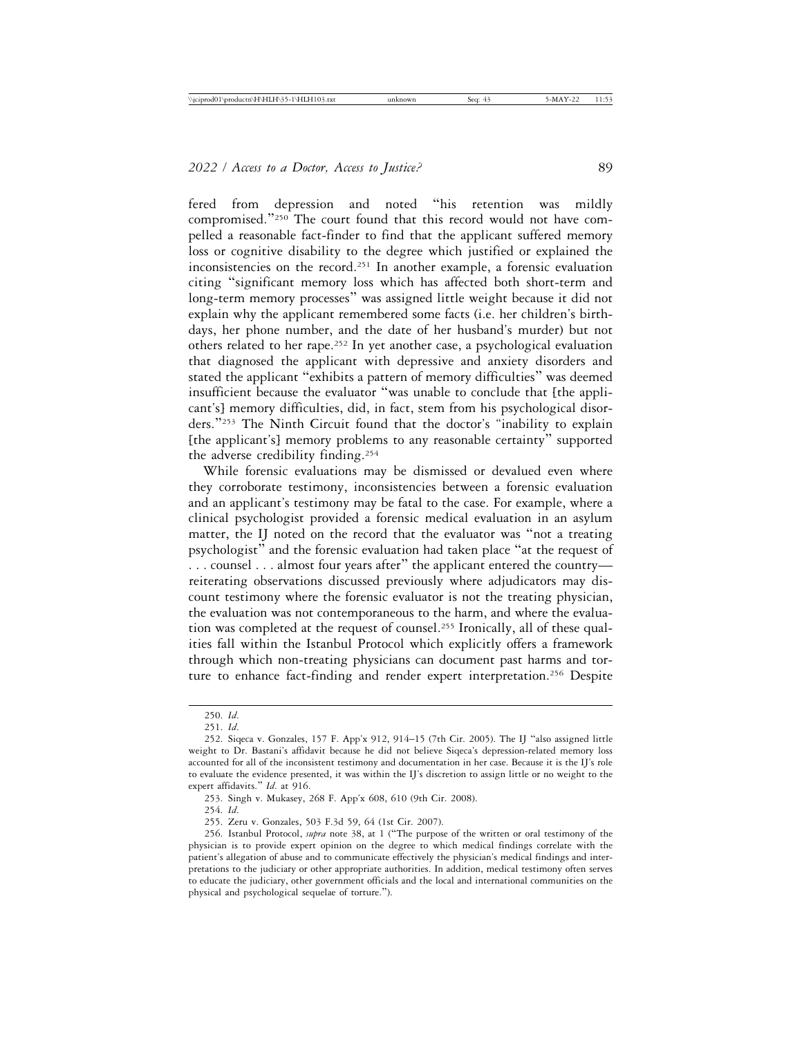fered from depression and noted "his retention was mildly compromised."[250] The court found that this record would not have compelled a reasonable fact-finder to find that the applicant suffered memory loss or cognitive disability to the degree which justified or explained the inconsistencies on the record.[251] In another example, a forensic evaluation citing "significant memory loss which has affected both short-term and long-term memory processes" was assigned little weight because it did not explain why the applicant remembered some facts (i.e. her children's birthdays, her phone number, and the date of her husband's murder) but not others related to her rape.[252] In yet another case, a psychological evaluation that diagnosed the applicant with depressive and anxiety disorders and stated the applicant "exhibits a pattern of memory difficulties" was deemed insufficient because the evaluator "was unable to conclude that [the applicant's] memory difficulties, did, in fact, stem from his psychological disorders."[253] The Ninth Circuit found that the doctor's "inability to explain [the applicant's] memory problems to any reasonable certainty" supported the adverse credibility finding.[254]

While forensic evaluations may be dismissed or devalued even where they corroborate testimony, inconsistencies between a forensic evaluation and an applicant's testimony may be fatal to the case. For example, where a clinical psychologist provided a forensic medical evaluation in an asylum matter, the IJ noted on the record that the evaluator was "not a treating psychologist" and the forensic evaluation had taken place "at the request of . . . counsel . . . almost four years after" the applicant entered the country—reiterating observations discussed previously where adjudicators may discount testimony where the forensic evaluator is not the treating physician, the evaluation was not contemporaneous to the harm, and where the evaluation was completed at the request of counsel.[255] Ironically, all of these qualities fall within the Istanbul Protocol which explicitly offers a framework through which non-treating physicians can document past harms and torture to enhance fact-finding and render expert interpretation.[256] Despite

---

250. *Id.*

251. *Id.*

252. Siqeca v. Gonzales, 157 F. App'x 912, 914–15 (7th Cir. 2005). The IJ "also assigned little weight to Dr. Bastani's affidavit because he did not believe Siqeca's depression-related memory loss accounted for all of the inconsistent testimony and documentation in her case. Because it is the IJ's role to evaluate the evidence presented, it was within the IJ's discretion to assign little or no weight to the expert affidavits." *Id.* at 916.

253. Singh v. Mukasey, 268 F. App'x 608, 610 (9th Cir. 2008).

254. *Id.*

255. Zeru v. Gonzales, 503 F.3d 59, 64 (1st Cir. 2007).

256. Istanbul Protocol, *supra* note 38, at 1 ("The purpose of the written or oral testimony of the physician is to provide expert opinion on the degree to which medical findings correlate with the patient's allegation of abuse and to communicate effectively the physician's medical findings and interpretations to the judiciary or other appropriate authorities. In addition, medical testimony often serves to educate the judiciary, other government officials and the local and international communities on the physical and psychological sequelae of torture.").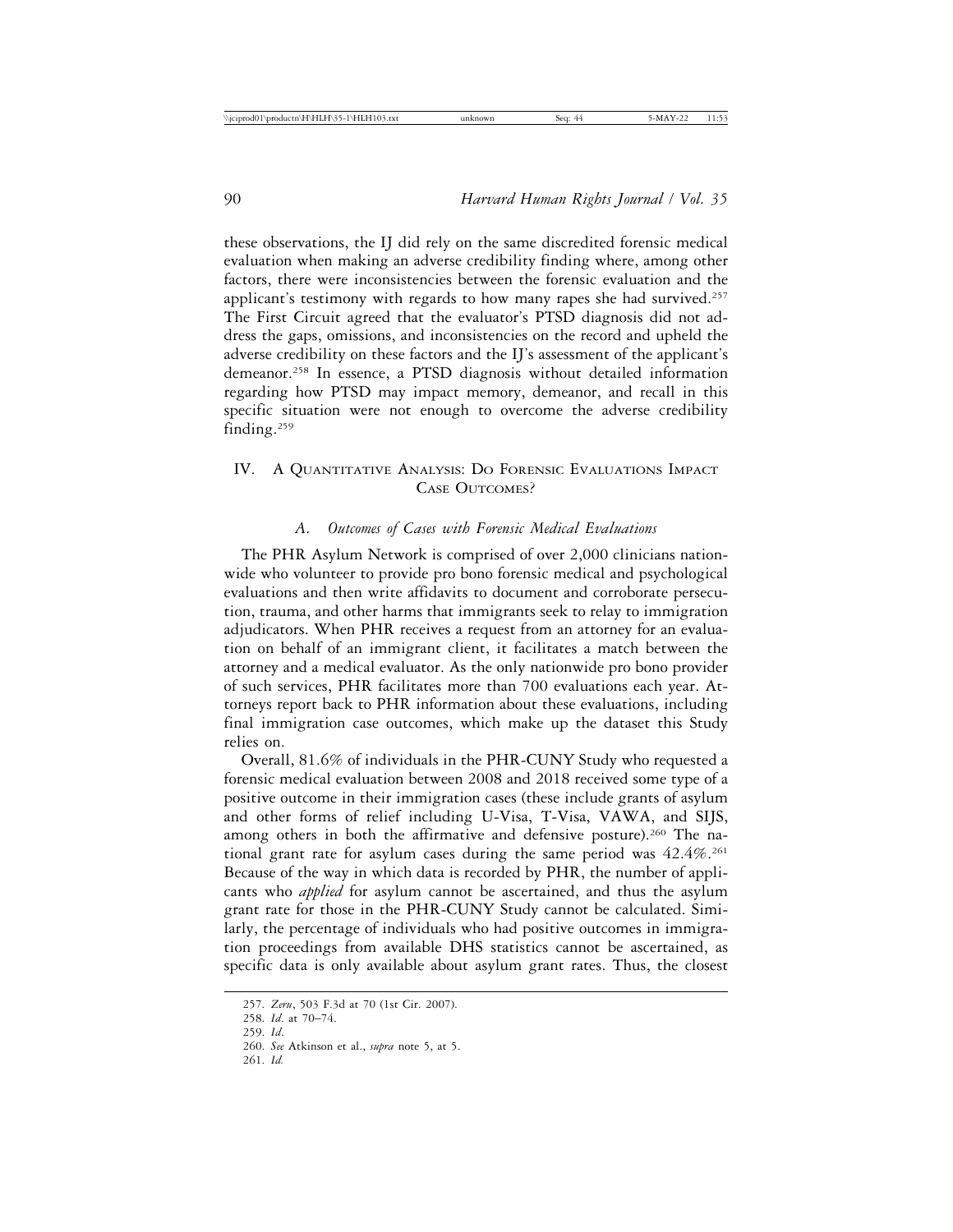these observations, the IJ did rely on the same discredited forensic medical evaluation when making an adverse credibility finding where, among other factors, there were inconsistencies between the forensic evaluation and the applicant's testimony with regards to how many rapes she had survived.[257] The First Circuit agreed that the evaluator's PTSD diagnosis did not address the gaps, omissions, and inconsistencies on the record and upheld the adverse credibility on these factors and the IJ's assessment of the applicant's demeanor.[258] In essence, a PTSD diagnosis without detailed information regarding how PTSD may impact memory, demeanor, and recall in this specific situation were not enough to overcome the adverse credibility finding.[259]

## IV. A Quantitative Analysis: Do Forensic Evaluations Impact Case Outcomes?

### *A. Outcomes of Cases with Forensic Medical Evaluations*

The PHR Asylum Network is comprised of over 2,000 clinicians nationwide who volunteer to provide pro bono forensic medical and psychological evaluations and then write affidavits to document and corroborate persecution, trauma, and other harms that immigrants seek to relay to immigration adjudicators. When PHR receives a request from an attorney for an evaluation on behalf of an immigrant client, it facilitates a match between the attorney and a medical evaluator. As the only nationwide pro bono provider of such services, PHR facilitates more than 700 evaluations each year. Attorneys report back to PHR information about these evaluations, including final immigration case outcomes, which make up the dataset this Study relies on.

Overall, 81.6% of individuals in the PHR-CUNY Study who requested a forensic medical evaluation between 2008 and 2018 received some type of a positive outcome in their immigration cases (these include grants of asylum and other forms of relief including U-Visa, T-Visa, VAWA, and SIJS, among others in both the affirmative and defensive posture).[260] The national grant rate for asylum cases during the same period was 42.4%.[261] Because of the way in which data is recorded by PHR, the number of applicants who *applied* for asylum cannot be ascertained, and thus the asylum grant rate for those in the PHR-CUNY Study cannot be calculated. Similarly, the percentage of individuals who had positive outcomes in immigration proceedings from available DHS statistics cannot be ascertained, as specific data is only available about asylum grant rates. Thus, the closest

257. *Zeru*, 503 F.3d at 70 (1st Cir. 2007).

258. *Id*. at 70–74.

259. *Id*.

260. *See* Atkinson et al., *supra* note 5, at 5.

261. *Id.*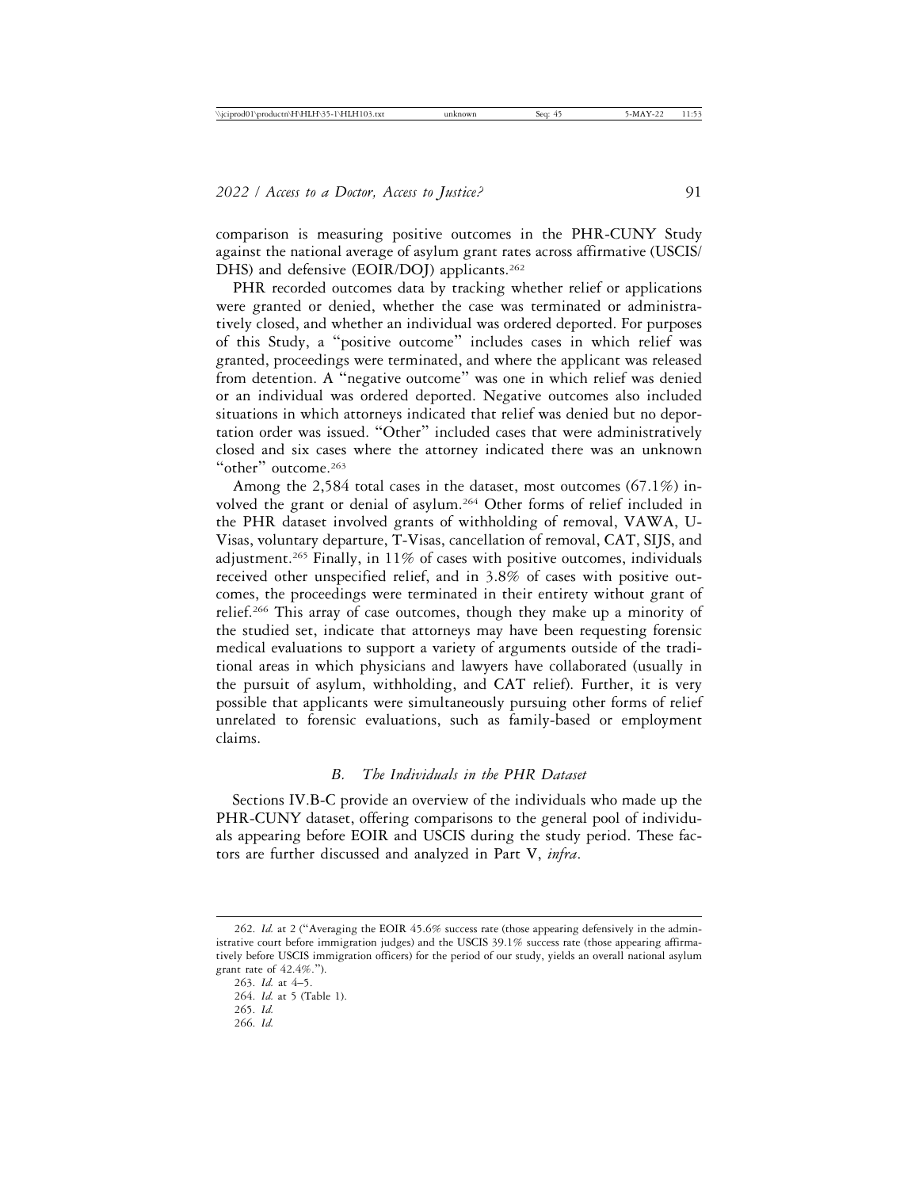comparison is measuring positive outcomes in the PHR-CUNY Study against the national average of asylum grant rates across affirmative (USCIS/DHS) and defensive (EOIR/DOJ) applicants.[262]

PHR recorded outcomes data by tracking whether relief or applications were granted or denied, whether the case was terminated or administratively closed, and whether an individual was ordered deported. For purposes of this Study, a "positive outcome" includes cases in which relief was granted, proceedings were terminated, and where the applicant was released from detention. A "negative outcome" was one in which relief was denied or an individual was ordered deported. Negative outcomes also included situations in which attorneys indicated that relief was denied but no deportation order was issued. "Other" included cases that were administratively closed and six cases where the attorney indicated there was an unknown "other" outcome.[263]

Among the 2,584 total cases in the dataset, most outcomes (67.1%) involved the grant or denial of asylum.[264] Other forms of relief included in the PHR dataset involved grants of withholding of removal, VAWA, U-Visas, voluntary departure, T-Visas, cancellation of removal, CAT, SIJS, and adjustment.[265] Finally, in 11% of cases with positive outcomes, individuals received other unspecified relief, and in 3.8% of cases with positive outcomes, the proceedings were terminated in their entirety without grant of relief.[266] This array of case outcomes, though they make up a minority of the studied set, indicate that attorneys may have been requesting forensic medical evaluations to support a variety of arguments outside of the traditional areas in which physicians and lawyers have collaborated (usually in the pursuit of asylum, withholding, and CAT relief). Further, it is very possible that applicants were simultaneously pursuing other forms of relief unrelated to forensic evaluations, such as family-based or employment claims.

### *B. The Individuals in the PHR Dataset*

Sections IV.B-C provide an overview of the individuals who made up the PHR-CUNY dataset, offering comparisons to the general pool of individuals appearing before EOIR and USCIS during the study period. These factors are further discussed and analyzed in Part V, *infra*.

---

262. *Id.* at 2 ("Averaging the EOIR 45.6% success rate (those appearing defensively in the administrative court before immigration judges) and the USCIS 39.1% success rate (those appearing affirmatively before USCIS immigration officers) for the period of our study, yields an overall national asylum grant rate of 42.4%.").

263. *Id.* at 4–5.

264. *Id.* at 5 (Table 1).

265. *Id.*

266. *Id.*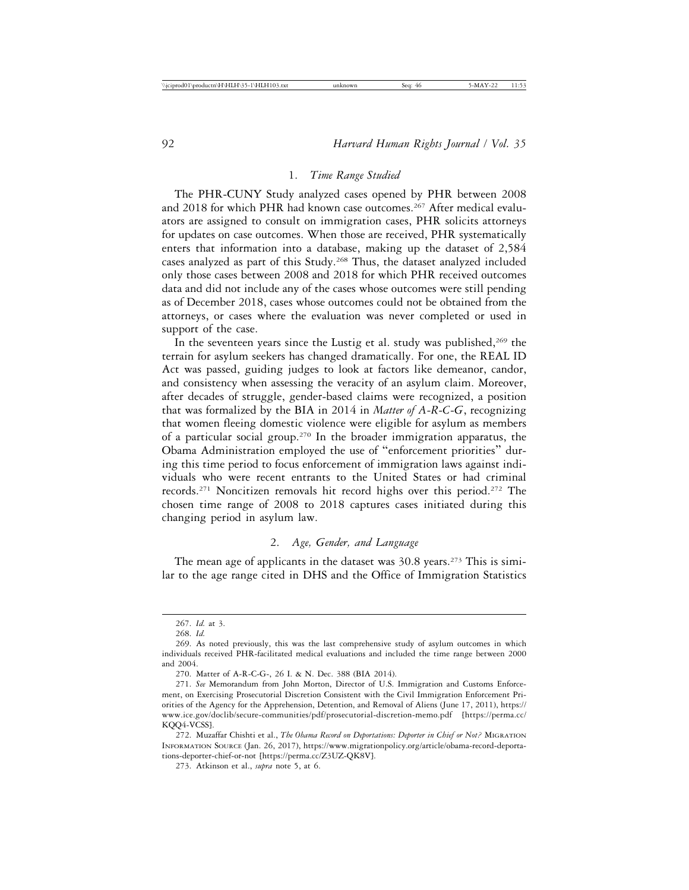### 1. *Time Range Studied*

The PHR-CUNY Study analyzed cases opened by PHR between 2008 and 2018 for which PHR had known case outcomes.[267] After medical evaluators are assigned to consult on immigration cases, PHR solicits attorneys for updates on case outcomes. When those are received, PHR systematically enters that information into a database, making up the dataset of 2,584 cases analyzed as part of this Study.[268] Thus, the dataset analyzed included only those cases between 2008 and 2018 for which PHR received outcomes data and did not include any of the cases whose outcomes were still pending as of December 2018, cases whose outcomes could not be obtained from the attorneys, or cases where the evaluation was never completed or used in support of the case.

In the seventeen years since the Lustig et al. study was published,[269] the terrain for asylum seekers has changed dramatically. For one, the REAL ID Act was passed, guiding judges to look at factors like demeanor, candor, and consistency when assessing the veracity of an asylum claim. Moreover, after decades of struggle, gender-based claims were recognized, a position that was formalized by the BIA in 2014 in *Matter of A-R-C-G*, recognizing that women fleeing domestic violence were eligible for asylum as members of a particular social group.[270] In the broader immigration apparatus, the Obama Administration employed the use of "enforcement priorities" during this time period to focus enforcement of immigration laws against individuals who were recent entrants to the United States or had criminal records.[271] Noncitizen removals hit record highs over this period.[272] The chosen time range of 2008 to 2018 captures cases initiated during this changing period in asylum law.

### 2. *Age, Gender, and Language*

The mean age of applicants in the dataset was 30.8 years.[273] This is similar to the age range cited in DHS and the Office of Immigration Statistics

---

267. *Id.* at 3.

268. *Id.*

269. As noted previously, this was the last comprehensive study of asylum outcomes in which individuals received PHR-facilitated medical evaluations and included the time range between 2000 and 2004.

270. Matter of A-R-C-G-, 26 I. & N. Dec. 388 (BIA 2014).

271. *See* Memorandum from John Morton, Director of U.S. Immigration and Customs Enforcement, on Exercising Prosecutorial Discretion Consistent with the Civil Immigration Enforcement Priorities of the Agency for the Apprehension, Detention, and Removal of Aliens (June 17, 2011), https://www.ice.gov/doclib/secure-communities/pdf/prosecutorial-discretion-memo.pdf [https://perma.cc/KQQ4-VCSS].

272. Muzaffar Chishti et al., *The Obama Record on Deportations: Deporter in Chief or Not?* Migration Information Source (Jan. 26, 2017), https://www.migrationpolicy.org/article/obama-record-deportations-deporter-chief-or-not [https://perma.cc/Z3UZ-QK8V].

273. Atkinson et al., *supra* note 5, at 6.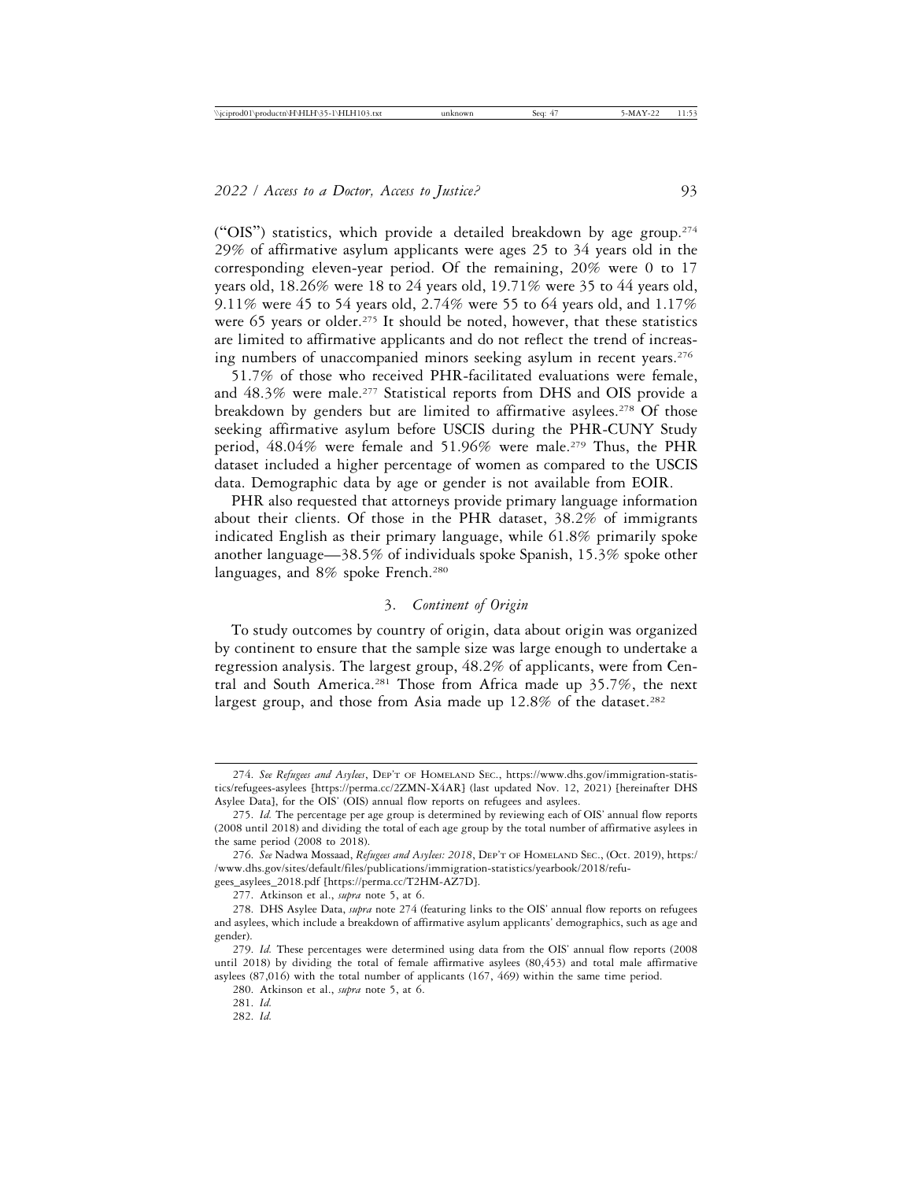("OIS") statistics, which provide a detailed breakdown by age group.[274] 29% of affirmative asylum applicants were ages 25 to 34 years old in the corresponding eleven-year period. Of the remaining, 20% were 0 to 17 years old, 18.26% were 18 to 24 years old, 19.71% were 35 to 44 years old, 9.11% were 45 to 54 years old, 2.74% were 55 to 64 years old, and 1.17% were 65 years or older.[275] It should be noted, however, that these statistics are limited to affirmative applicants and do not reflect the trend of increasing numbers of unaccompanied minors seeking asylum in recent years.[276]

51.7% of those who received PHR-facilitated evaluations were female, and 48.3% were male.[277] Statistical reports from DHS and OIS provide a breakdown by genders but are limited to affirmative asylees.[278] Of those seeking affirmative asylum before USCIS during the PHR-CUNY Study period, 48.04% were female and 51.96% were male.[279] Thus, the PHR dataset included a higher percentage of women as compared to the USCIS data. Demographic data by age or gender is not available from EOIR.

PHR also requested that attorneys provide primary language information about their clients. Of those in the PHR dataset, 38.2% of immigrants indicated English as their primary language, while 61.8% primarily spoke another language—38.5% of individuals spoke Spanish, 15.3% spoke other languages, and 8% spoke French.[280]

### 3. *Continent of Origin*

To study outcomes by country of origin, data about origin was organized by continent to ensure that the sample size was large enough to undertake a regression analysis. The largest group, 48.2% of applicants, were from Central and South America.[281] Those from Africa made up 35.7%, the next largest group, and those from Asia made up 12.8% of the dataset.[282]

---

274. *See Refugees and Asylees*, Dep't of Homeland Sec., https://www.dhs.gov/immigration-statistics/refugees-asylees [https://perma.cc/2ZMN-X4AR] (last updated Nov. 12, 2021) [hereinafter DHS Asylee Data], for the OIS' (OIS) annual flow reports on refugees and asylees.

275. *Id.* The percentage per age group is determined by reviewing each of OIS' annual flow reports (2008 until 2018) and dividing the total of each age group by the total number of affirmative asylees in the same period (2008 to 2018).

276. *See* Nadwa Mossaad, *Refugees and Asylees: 2018*, Dep't of Homeland Sec., (Oct. 2019), https://www.dhs.gov/sites/default/files/publications/immigration-statistics/yearbook/2018/refugees_asylees_2018.pdf [https://perma.cc/T2HM-AZ7D].

277. Atkinson et al., *supra* note 5, at 6.

278. DHS Asylee Data, *supra* note 274 (featuring links to the OIS' annual flow reports on refugees and asylees, which include a breakdown of affirmative asylum applicants' demographics, such as age and gender).

279. *Id.* These percentages were determined using data from the OIS' annual flow reports (2008 until 2018) by dividing the total of female affirmative asylees (80,453) and total male affirmative asylees (87,016) with the total number of applicants (167, 469) within the same time period.

280. Atkinson et al., *supra* note 5, at 6.

281. *Id.*

282. *Id.*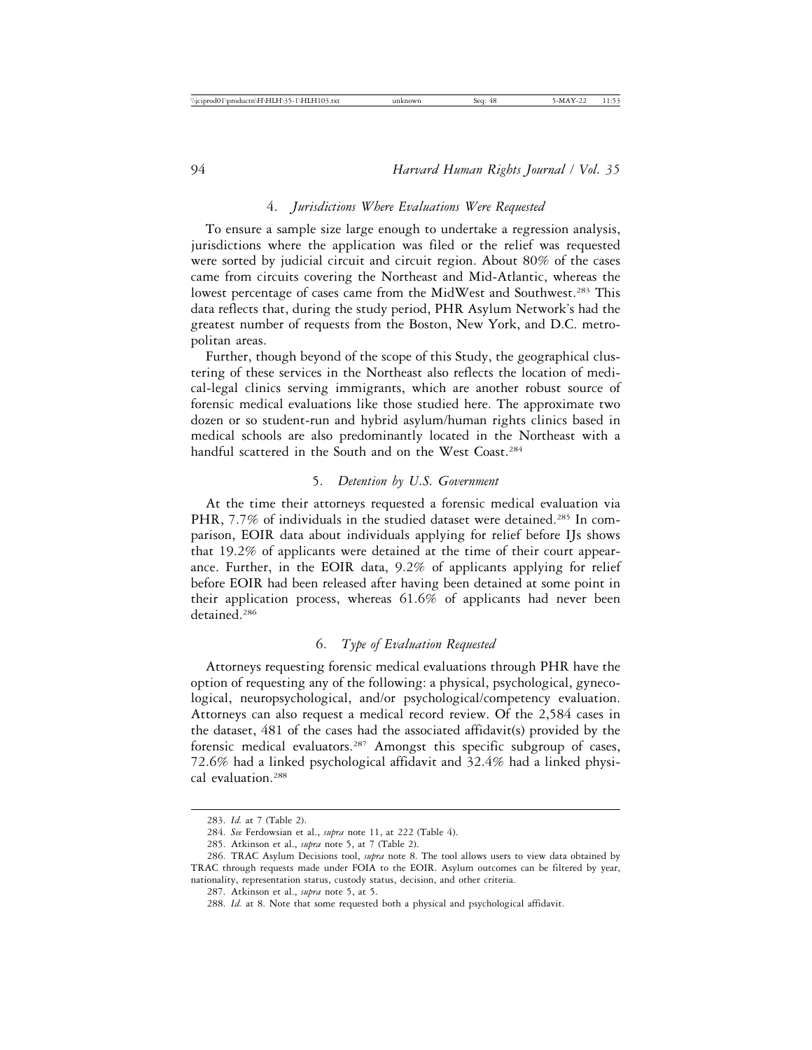#### 4. *Jurisdictions Where Evaluations Were Requested*

To ensure a sample size large enough to undertake a regression analysis, jurisdictions where the application was filed or the relief was requested were sorted by judicial circuit and circuit region. About 80% of the cases came from circuits covering the Northeast and Mid-Atlantic, whereas the lowest percentage of cases came from the MidWest and Southwest.[283] This data reflects that, during the study period, PHR Asylum Network's had the greatest number of requests from the Boston, New York, and D.C. metropolitan areas.

Further, though beyond of the scope of this Study, the geographical clustering of these services in the Northeast also reflects the location of medical-legal clinics serving immigrants, which are another robust source of forensic medical evaluations like those studied here. The approximate two dozen or so student-run and hybrid asylum/human rights clinics based in medical schools are also predominantly located in the Northeast with a handful scattered in the South and on the West Coast.[284]

#### 5. *Detention by U.S. Government*

At the time their attorneys requested a forensic medical evaluation via PHR, 7.7% of individuals in the studied dataset were detained.[285] In comparison, EOIR data about individuals applying for relief before IJs shows that 19.2% of applicants were detained at the time of their court appearance. Further, in the EOIR data, 9.2% of applicants applying for relief before EOIR had been released after having been detained at some point in their application process, whereas 61.6% of applicants had never been detained.[286]

#### 6. *Type of Evaluation Requested*

Attorneys requesting forensic medical evaluations through PHR have the option of requesting any of the following: a physical, psychological, gynecological, neuropsychological, and/or psychological/competency evaluation. Attorneys can also request a medical record review. Of the 2,584 cases in the dataset, 481 of the cases had the associated affidavit(s) provided by the forensic medical evaluators.[287] Amongst this specific subgroup of cases, 72.6% had a linked psychological affidavit and 32.4% had a linked physical evaluation.[288]

---

283. *Id.* at 7 (Table 2).

284. *See* Ferdowsian et al., *supra* note 11, at 222 (Table 4).

285. Atkinson et al., *supra* note 5, at 7 (Table 2).

286. TRAC Asylum Decisions tool, *supra* note 8. The tool allows users to view data obtained by TRAC through requests made under FOIA to the EOIR. Asylum outcomes can be filtered by year, nationality, representation status, custody status, decision, and other criteria.

287. Atkinson et al., *supra* note 5, at 5.

288. *Id.* at 8. Note that some requested both a physical and psychological affidavit.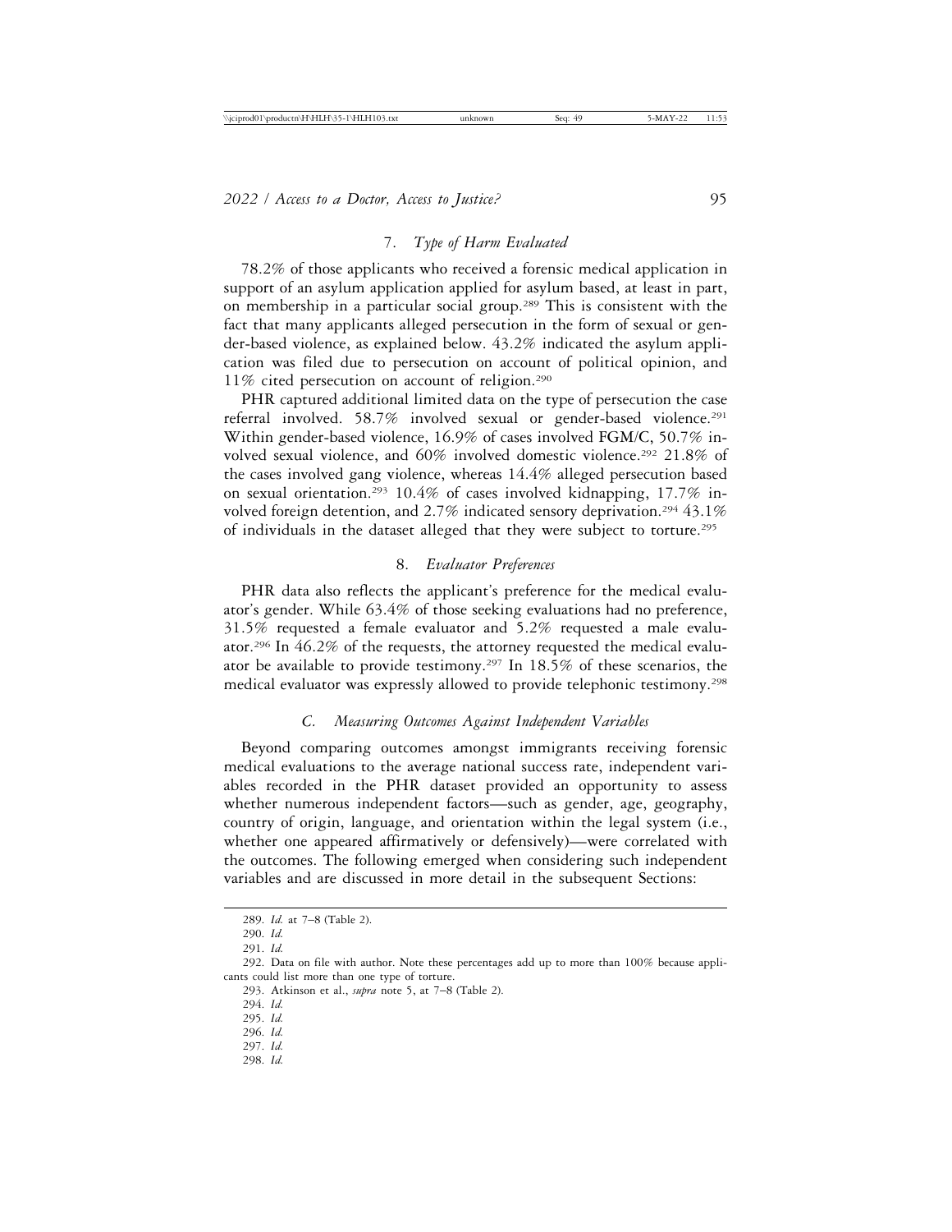### 7. *Type of Harm Evaluated*

78.2% of those applicants who received a forensic medical application in support of an asylum application applied for asylum based, at least in part, on membership in a particular social group.[289] This is consistent with the fact that many applicants alleged persecution in the form of sexual or gender-based violence, as explained below. 43.2% indicated the asylum application was filed due to persecution on account of political opinion, and 11% cited persecution on account of religion.[290]

PHR captured additional limited data on the type of persecution the case referral involved. 58.7% involved sexual or gender-based violence.[291] Within gender-based violence, 16.9% of cases involved FGM/C, 50.7% involved sexual violence, and 60% involved domestic violence.[292] 21.8% of the cases involved gang violence, whereas 14.4% alleged persecution based on sexual orientation.[293] 10.4% of cases involved kidnapping, 17.7% involved foreign detention, and 2.7% indicated sensory deprivation.[294] 43.1% of individuals in the dataset alleged that they were subject to torture.[295]

### 8. *Evaluator Preferences*

PHR data also reflects the applicant's preference for the medical evaluator's gender. While 63.4% of those seeking evaluations had no preference, 31.5% requested a female evaluator and 5.2% requested a male evaluator.[296] In 46.2% of the requests, the attorney requested the medical evaluator be available to provide testimony.[297] In 18.5% of these scenarios, the medical evaluator was expressly allowed to provide telephonic testimony.[298]

## C. *Measuring Outcomes Against Independent Variables*

Beyond comparing outcomes amongst immigrants receiving forensic medical evaluations to the average national success rate, independent variables recorded in the PHR dataset provided an opportunity to assess whether numerous independent factors—such as gender, age, geography, country of origin, language, and orientation within the legal system (i.e., whether one appeared affirmatively or defensively)—were correlated with the outcomes. The following emerged when considering such independent variables and are discussed in more detail in the subsequent Sections:

---

289. *Id.* at 7–8 (Table 2).

290. *Id.*

291. *Id.*

292. Data on file with author. Note these percentages add up to more than 100% because applicants could list more than one type of torture.

293. Atkinson et al., *supra* note 5, at 7–8 (Table 2).

294. *Id.*

295. *Id.*

296. *Id.*

297. *Id.*

298. *Id.*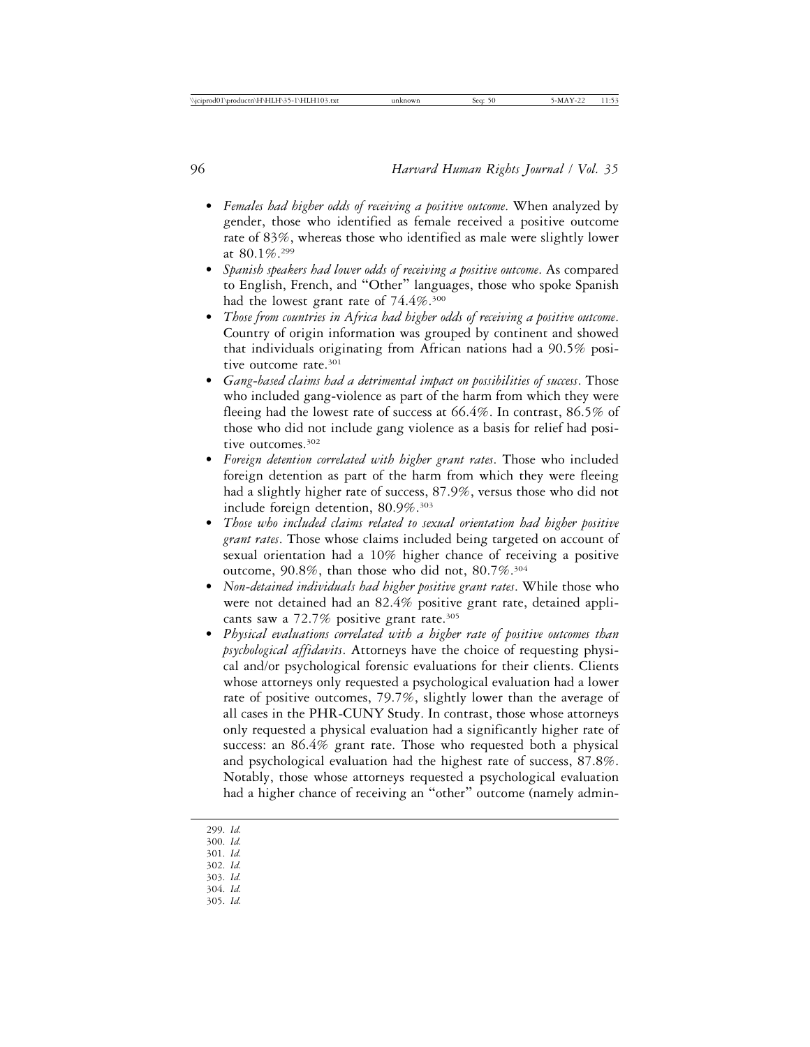- *Females had higher odds of receiving a positive outcome*. When analyzed by gender, those who identified as female received a positive outcome rate of 83%, whereas those who identified as male were slightly lower at 80.1%.[299]
- *Spanish speakers had lower odds of receiving a positive outcome*. As compared to English, French, and "Other" languages, those who spoke Spanish had the lowest grant rate of 74.4%.[300]
- *Those from countries in Africa had higher odds of receiving a positive outcome*. Country of origin information was grouped by continent and showed that individuals originating from African nations had a 90.5% positive outcome rate.[301]
- *Gang-based claims had a detrimental impact on possibilities of success*. Those who included gang-violence as part of the harm from which they were fleeing had the lowest rate of success at 66.4%. In contrast, 86.5% of those who did not include gang violence as a basis for relief had positive outcomes.[302]
- *Foreign detention correlated with higher grant rates*. Those who included foreign detention as part of the harm from which they were fleeing had a slightly higher rate of success, 87.9%, versus those who did not include foreign detention, 80.9%.[303]
- *Those who included claims related to sexual orientation had higher positive grant rates*. Those whose claims included being targeted on account of sexual orientation had a 10% higher chance of receiving a positive outcome, 90.8%, than those who did not, 80.7%.[304]
- *Non-detained individuals had higher positive grant rates*. While those who were not detained had an 82.4% positive grant rate, detained applicants saw a 72.7% positive grant rate.[305]
- *Physical evaluations correlated with a higher rate of positive outcomes than psychological affidavits*. Attorneys have the choice of requesting physical and/or psychological forensic evaluations for their clients. Clients whose attorneys only requested a psychological evaluation had a lower rate of positive outcomes, 79.7%, slightly lower than the average of all cases in the PHR-CUNY Study. In contrast, those whose attorneys only requested a physical evaluation had a significantly higher rate of success: an 86.4% grant rate. Those who requested both a physical and psychological evaluation had the highest rate of success, 87.8%. Notably, those whose attorneys requested a psychological evaluation had a higher chance of receiving an "other" outcome (namely admin-

---

299. *Id.*
300. *Id.*
301. *Id.*
302. *Id.*
303. *Id.*
304. *Id.*
305. *Id.*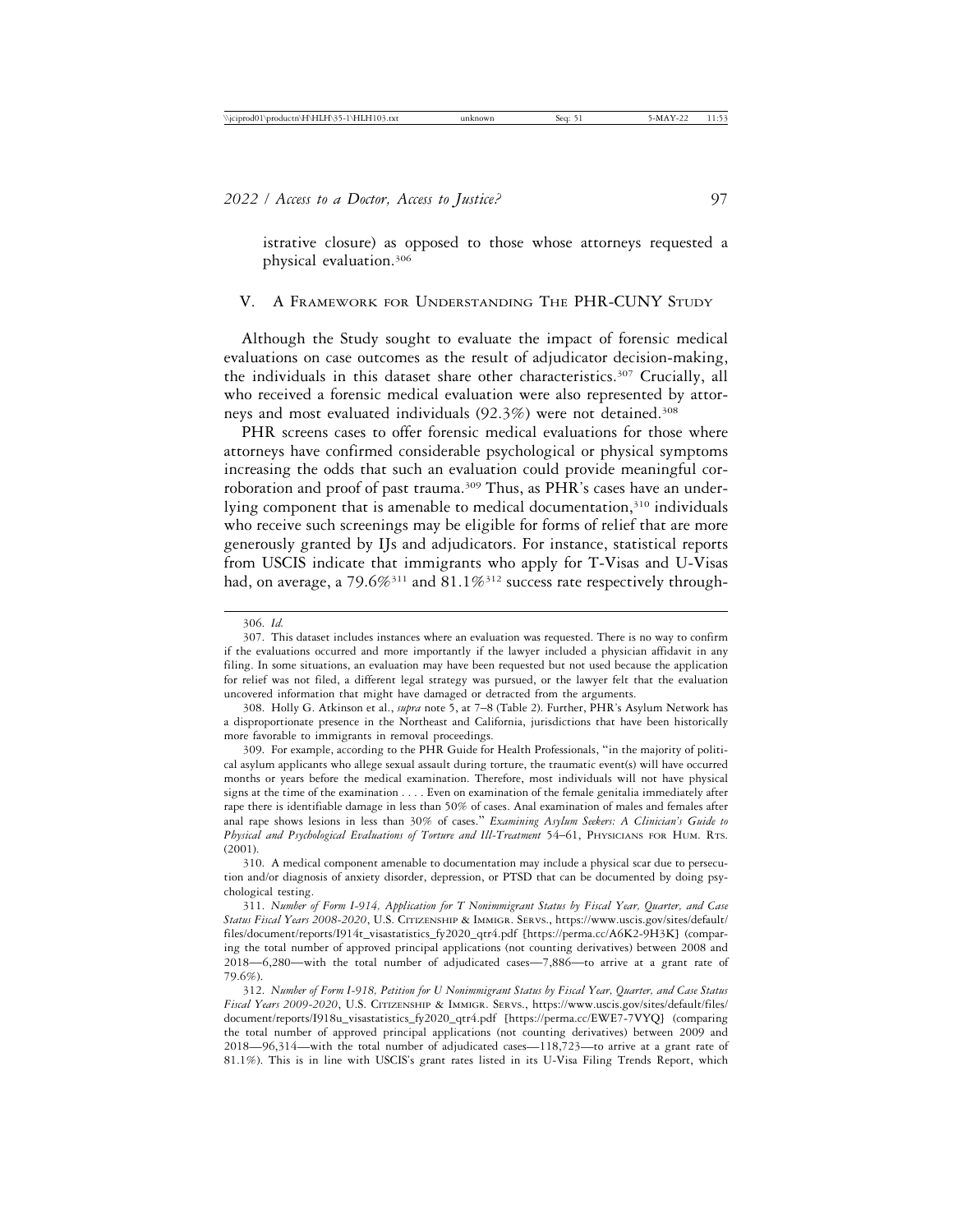istrative closure) as opposed to those whose attorneys requested a physical evaluation.[306]

## V. A Framework for Understanding The PHR-CUNY Study

Although the Study sought to evaluate the impact of forensic medical evaluations on case outcomes as the result of adjudicator decision-making, the individuals in this dataset share other characteristics.[307] Crucially, all who received a forensic medical evaluation were also represented by attorneys and most evaluated individuals (92.3%) were not detained.[308]

PHR screens cases to offer forensic medical evaluations for those where attorneys have confirmed considerable psychological or physical symptoms increasing the odds that such an evaluation could provide meaningful corroboration and proof of past trauma.[309] Thus, as PHR's cases have an underlying component that is amenable to medical documentation,[310] individuals who receive such screenings may be eligible for forms of relief that are more generously granted by IJs and adjudicators. For instance, statistical reports from USCIS indicate that immigrants who apply for T-Visas and U-Visas had, on average, a 79.6%[311] and 81.1%[312] success rate respectively through-

---

306. *Id.*

307. This dataset includes instances where an evaluation was requested. There is no way to confirm if the evaluations occurred and more importantly if the lawyer included a physician affidavit in any filing. In some situations, an evaluation may have been requested but not used because the application for relief was not filed, a different legal strategy was pursued, or the lawyer felt that the evaluation uncovered information that might have damaged or detracted from the arguments.

308. Holly G. Atkinson et al., *supra* note 5, at 7–8 (Table 2). Further, PHR's Asylum Network has a disproportionate presence in the Northeast and California, jurisdictions that have been historically more favorable to immigrants in removal proceedings.

309. For example, according to the PHR Guide for Health Professionals, "in the majority of political asylum applicants who allege sexual assault during torture, the traumatic event(s) will have occurred months or years before the medical examination. Therefore, most individuals will not have physical signs at the time of the examination . . . . Even on examination of the female genitalia immediately after rape there is identifiable damage in less than 50% of cases. Anal examination of males and females after anal rape shows lesions in less than 30% of cases." *Examining Asylum Seekers: A Clinician's Guide to Physical and Psychological Evaluations of Torture and Ill-Treatment* 54–61, Physicians for Hum. Rts. (2001).

310. A medical component amenable to documentation may include a physical scar due to persecution and/or diagnosis of anxiety disorder, depression, or PTSD that can be documented by doing psychological testing.

311. *Number of Form I-914, Application for T Nonimmigrant Status by Fiscal Year, Quarter, and Case Status Fiscal Years 2008-2020*, U.S. Citizenship & Immigr. Servs., https://www.uscis.gov/sites/default/files/document/reports/I914t_visastatistics_fy2020_qtr4.pdf [https://perma.cc/A6K2-9H3K] (comparing the total number of approved principal applications (not counting derivatives) between 2008 and 2018—6,280—with the total number of adjudicated cases—7,886—to arrive at a grant rate of 79.6%).

312. *Number of Form I-918, Petition for U Nonimmigrant Status by Fiscal Year, Quarter, and Case Status Fiscal Years 2009-2020*, U.S. Citizenship & Immigr. Servs., https://www.uscis.gov/sites/default/files/document/reports/I918u_visastatistics_fy2020_qtr4.pdf [https://perma.cc/EWE7-7VYQ] (comparing the total number of approved principal applications (not counting derivatives) between 2009 and 2018—96,314—with the total number of adjudicated cases—118,723—to arrive at a grant rate of 81.1%). This is in line with USCIS's grant rates listed in its U-Visa Filing Trends Report, which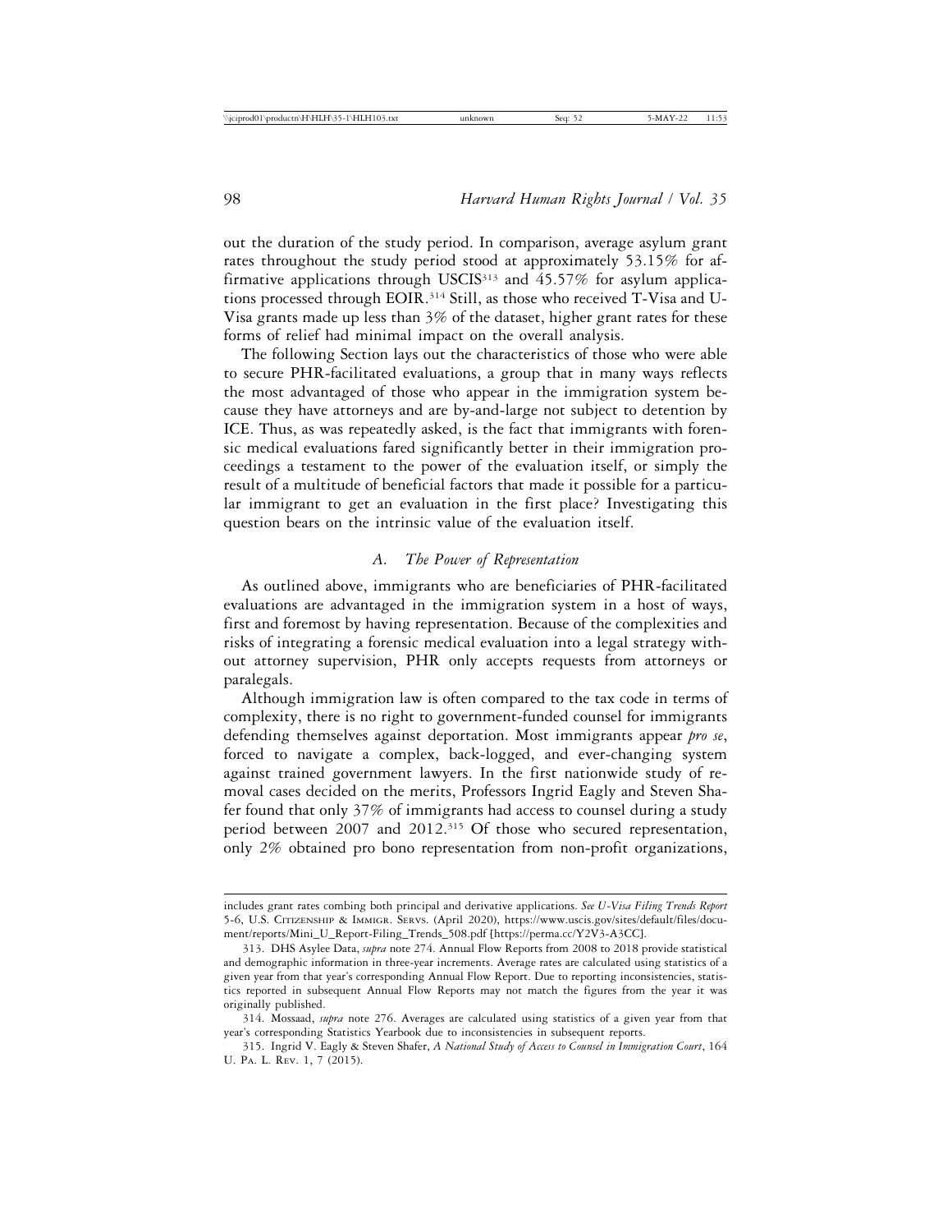out the duration of the study period. In comparison, average asylum grant rates throughout the study period stood at approximately 53.15% for affirmative applications through USCIS[313] and 45.57% for asylum applications processed through EOIR.[314] Still, as those who received T-Visa and U-Visa grants made up less than 3% of the dataset, higher grant rates for these forms of relief had minimal impact on the overall analysis.

The following Section lays out the characteristics of those who were able to secure PHR-facilitated evaluations, a group that in many ways reflects the most advantaged of those who appear in the immigration system because they have attorneys and are by-and-large not subject to detention by ICE. Thus, as was repeatedly asked, is the fact that immigrants with forensic medical evaluations fared significantly better in their immigration proceedings a testament to the power of the evaluation itself, or simply the result of a multitude of beneficial factors that made it possible for a particular immigrant to get an evaluation in the first place? Investigating this question bears on the intrinsic value of the evaluation itself.

### *A. The Power of Representation*

As outlined above, immigrants who are beneficiaries of PHR-facilitated evaluations are advantaged in the immigration system in a host of ways, first and foremost by having representation. Because of the complexities and risks of integrating a forensic medical evaluation into a legal strategy without attorney supervision, PHR only accepts requests from attorneys or paralegals.

Although immigration law is often compared to the tax code in terms of complexity, there is no right to government-funded counsel for immigrants defending themselves against deportation. Most immigrants appear *pro se*, forced to navigate a complex, back-logged, and ever-changing system against trained government lawyers. In the first nationwide study of removal cases decided on the merits, Professors Ingrid Eagly and Steven Shafer found that only 37% of immigrants had access to counsel during a study period between 2007 and 2012.[315] Of those who secured representation, only 2% obtained pro bono representation from non-profit organizations,

---

includes grant rates combing both principal and derivative applications. *See U-Visa Filing Trends Report* 5-6, U.S. Citizenship & Immigr. Servs. (April 2020), https://www.uscis.gov/sites/default/files/document/reports/Mini_U_Report-Filing_Trends_508.pdf [https://perma.cc/Y2V3-A3CC].

313. DHS Asylee Data, *supra* note 274. Annual Flow Reports from 2008 to 2018 provide statistical and demographic information in three-year increments. Average rates are calculated using statistics of a given year from that year's corresponding Annual Flow Report. Due to reporting inconsistencies, statistics reported in subsequent Annual Flow Reports may not match the figures from the year it was originally published.

314. Mossaad, *supra* note 276. Averages are calculated using statistics of a given year from that year's corresponding Statistics Yearbook due to inconsistencies in subsequent reports.

315. Ingrid V. Eagly & Steven Shafer, *A National Study of Access to Counsel in Immigration Court*, 164 U. Pa. L. Rev. 1, 7 (2015).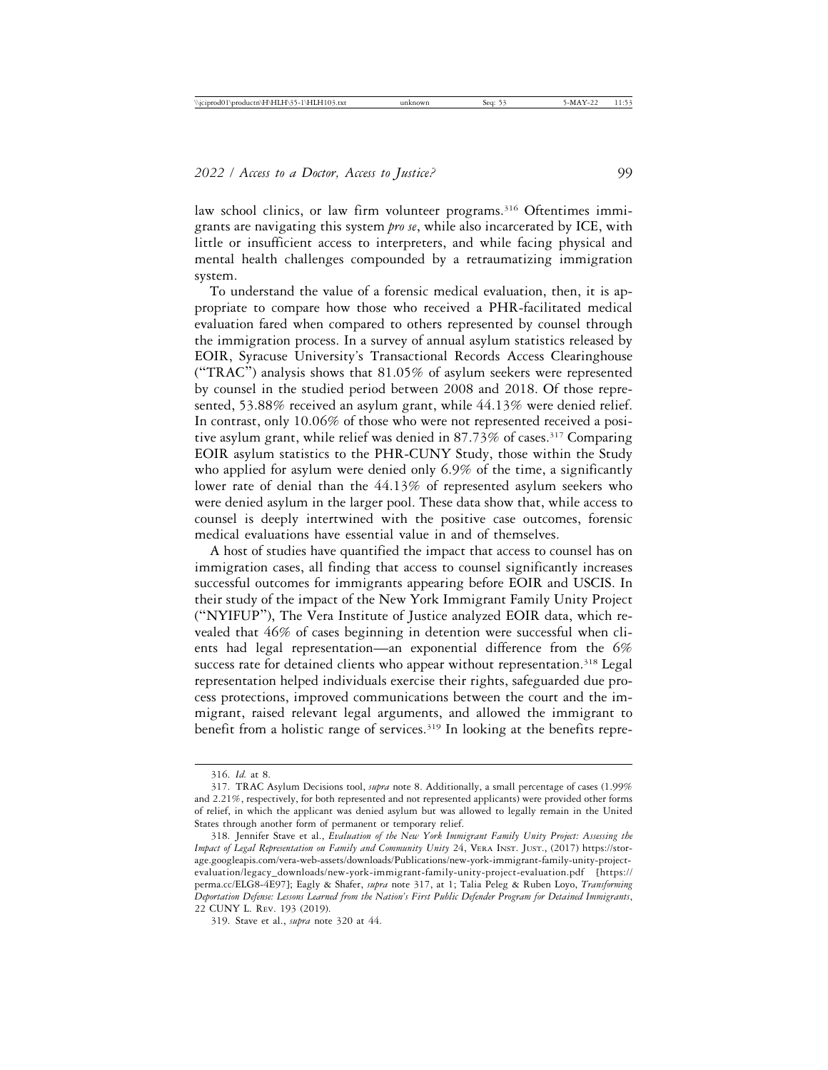law school clinics, or law firm volunteer programs.[316] Oftentimes immigrants are navigating this system *pro se*, while also incarcerated by ICE, with little or insufficient access to interpreters, and while facing physical and mental health challenges compounded by a retraumatizing immigration system.

To understand the value of a forensic medical evaluation, then, it is appropriate to compare how those who received a PHR-facilitated medical evaluation fared when compared to others represented by counsel through the immigration process. In a survey of annual asylum statistics released by EOIR, Syracuse University's Transactional Records Access Clearinghouse ("TRAC") analysis shows that 81.05% of asylum seekers were represented by counsel in the studied period between 2008 and 2018. Of those represented, 53.88% received an asylum grant, while 44.13% were denied relief. In contrast, only 10.06% of those who were not represented received a positive asylum grant, while relief was denied in 87.73% of cases.[317] Comparing EOIR asylum statistics to the PHR-CUNY Study, those within the Study who applied for asylum were denied only 6.9% of the time, a significantly lower rate of denial than the 44.13% of represented asylum seekers who were denied asylum in the larger pool. These data show that, while access to counsel is deeply intertwined with the positive case outcomes, forensic medical evaluations have essential value in and of themselves.

A host of studies have quantified the impact that access to counsel has on immigration cases, all finding that access to counsel significantly increases successful outcomes for immigrants appearing before EOIR and USCIS. In their study of the impact of the New York Immigrant Family Unity Project ("NYIFUP"), The Vera Institute of Justice analyzed EOIR data, which revealed that 46% of cases beginning in detention were successful when clients had legal representation—an exponential difference from the 6% success rate for detained clients who appear without representation.[318] Legal representation helped individuals exercise their rights, safeguarded due process protections, improved communications between the court and the immigrant, raised relevant legal arguments, and allowed the immigrant to benefit from a holistic range of services.[319] In looking at the benefits repre-

---

316. *Id.* at 8.

317. TRAC Asylum Decisions tool, *supra* note 8. Additionally, a small percentage of cases (1.99% and 2.21%, respectively, for both represented and not represented applicants) were provided other forms of relief, in which the applicant was denied asylum but was allowed to legally remain in the United States through another form of permanent or temporary relief.

318. Jennifer Stave et al., *Evaluation of the New York Immigrant Family Unity Project: Assessing the Impact of Legal Representation on Family and Community Unity* 24, VERA INST. JUST., (2017) https://storage.googleapis.com/vera-web-assets/downloads/Publications/new-york-immigrant-family-unity-project-evaluation/legacy_downloads/new-york-immigrant-family-unity-project-evaluation.pdf [https://perma.cc/ELG8-4E97]; Eagly & Shafer, *supra* note 317, at 1; Talia Peleg & Ruben Loyo, *Transforming Deportation Defense: Lessons Learned from the Nation's First Public Defender Program for Detained Immigrants*, 22 CUNY L. REV. 193 (2019).

319. Stave et al., *supra* note 320 at 44.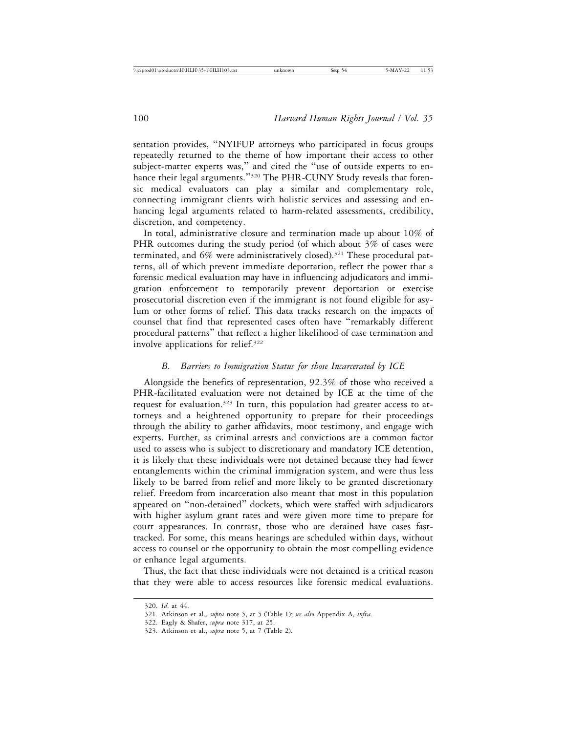sentation provides, "NYIFUP attorneys who participated in focus groups repeatedly returned to the theme of how important their access to other subject-matter experts was," and cited the "use of outside experts to enhance their legal arguments."[320] The PHR-CUNY Study reveals that forensic medical evaluators can play a similar and complementary role, connecting immigrant clients with holistic services and assessing and enhancing legal arguments related to harm-related assessments, credibility, discretion, and competency.

In total, administrative closure and termination made up about 10% of PHR outcomes during the study period (of which about 3% of cases were terminated, and 6% were administratively closed).[321] These procedural patterns, all of which prevent immediate deportation, reflect the power that a forensic medical evaluation may have in influencing adjudicators and immigration enforcement to temporarily prevent deportation or exercise prosecutorial discretion even if the immigrant is not found eligible for asylum or other forms of relief. This data tracks research on the impacts of counsel that find that represented cases often have "remarkably different procedural patterns" that reflect a higher likelihood of case termination and involve applications for relief.[322]

### *B. Barriers to Immigration Status for those Incarcerated by ICE*

Alongside the benefits of representation, 92.3% of those who received a PHR-facilitated evaluation were not detained by ICE at the time of the request for evaluation.[323] In turn, this population had greater access to attorneys and a heightened opportunity to prepare for their proceedings through the ability to gather affidavits, moot testimony, and engage with experts. Further, as criminal arrests and convictions are a common factor used to assess who is subject to discretionary and mandatory ICE detention, it is likely that these individuals were not detained because they had fewer entanglements within the criminal immigration system, and were thus less likely to be barred from relief and more likely to be granted discretionary relief. Freedom from incarceration also meant that most in this population appeared on "non-detained" dockets, which were staffed with adjudicators with higher asylum grant rates and were given more time to prepare for court appearances. In contrast, those who are detained have cases fast-tracked. For some, this means hearings are scheduled within days, without access to counsel or the opportunity to obtain the most compelling evidence or enhance legal arguments.

Thus, the fact that these individuals were not detained is a critical reason that they were able to access resources like forensic medical evaluations.

320. *Id.* at 44.

321. Atkinson et al., *supra* note 5, at 5 (Table 1); *see also* Appendix A, *infra*.

322. Eagly & Shafer, *supra* note 317, at 25.

323. Atkinson et al., *supra* note 5, at 7 (Table 2).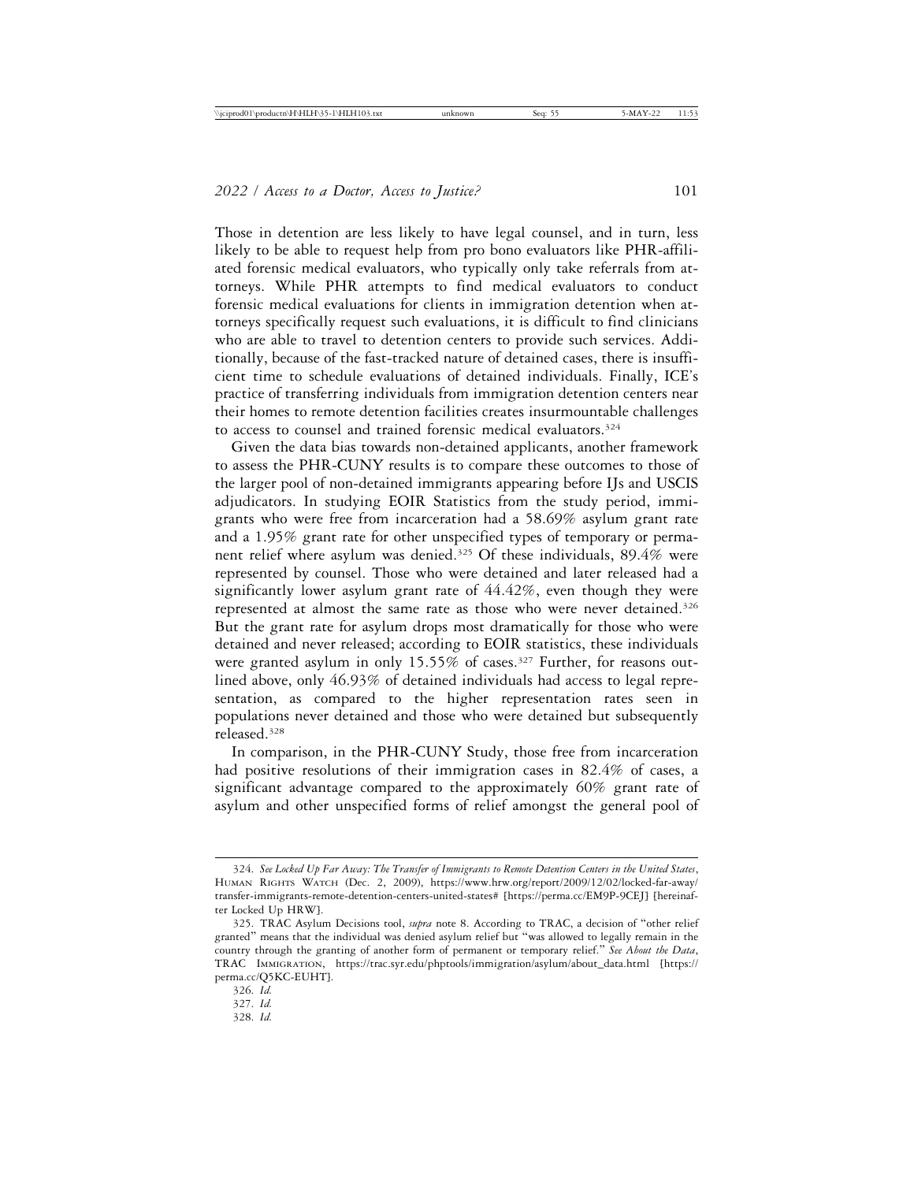Those in detention are less likely to have legal counsel, and in turn, less likely to be able to request help from pro bono evaluators like PHR-affiliated forensic medical evaluators, who typically only take referrals from attorneys. While PHR attempts to find medical evaluators to conduct forensic medical evaluations for clients in immigration detention when attorneys specifically request such evaluations, it is difficult to find clinicians who are able to travel to detention centers to provide such services. Additionally, because of the fast-tracked nature of detained cases, there is insufficient time to schedule evaluations of detained individuals. Finally, ICE's practice of transferring individuals from immigration detention centers near their homes to remote detention facilities creates insurmountable challenges to access to counsel and trained forensic medical evaluators.[324]

Given the data bias towards non-detained applicants, another framework to assess the PHR-CUNY results is to compare these outcomes to those of the larger pool of non-detained immigrants appearing before IJs and USCIS adjudicators. In studying EOIR Statistics from the study period, immigrants who were free from incarceration had a 58.69% asylum grant rate and a 1.95% grant rate for other unspecified types of temporary or permanent relief where asylum was denied.[325] Of these individuals, 89.4% were represented by counsel. Those who were detained and later released had a significantly lower asylum grant rate of 44.42%, even though they were represented at almost the same rate as those who were never detained.[326] But the grant rate for asylum drops most dramatically for those who were detained and never released; according to EOIR statistics, these individuals were granted asylum in only 15.55% of cases.[327] Further, for reasons outlined above, only 46.93% of detained individuals had access to legal representation, as compared to the higher representation rates seen in populations never detained and those who were detained but subsequently released.[328]

In comparison, in the PHR-CUNY Study, those free from incarceration had positive resolutions of their immigration cases in 82.4% of cases, a significant advantage compared to the approximately 60% grant rate of asylum and other unspecified forms of relief amongst the general pool of

---

324. *See Locked Up Far Away: The Transfer of Immigrants to Remote Detention Centers in the United States*, HUMAN RIGHTS WATCH (Dec. 2, 2009), https://www.hrw.org/report/2009/12/02/locked-far-away/transfer-immigrants-remote-detention-centers-united-states# [https://perma.cc/EM9P-9CEJ] [hereinafter Locked Up HRW].

325. TRAC Asylum Decisions tool, *supra* note 8. According to TRAC, a decision of "other relief granted" means that the individual was denied asylum relief but "was allowed to legally remain in the country through the granting of another form of permanent or temporary relief." *See About the Data*, TRAC IMMIGRATION, https://trac.syr.edu/phptools/immigration/asylum/about_data.html [https://perma.cc/Q5KC-EUHT].

326. *Id.*

327. *Id.*

328. *Id.*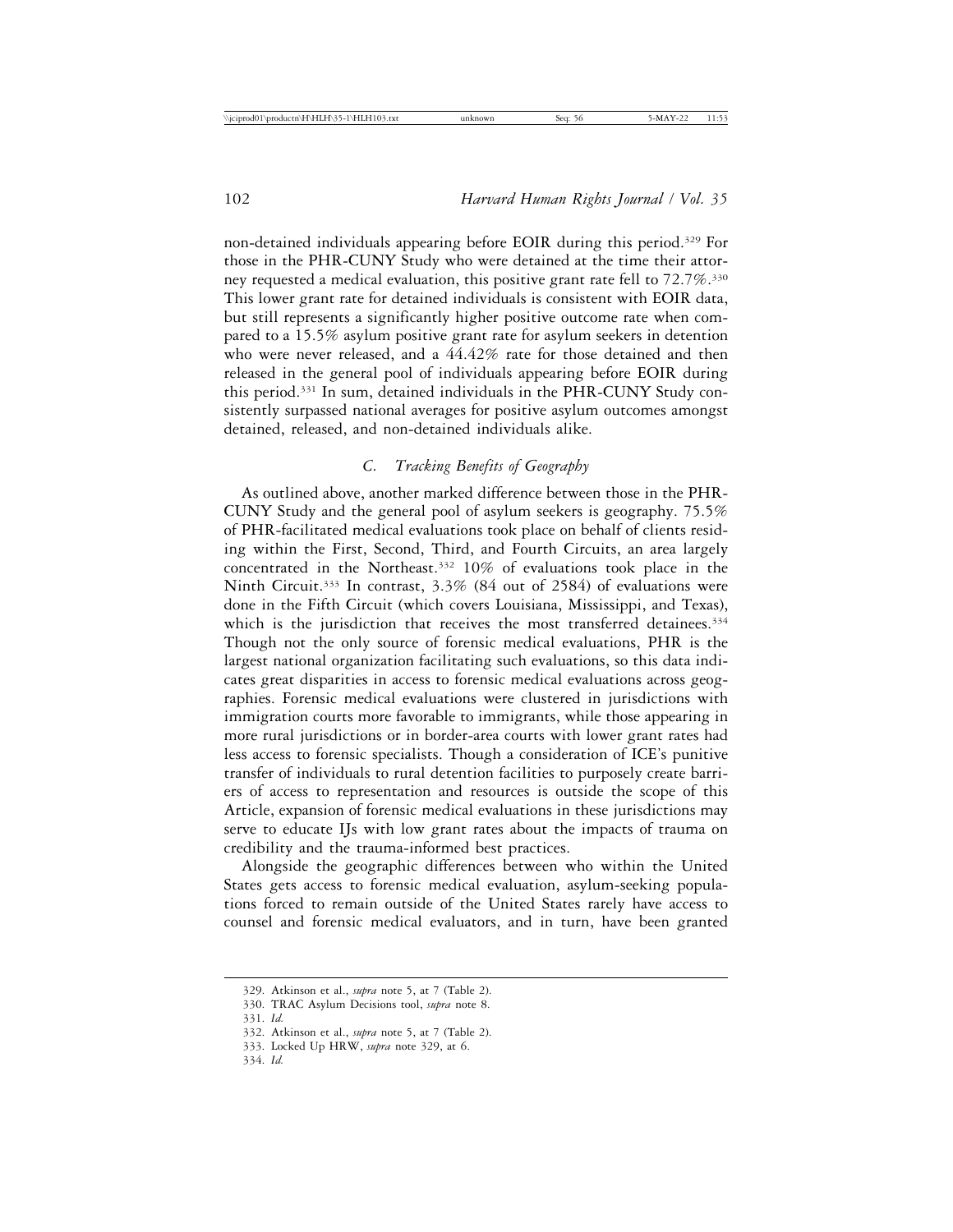non-detained individuals appearing before EOIR during this period.[329] For those in the PHR-CUNY Study who were detained at the time their attorney requested a medical evaluation, this positive grant rate fell to 72.7%.[330] This lower grant rate for detained individuals is consistent with EOIR data, but still represents a significantly higher positive outcome rate when compared to a 15.5% asylum positive grant rate for asylum seekers in detention who were never released, and a 44.42% rate for those detained and then released in the general pool of individuals appearing before EOIR during this period.[331] In sum, detained individuals in the PHR-CUNY Study consistently surpassed national averages for positive asylum outcomes amongst detained, released, and non-detained individuals alike.

### C. *Tracking Benefits of Geography*

As outlined above, another marked difference between those in the PHR-CUNY Study and the general pool of asylum seekers is geography. 75.5% of PHR-facilitated medical evaluations took place on behalf of clients residing within the First, Second, Third, and Fourth Circuits, an area largely concentrated in the Northeast.[332] 10% of evaluations took place in the Ninth Circuit.[333] In contrast, 3.3% (84 out of 2584) of evaluations were done in the Fifth Circuit (which covers Louisiana, Mississippi, and Texas), which is the jurisdiction that receives the most transferred detainees.[334] Though not the only source of forensic medical evaluations, PHR is the largest national organization facilitating such evaluations, so this data indicates great disparities in access to forensic medical evaluations across geographies. Forensic medical evaluations were clustered in jurisdictions with immigration courts more favorable to immigrants, while those appearing in more rural jurisdictions or in border-area courts with lower grant rates had less access to forensic specialists. Though a consideration of ICE's punitive transfer of individuals to rural detention facilities to purposely create barriers of access to representation and resources is outside the scope of this Article, expansion of forensic medical evaluations in these jurisdictions may serve to educate IJs with low grant rates about the impacts of trauma on credibility and the trauma-informed best practices.

Alongside the geographic differences between who within the United States gets access to forensic medical evaluation, asylum-seeking populations forced to remain outside of the United States rarely have access to counsel and forensic medical evaluators, and in turn, have been granted

---

329. Atkinson et al., *supra* note 5, at 7 (Table 2).

330. TRAC Asylum Decisions tool, *supra* note 8.

331. *Id.*

332. Atkinson et al., *supra* note 5, at 7 (Table 2).

333. Locked Up HRW, *supra* note 329, at 6.

334. *Id.*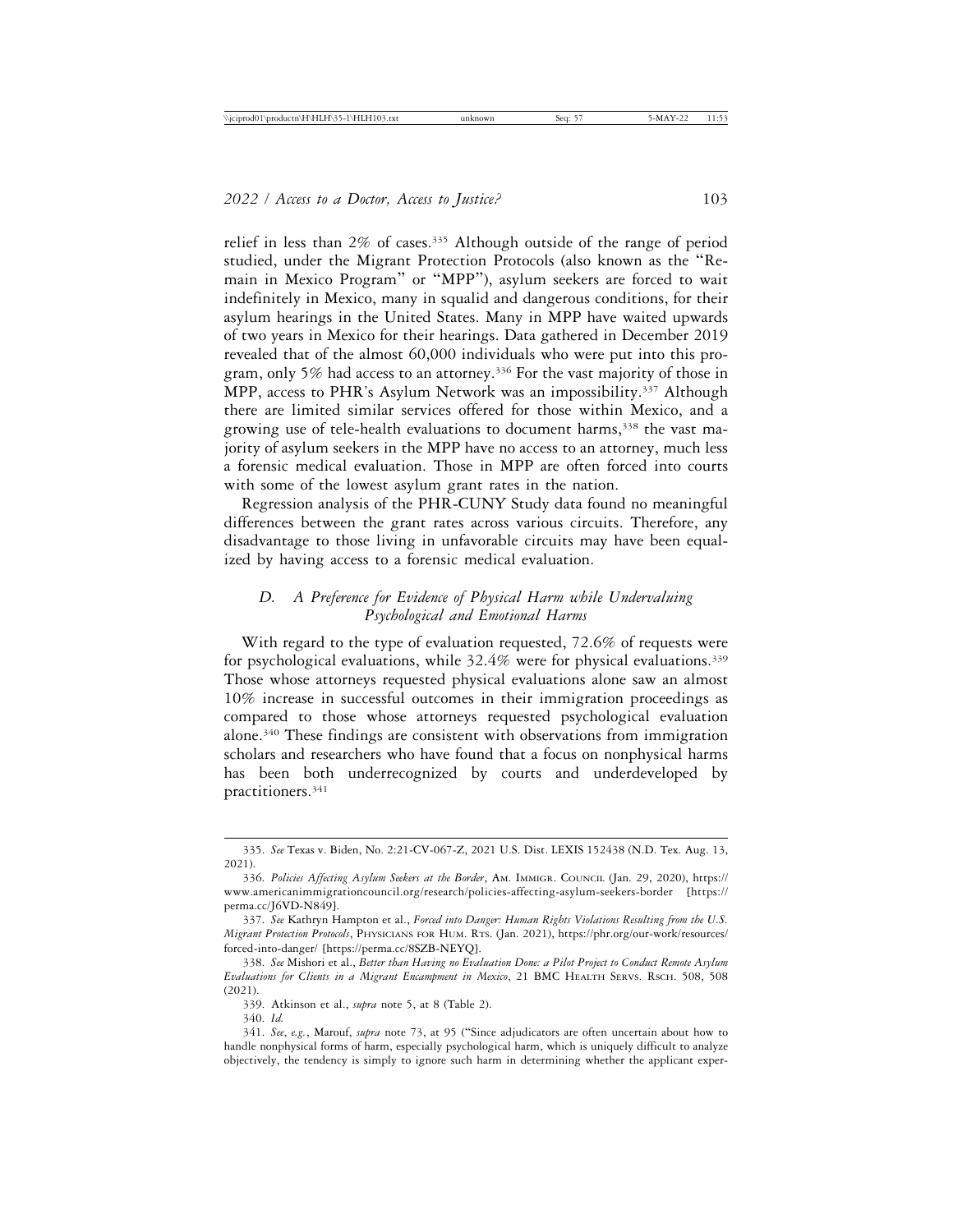relief in less than 2% of cases.[335] Although outside of the range of period studied, under the Migrant Protection Protocols (also known as the "Remain in Mexico Program" or "MPP"), asylum seekers are forced to wait indefinitely in Mexico, many in squalid and dangerous conditions, for their asylum hearings in the United States. Many in MPP have waited upwards of two years in Mexico for their hearings. Data gathered in December 2019 revealed that of the almost 60,000 individuals who were put into this program, only 5% had access to an attorney.[336] For the vast majority of those in MPP, access to PHR's Asylum Network was an impossibility.[337] Although there are limited similar services offered for those within Mexico, and a growing use of tele-health evaluations to document harms,[338] the vast majority of asylum seekers in the MPP have no access to an attorney, much less a forensic medical evaluation. Those in MPP are often forced into courts with some of the lowest asylum grant rates in the nation.

Regression analysis of the PHR-CUNY Study data found no meaningful differences between the grant rates across various circuits. Therefore, any disadvantage to those living in unfavorable circuits may have been equalized by having access to a forensic medical evaluation.

### *D. A Preference for Evidence of Physical Harm while Undervaluing Psychological and Emotional Harms*

With regard to the type of evaluation requested, 72.6% of requests were for psychological evaluations, while 32.4% were for physical evaluations.[339] Those whose attorneys requested physical evaluations alone saw an almost 10% increase in successful outcomes in their immigration proceedings as compared to those whose attorneys requested psychological evaluation alone.[340] These findings are consistent with observations from immigration scholars and researchers who have found that a focus on nonphysical harms has been both underrecognized by courts and underdeveloped by practitioners.[341]

---

335. *See* Texas v. Biden, No. 2:21-CV-067-Z, 2021 U.S. Dist. LEXIS 152438 (N.D. Tex. Aug. 13, 2021).

336. *Policies Affecting Asylum Seekers at the Border*, AM. IMMIGR. COUNCIL (Jan. 29, 2020), https://www.americanimmigrationcouncil.org/research/policies-affecting-asylum-seekers-border [https://perma.cc/J6VD-N849].

337. *See* Kathryn Hampton et al., *Forced into Danger: Human Rights Violations Resulting from the U.S. Migrant Protection Protocols*, PHYSICIANS FOR HUM. RTS. (Jan. 2021), https://phr.org/our-work/resources/forced-into-danger/ [https://perma.cc/8SZB-NEYQ].

338. *See* Mishori et al., *Better than Having no Evaluation Done: a Pilot Project to Conduct Remote Asylum Evaluations for Clients in a Migrant Encampment in Mexico*, 21 BMC HEALTH SERVS. RSCH. 508, 508 (2021).

339. Atkinson et al., *supra* note 5, at 8 (Table 2).

340. *Id.*

341. *See, e.g.*, Marouf, *supra* note 73, at 95 ("Since adjudicators are often uncertain about how to handle nonphysical forms of harm, especially psychological harm, which is uniquely difficult to analyze objectively, the tendency is simply to ignore such harm in determining whether the applicant exper-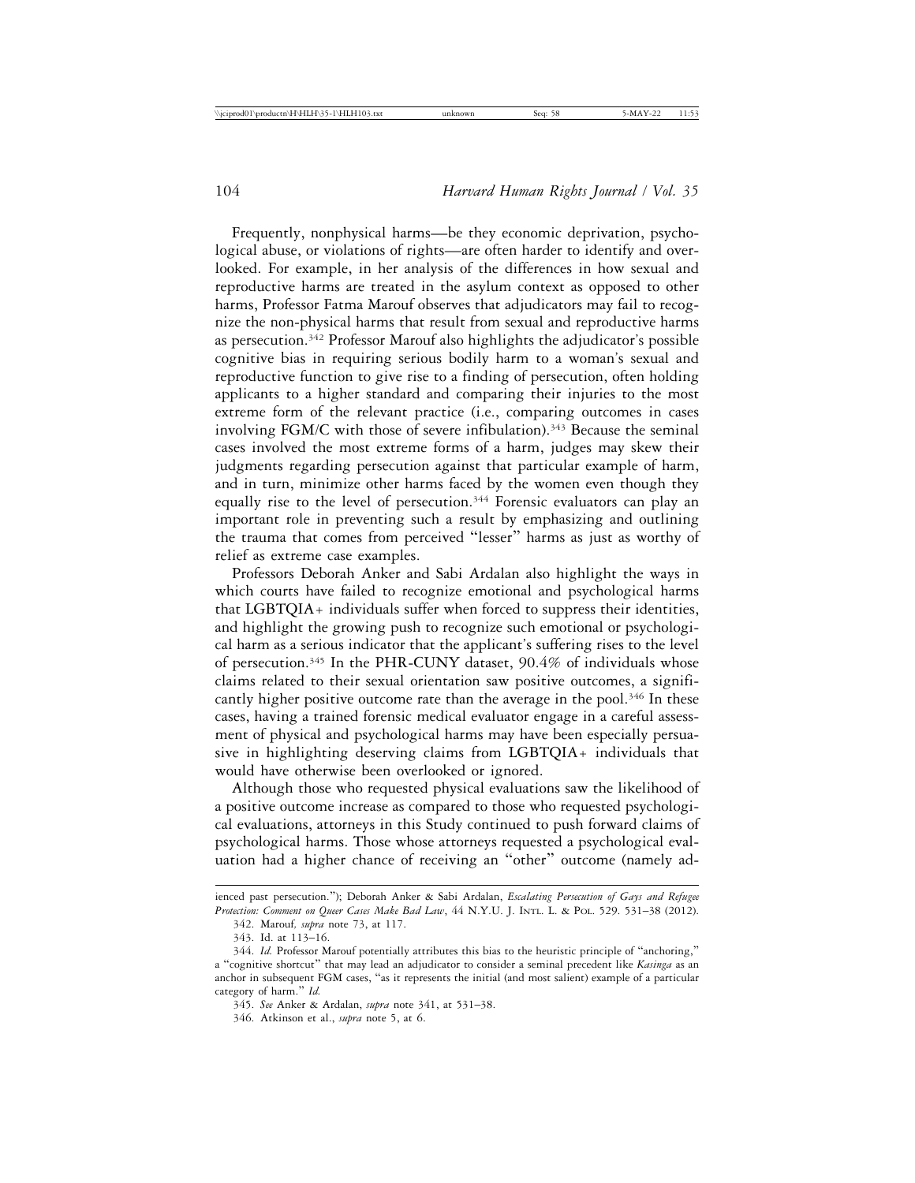Frequently, nonphysical harms—be they economic deprivation, psychological abuse, or violations of rights—are often harder to identify and overlooked. For example, in her analysis of the differences in how sexual and reproductive harms are treated in the asylum context as opposed to other harms, Professor Fatma Marouf observes that adjudicators may fail to recognize the non-physical harms that result from sexual and reproductive harms as persecution.[342] Professor Marouf also highlights the adjudicator's possible cognitive bias in requiring serious bodily harm to a woman's sexual and reproductive function to give rise to a finding of persecution, often holding applicants to a higher standard and comparing their injuries to the most extreme form of the relevant practice (i.e., comparing outcomes in cases involving FGM/C with those of severe infibulation).[343] Because the seminal cases involved the most extreme forms of a harm, judges may skew their judgments regarding persecution against that particular example of harm, and in turn, minimize other harms faced by the women even though they equally rise to the level of persecution.[344] Forensic evaluators can play an important role in preventing such a result by emphasizing and outlining the trauma that comes from perceived "lesser" harms as just as worthy of relief as extreme case examples.

Professors Deborah Anker and Sabi Ardalan also highlight the ways in which courts have failed to recognize emotional and psychological harms that LGBTQIA+ individuals suffer when forced to suppress their identities, and highlight the growing push to recognize such emotional or psychological harm as a serious indicator that the applicant's suffering rises to the level of persecution.[345] In the PHR-CUNY dataset, 90.4% of individuals whose claims related to their sexual orientation saw positive outcomes, a significantly higher positive outcome rate than the average in the pool.[346] In these cases, having a trained forensic medical evaluator engage in a careful assessment of physical and psychological harms may have been especially persuasive in highlighting deserving claims from LGBTQIA+ individuals that would have otherwise been overlooked or ignored.

Although those who requested physical evaluations saw the likelihood of a positive outcome increase as compared to those who requested psychological evaluations, attorneys in this Study continued to push forward claims of psychological harms. Those whose attorneys requested a psychological evaluation had a higher chance of receiving an "other" outcome (namely ad-

---

ienced past persecution."); Deborah Anker & Sabi Ardalan, *Escalating Persecution of Gays and Refugee Protection: Comment on Queer Cases Make Bad Law*, 44 N.Y.U. J. Intl. L. & Pol. 529. 531–38 (2012).

342. Marouf, *supra* note 73, at 117.

343. Id. at 113–16.

344. *Id.* Professor Marouf potentially attributes this bias to the heuristic principle of "anchoring," a "cognitive shortcut" that may lead an adjudicator to consider a seminal precedent like *Kasinga* as an anchor in subsequent FGM cases, "as it represents the initial (and most salient) example of a particular category of harm." *Id.*

345. *See* Anker & Ardalan, *supra* note 341, at 531–38.

346. Atkinson et al., *supra* note 5, at 6.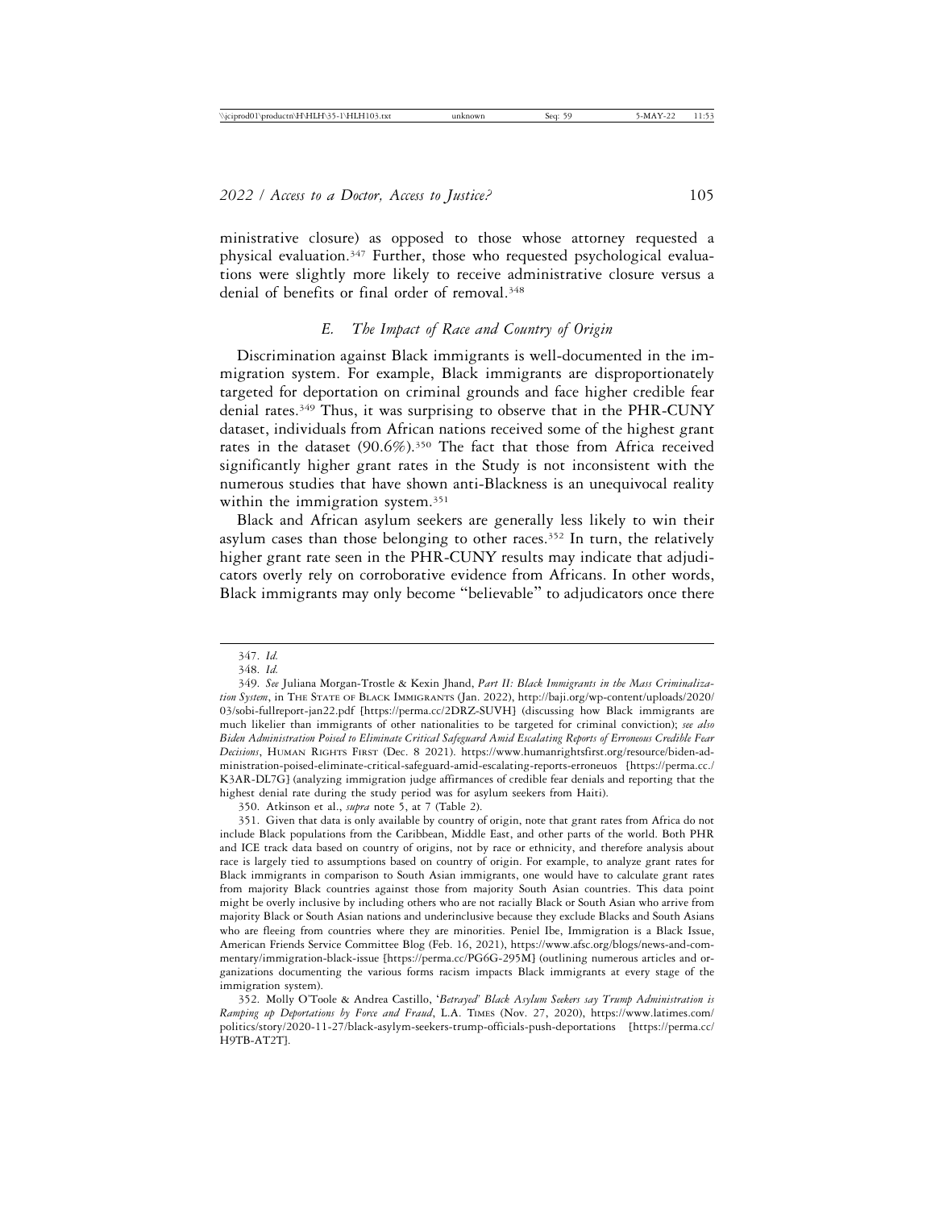ministrative closure) as opposed to those whose attorney requested a physical evaluation.[347] Further, those who requested psychological evaluations were slightly more likely to receive administrative closure versus a denial of benefits or final order of removal.[348]

### *E. The Impact of Race and Country of Origin*

Discrimination against Black immigrants is well-documented in the immigration system. For example, Black immigrants are disproportionately targeted for deportation on criminal grounds and face higher credible fear denial rates.[349] Thus, it was surprising to observe that in the PHR-CUNY dataset, individuals from African nations received some of the highest grant rates in the dataset (90.6%).[350] The fact that those from Africa received significantly higher grant rates in the Study is not inconsistent with the numerous studies that have shown anti-Blackness is an unequivocal reality within the immigration system.[351]

Black and African asylum seekers are generally less likely to win their asylum cases than those belonging to other races.[352] In turn, the relatively higher grant rate seen in the PHR-CUNY results may indicate that adjudicators overly rely on corroborative evidence from Africans. In other words, Black immigrants may only become "believable" to adjudicators once there

---

347. *Id.*

348. *Id.*

349. *See* Juliana Morgan-Trostle & Kexin Jhand, *Part II: Black Immigrants in the Mass Criminalization System*, in The State of Black Immigrants (Jan. 2022), http://baji.org/wp-content/uploads/2020/03/sobi-fullreport-jan22.pdf [https://perma.cc/2DRZ-SUVH] (discussing how Black immigrants are much likelier than immigrants of other nationalities to be targeted for criminal conviction); *see also Biden Administration Poised to Eliminate Critical Safeguard Amid Escalating Reports of Erroneous Credible Fear Decisions*, Human Rights First (Dec. 8 2021). https://www.humanrightsfirst.org/resource/biden-administration-poised-eliminate-critical-safeguard-amid-escalating-reports-erroneuos [https://perma.cc./K3AR-DL7G] (analyzing immigration judge affirmances of credible fear denials and reporting that the highest denial rate during the study period was for asylum seekers from Haiti).

350. Atkinson et al., *supra* note 5, at 7 (Table 2).

351. Given that data is only available by country of origin, note that grant rates from Africa do not include Black populations from the Caribbean, Middle East, and other parts of the world. Both PHR and ICE track data based on country of origins, not by race or ethnicity, and therefore analysis about race is largely tied to assumptions based on country of origin. For example, to analyze grant rates for Black immigrants in comparison to South Asian immigrants, one would have to calculate grant rates from majority Black countries against those from majority South Asian countries. This data point might be overly inclusive by including others who are not racially Black or South Asian who arrive from majority Black or South Asian nations and underinclusive because they exclude Blacks and South Asians who are fleeing from countries where they are minorities. Peniel Ibe, Immigration is a Black Issue, American Friends Service Committee Blog (Feb. 16, 2021), https://www.afsc.org/blogs/news-and-commentary/immigration-black-issue [https://perma.cc/PG6G-295M] (outlining numerous articles and organizations documenting the various forms racism impacts Black immigrants at every stage of the immigration system).

352. Molly O'Toole & Andrea Castillo, '*Betrayed*' *Black Asylum Seekers say Trump Administration is Ramping up Deportations by Force and Fraud*, L.A. Times (Nov. 27, 2020), https://www.latimes.com/politics/story/2020-11-27/black-asylym-seekers-trump-officials-push-deportations [https://perma.cc/H9TB-AT2T].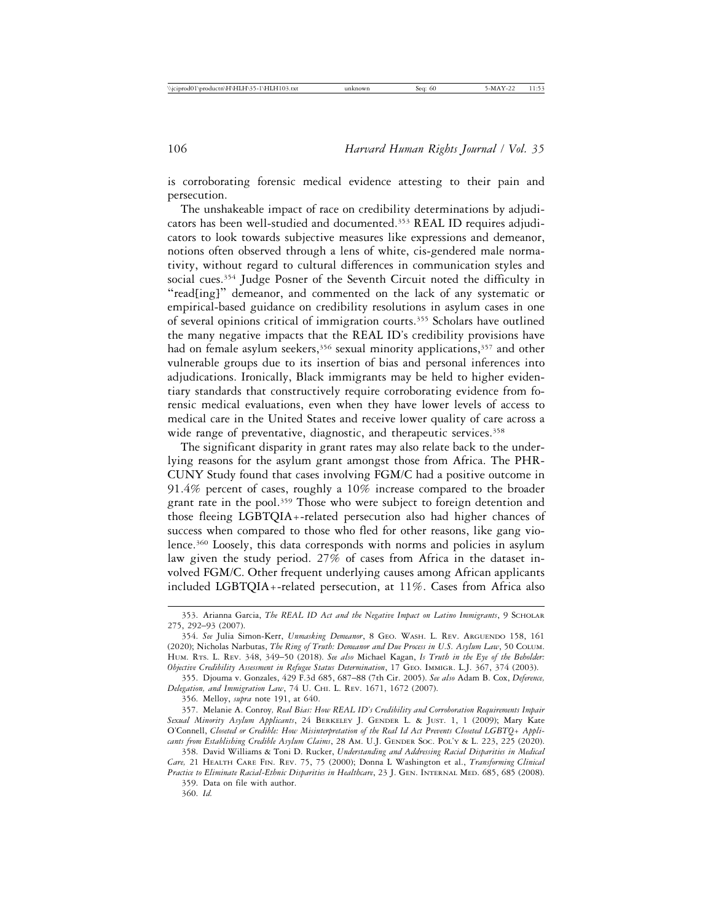is corroborating forensic medical evidence attesting to their pain and persecution.

The unshakeable impact of race on credibility determinations by adjudicators has been well-studied and documented.[353] REAL ID requires adjudicators to look towards subjective measures like expressions and demeanor, notions often observed through a lens of white, cis-gendered male normativity, without regard to cultural differences in communication styles and social cues.[354] Judge Posner of the Seventh Circuit noted the difficulty in "read[ing]" demeanor, and commented on the lack of any systematic or empirical-based guidance on credibility resolutions in asylum cases in one of several opinions critical of immigration courts.[355] Scholars have outlined the many negative impacts that the REAL ID's credibility provisions have had on female asylum seekers,[356] sexual minority applications,[357] and other vulnerable groups due to its insertion of bias and personal inferences into adjudications. Ironically, Black immigrants may be held to higher evidentiary standards that constructively require corroborating evidence from forensic medical evaluations, even when they have lower levels of access to medical care in the United States and receive lower quality of care across a wide range of preventative, diagnostic, and therapeutic services.[358]

The significant disparity in grant rates may also relate back to the underlying reasons for the asylum grant amongst those from Africa. The PHR-CUNY Study found that cases involving FGM/C had a positive outcome in 91.4% percent of cases, roughly a 10% increase compared to the broader grant rate in the pool.[359] Those who were subject to foreign detention and those fleeing LGBTQIA+-related persecution also had higher chances of success when compared to those who fled for other reasons, like gang violence.[360] Loosely, this data corresponds with norms and policies in asylum law given the study period. 27% of cases from Africa in the dataset involved FGM/C. Other frequent underlying causes among African applicants included LGBTQIA+-related persecution, at 11%. Cases from Africa also

---

353. Arianna Garcia, *The REAL ID Act and the Negative Impact on Latino Immigrants*, 9 Scholar 275, 292–93 (2007).

354. *See* Julia Simon-Kerr, *Unmasking Demeanor*, 8 Geo. Wash. L. Rev. Arguendo 158, 161 (2020); Nicholas Narbutas, *The Ring of Truth: Demeanor and Due Process in U.S. Asylum Law*, 50 Colum. Hum. Rts. L. Rev. 348, 349–50 (2018). *See also* Michael Kagan, *Is Truth in the Eye of the Beholder: Objective Credibility Assessment in Refugee Status Determination*, 17 Geo. Immigr. L.J. 367, 374 (2003).

355. Djouma v. Gonzales, 429 F.3d 685, 687–88 (7th Cir. 2005). *See also* Adam B. Cox, *Deference, Delegation, and Immigration Law*, 74 U. Chi. L. Rev. 1671, 1672 (2007).

356. Melloy, *supra* note 191, at 640.

357. Melanie A. Conroy*, Real Bias: How REAL ID's Credibility and Corroboration Requirements Impair Sexual Minority Asylum Applicants*, 24 Berkeley J. Gender L. & Just. 1, 1 (2009); Mary Kate O'Connell, *Closeted or Credible: How Misinterpretation of the Real Id Act Prevents Closeted LGBTQ+ Applicants from Establishing Credible Asylum Claims*, 28 Am. U.J. Gender Soc. Pol'y & L. 223, 225 (2020).

358. David Williams & Toni D. Rucker, *Understanding and Addressing Racial Disparities in Medical Care,* 21 Health Care Fin. Rev. 75, 75 (2000); Donna L Washington et al., *Transforming Clinical Practice to Eliminate Racial-Ethnic Disparities in Healthcare*, 23 J. Gen. Internal Med. 685, 685 (2008).

359. Data on file with author.

360. *Id.*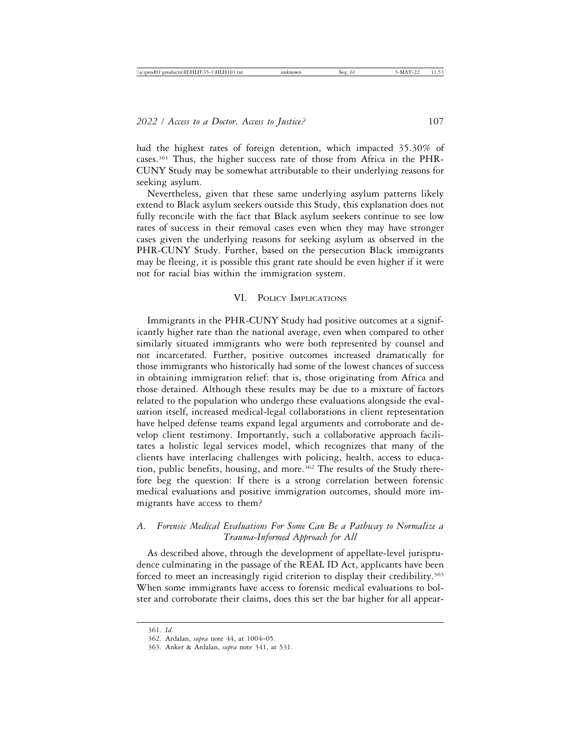had the highest rates of foreign detention, which impacted 35.30% of cases.[361] Thus, the higher success rate of those from Africa in the PHR-CUNY Study may be somewhat attributable to their underlying reasons for seeking asylum.

Nevertheless, given that these same underlying asylum patterns likely extend to Black asylum seekers outside this Study, this explanation does not fully reconcile with the fact that Black asylum seekers continue to see low rates of success in their removal cases even when they may have stronger cases given the underlying reasons for seeking asylum as observed in the PHR-CUNY Study. Further, based on the persecution Black immigrants may be fleeing, it is possible this grant rate should be even higher if it were not for racial bias within the immigration system.

## VI. Policy Implications

Immigrants in the PHR-CUNY Study had positive outcomes at a significantly higher rate than the national average, even when compared to other similarly situated immigrants who were both represented by counsel and not incarcerated. Further, positive outcomes increased dramatically for those immigrants who historically had some of the lowest chances of success in obtaining immigration relief: that is, those originating from Africa and those detained. Although these results may be due to a mixture of factors related to the population who undergo these evaluations alongside the evaluation itself, increased medical-legal collaborations in client representation have helped defense teams expand legal arguments and corroborate and develop client testimony. Importantly, such a collaborative approach facilitates a holistic legal services model, which recognizes that many of the clients have interlacing challenges with policing, health, access to education, public benefits, housing, and more.[362] The results of the Study therefore beg the question: If there is a strong correlation between forensic medical evaluations and positive immigration outcomes, should more immigrants have access to them?

### *A. Forensic Medical Evaluations For Some Can Be a Pathway to Normalize a Trauma-Informed Approach for All*

As described above, through the development of appellate-level jurisprudence culminating in the passage of the REAL ID Act, applicants have been forced to meet an increasingly rigid criterion to display their credibility.[363] When some immigrants have access to forensic medical evaluations to bolster and corroborate their claims, does this set the bar higher for all appear-

---

361. *Id.*

362. Ardalan, *supra* note 44, at 1004–05.

363. Anker & Ardalan, *supra* note 341, at 531.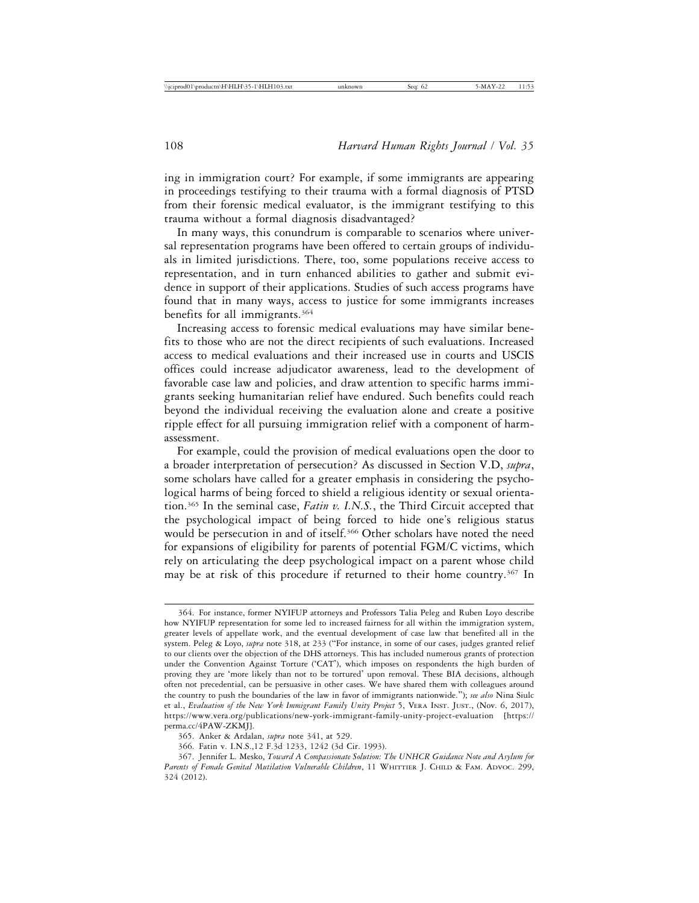ing in immigration court? For example, if some immigrants are appearing in proceedings testifying to their trauma with a formal diagnosis of PTSD from their forensic medical evaluator, is the immigrant testifying to this trauma without a formal diagnosis disadvantaged?

In many ways, this conundrum is comparable to scenarios where universal representation programs have been offered to certain groups of individuals in limited jurisdictions. There, too, some populations receive access to representation, and in turn enhanced abilities to gather and submit evidence in support of their applications. Studies of such access programs have found that in many ways, access to justice for some immigrants increases benefits for all immigrants.[364]

Increasing access to forensic medical evaluations may have similar benefits to those who are not the direct recipients of such evaluations. Increased access to medical evaluations and their increased use in courts and USCIS offices could increase adjudicator awareness, lead to the development of favorable case law and policies, and draw attention to specific harms immigrants seeking humanitarian relief have endured. Such benefits could reach beyond the individual receiving the evaluation alone and create a positive ripple effect for all pursuing immigration relief with a component of harm-assessment.

For example, could the provision of medical evaluations open the door to a broader interpretation of persecution? As discussed in Section V.D, *supra*, some scholars have called for a greater emphasis in considering the psychological harms of being forced to shield a religious identity or sexual orientation.[365] In the seminal case, *Fatin v. I.N.S.*, the Third Circuit accepted that the psychological impact of being forced to hide one's religious status would be persecution in and of itself.[366] Other scholars have noted the need for expansions of eligibility for parents of potential FGM/C victims, which rely on articulating the deep psychological impact on a parent whose child may be at risk of this procedure if returned to their home country.[367] In

---

364. For instance, former NYIFUP attorneys and Professors Talia Peleg and Ruben Loyo describe how NYIFUP representation for some led to increased fairness for all within the immigration system, greater levels of appellate work, and the eventual development of case law that benefited all in the system. Peleg & Loyo, *supra* note 318, at 233 ("For instance, in some of our cases, judges granted relief to our clients over the objection of the DHS attorneys. This has included numerous grants of protection under the Convention Against Torture ('CAT'), which imposes on respondents the high burden of proving they are 'more likely than not to be tortured' upon removal. These BIA decisions, although often not precedential, can be persuasive in other cases. We have shared them with colleagues around the country to push the boundaries of the law in favor of immigrants nationwide."); *see also* Nina Siulc et al., *Evaluation of the New York Immigrant Family Unity Project* 5, VERA INST. JUST., (Nov. 6, 2017), https://www.vera.org/publications/new-york-immigrant-family-unity-project-evaluation [https://perma.cc/4PAW-ZKMJ].

365. Anker & Ardalan, *supra* note 341, at 529.

366. Fatin v. I.N.S.,12 F.3d 1233, 1242 (3d Cir. 1993).

367. Jennifer L. Mesko, *Toward A Compassionate Solution: The UNHCR Guidance Note and Asylum for Parents of Female Genital Mutilation Vulnerable Children*, 11 WHITTIER J. CHILD & FAM. ADVOC. 299, 324 (2012).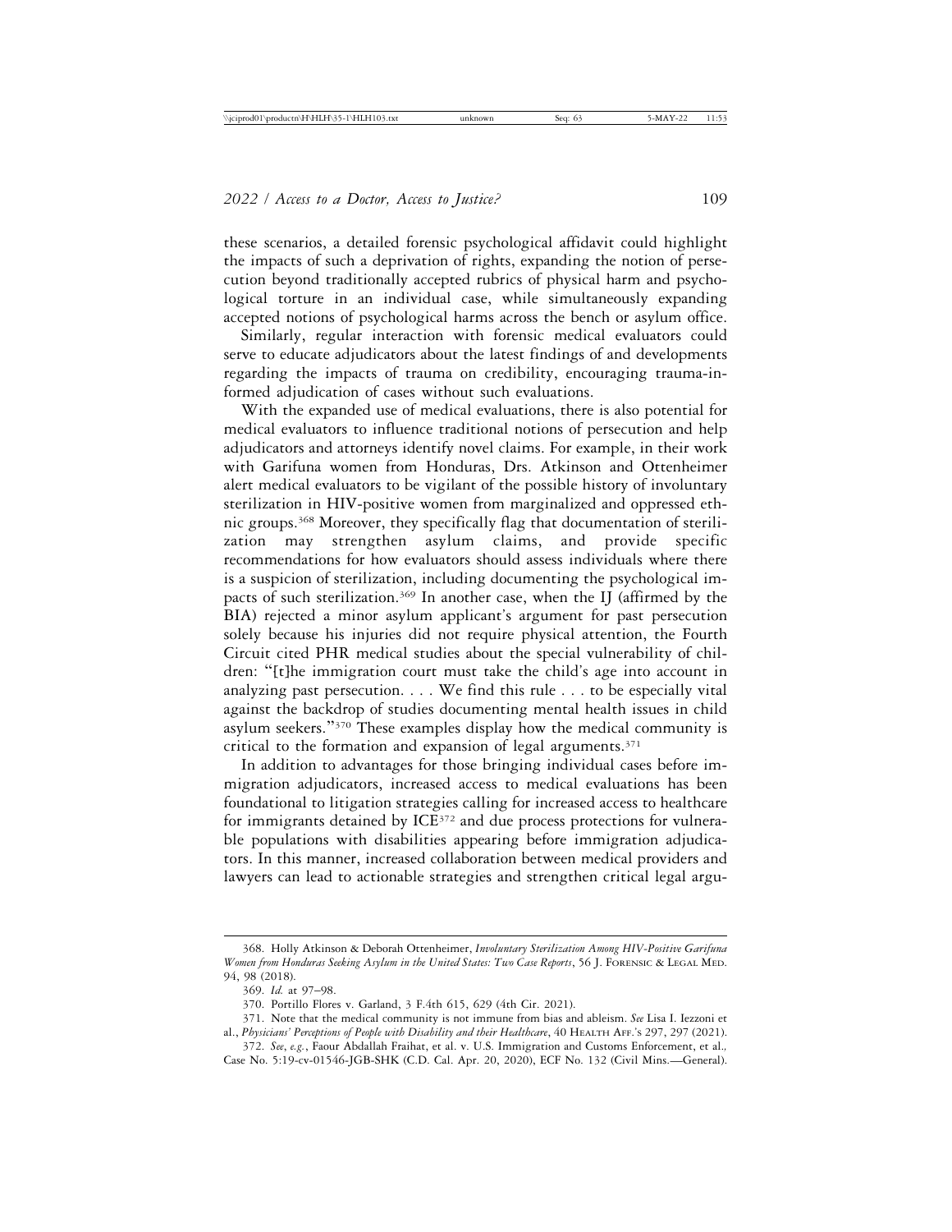these scenarios, a detailed forensic psychological affidavit could highlight the impacts of such a deprivation of rights, expanding the notion of persecution beyond traditionally accepted rubrics of physical harm and psychological torture in an individual case, while simultaneously expanding accepted notions of psychological harms across the bench or asylum office.

Similarly, regular interaction with forensic medical evaluators could serve to educate adjudicators about the latest findings of and developments regarding the impacts of trauma on credibility, encouraging trauma-informed adjudication of cases without such evaluations.

With the expanded use of medical evaluations, there is also potential for medical evaluators to influence traditional notions of persecution and help adjudicators and attorneys identify novel claims. For example, in their work with Garifuna women from Honduras, Drs. Atkinson and Ottenheimer alert medical evaluators to be vigilant of the possible history of involuntary sterilization in HIV-positive women from marginalized and oppressed ethnic groups.[368] Moreover, they specifically flag that documentation of sterilization may strengthen asylum claims, and provide specific recommendations for how evaluators should assess individuals where there is a suspicion of sterilization, including documenting the psychological impacts of such sterilization.[369] In another case, when the IJ (affirmed by the BIA) rejected a minor asylum applicant's argument for past persecution solely because his injuries did not require physical attention, the Fourth Circuit cited PHR medical studies about the special vulnerability of children: "[t]he immigration court must take the child's age into account in analyzing past persecution. . . . We find this rule . . . to be especially vital against the backdrop of studies documenting mental health issues in child asylum seekers."[370] These examples display how the medical community is critical to the formation and expansion of legal arguments.[371]

In addition to advantages for those bringing individual cases before immigration adjudicators, increased access to medical evaluations has been foundational to litigation strategies calling for increased access to healthcare for immigrants detained by ICE[372] and due process protections for vulnerable populations with disabilities appearing before immigration adjudicators. In this manner, increased collaboration between medical providers and lawyers can lead to actionable strategies and strengthen critical legal argu-

368. Holly Atkinson & Deborah Ottenheimer, *Involuntary Sterilization Among HIV-Positive Garifuna Women from Honduras Seeking Asylum in the United States: Two Case Reports*, 56 J. Forensic & Legal Med. 94, 98 (2018).

369. *Id.* at 97–98.

370. Portillo Flores v. Garland, 3 F.4th 615, 629 (4th Cir. 2021).

371. Note that the medical community is not immune from bias and ableism. *See* Lisa I. Iezzoni et al., *Physicians' Perceptions of People with Disability and their Healthcare*, 40 Health Aff.'s 297, 297 (2021).

372. *See, e.g.*, Faour Abdallah Fraihat, et al. v. U.S. Immigration and Customs Enforcement, et al., Case No. 5:19-cv-01546-JGB-SHK (C.D. Cal. Apr. 20, 2020), ECF No. 132 (Civil Mins.—General).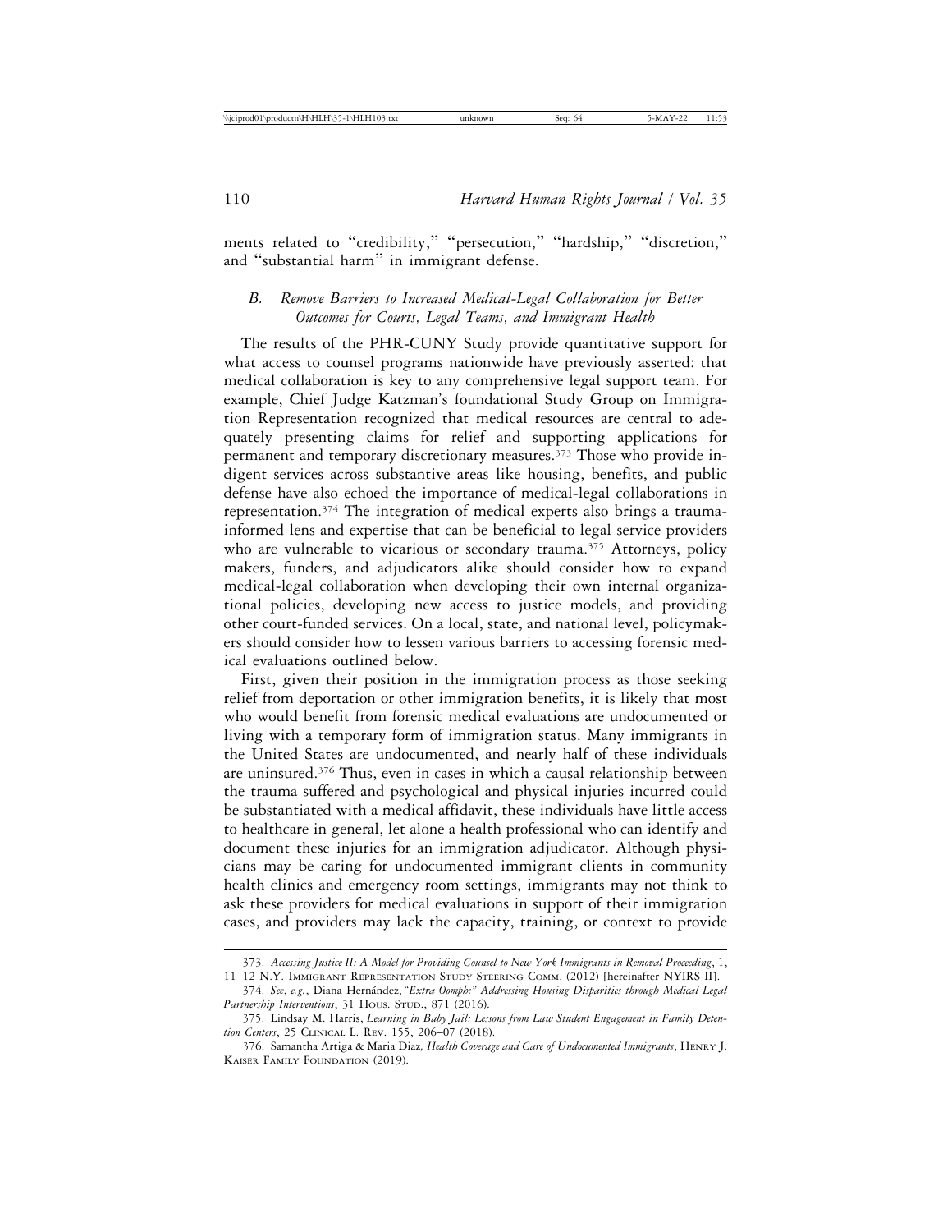ments related to "credibility," "persecution," "hardship," "discretion," and "substantial harm" in immigrant defense.

### *B. Remove Barriers to Increased Medical-Legal Collaboration for Better Outcomes for Courts, Legal Teams, and Immigrant Health*

The results of the PHR-CUNY Study provide quantitative support for what access to counsel programs nationwide have previously asserted: that medical collaboration is key to any comprehensive legal support team. For example, Chief Judge Katzman's foundational Study Group on Immigration Representation recognized that medical resources are central to adequately presenting claims for relief and supporting applications for permanent and temporary discretionary measures.[373] Those who provide indigent services across substantive areas like housing, benefits, and public defense have also echoed the importance of medical-legal collaborations in representation.[374] The integration of medical experts also brings a trauma-informed lens and expertise that can be beneficial to legal service providers who are vulnerable to vicarious or secondary trauma.[375] Attorneys, policy makers, funders, and adjudicators alike should consider how to expand medical-legal collaboration when developing their own internal organizational policies, developing new access to justice models, and providing other court-funded services. On a local, state, and national level, policymakers should consider how to lessen various barriers to accessing forensic medical evaluations outlined below.

First, given their position in the immigration process as those seeking relief from deportation or other immigration benefits, it is likely that most who would benefit from forensic medical evaluations are undocumented or living with a temporary form of immigration status. Many immigrants in the United States are undocumented, and nearly half of these individuals are uninsured.[376] Thus, even in cases in which a causal relationship between the trauma suffered and psychological and physical injuries incurred could be substantiated with a medical affidavit, these individuals have little access to healthcare in general, let alone a health professional who can identify and document these injuries for an immigration adjudicator. Although physicians may be caring for undocumented immigrant clients in community health clinics and emergency room settings, immigrants may not think to ask these providers for medical evaluations in support of their immigration cases, and providers may lack the capacity, training, or context to provide

373. *Accessing Justice II: A Model for Providing Counsel to New York Immigrants in Removal Proceeding*, 1, 11–12 N.Y. Immigrant Representation Study Steering Comm. (2012) [hereinafter NYIRS II].

374. *See, e.g.*, Diana Hernández, *"Extra Oomph:" Addressing Housing Disparities through Medical Legal Partnership Interventions*, 31 Hous. Stud., 871 (2016).

375. Lindsay M. Harris, *Learning in Baby Jail: Lessons from Law Student Engagement in Family Detention Centers*, 25 Clinical L. Rev. 155, 206–07 (2018).

376. Samantha Artiga & Maria Diaz, *Health Coverage and Care of Undocumented Immigrants*, Henry J. Kaiser Family Foundation (2019).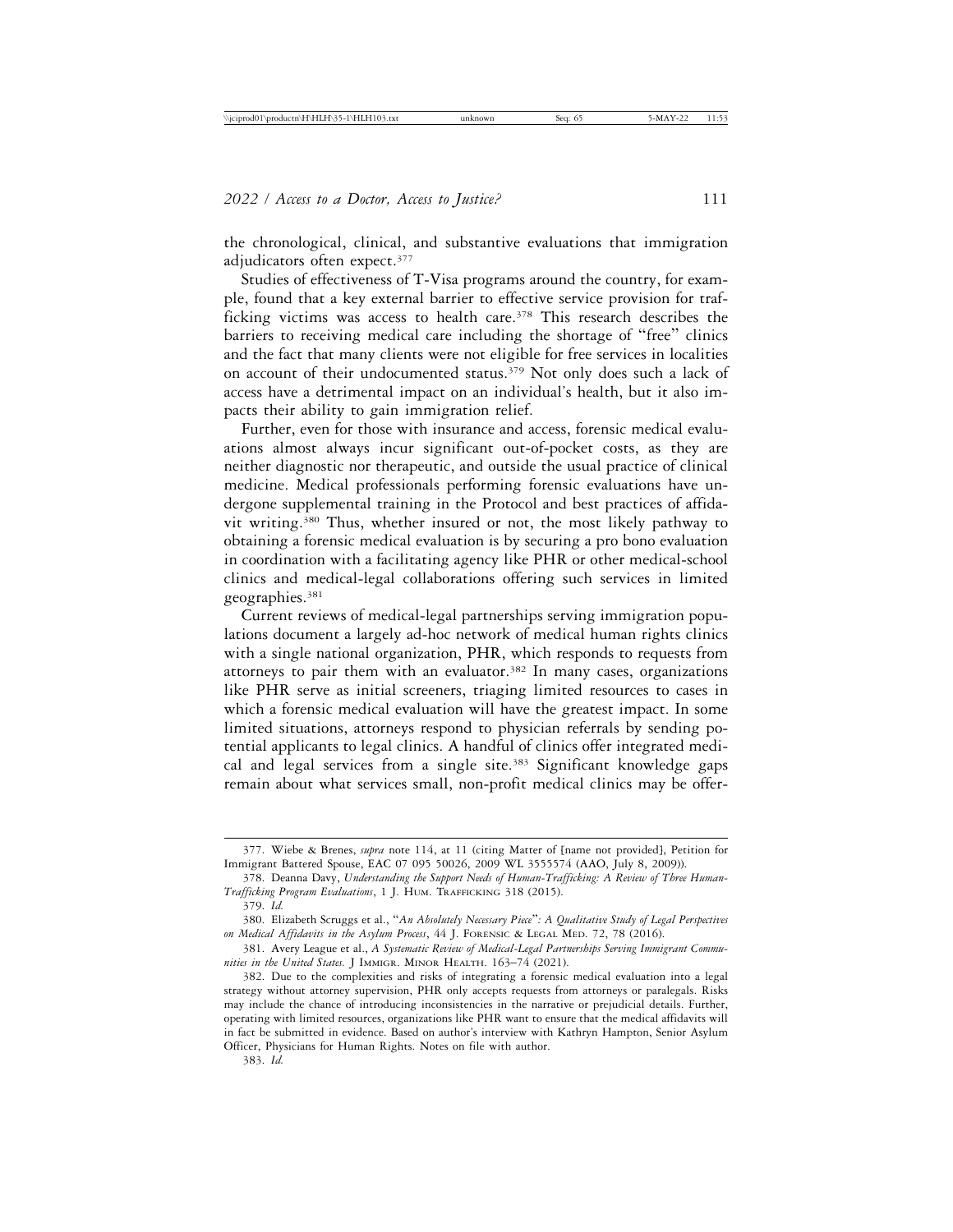the chronological, clinical, and substantive evaluations that immigration adjudicators often expect.[377]

Studies of effectiveness of T-Visa programs around the country, for example, found that a key external barrier to effective service provision for trafficking victims was access to health care.[378] This research describes the barriers to receiving medical care including the shortage of "free" clinics and the fact that many clients were not eligible for free services in localities on account of their undocumented status.[379] Not only does such a lack of access have a detrimental impact on an individual's health, but it also impacts their ability to gain immigration relief.

Further, even for those with insurance and access, forensic medical evaluations almost always incur significant out-of-pocket costs, as they are neither diagnostic nor therapeutic, and outside the usual practice of clinical medicine. Medical professionals performing forensic evaluations have undergone supplemental training in the Protocol and best practices of affidavit writing.[380] Thus, whether insured or not, the most likely pathway to obtaining a forensic medical evaluation is by securing a pro bono evaluation in coordination with a facilitating agency like PHR or other medical-school clinics and medical-legal collaborations offering such services in limited geographies.[381]

Current reviews of medical-legal partnerships serving immigration populations document a largely ad-hoc network of medical human rights clinics with a single national organization, PHR, which responds to requests from attorneys to pair them with an evaluator.[382] In many cases, organizations like PHR serve as initial screeners, triaging limited resources to cases in which a forensic medical evaluation will have the greatest impact. In some limited situations, attorneys respond to physician referrals by sending potential applicants to legal clinics. A handful of clinics offer integrated medical and legal services from a single site.[383] Significant knowledge gaps remain about what services small, non-profit medical clinics may be offer-

---

377. Wiebe & Brenes, *supra* note 114, at 11 (citing Matter of [name not provided], Petition for Immigrant Battered Spouse, EAC 07 095 50026, 2009 WL 3555574 (AAO, July 8, 2009)).

378. Deanna Davy, *Understanding the Support Needs of Human-Trafficking: A Review of Three Human-Trafficking Program Evaluations*, 1 J. HUM. TRAFFICKING 318 (2015).

379. *Id.*

380. Elizabeth Scruggs et al., "*An Absolutely Necessary Piece*"*: A Qualitative Study of Legal Perspectives on Medical Affidavits in the Asylum Process*, 44 J. FORENSIC & LEGAL MED. 72, 78 (2016).

381. Avery League et al., *A Systematic Review of Medical-Legal Partnerships Serving Immigrant Communities in the United States.* J IMMIGR. MINOR HEALTH. 163–74 (2021).

382. Due to the complexities and risks of integrating a forensic medical evaluation into a legal strategy without attorney supervision, PHR only accepts requests from attorneys or paralegals. Risks may include the chance of introducing inconsistencies in the narrative or prejudicial details. Further, operating with limited resources, organizations like PHR want to ensure that the medical affidavits will in fact be submitted in evidence. Based on author's interview with Kathryn Hampton, Senior Asylum Officer, Physicians for Human Rights. Notes on file with author.

383. *Id.*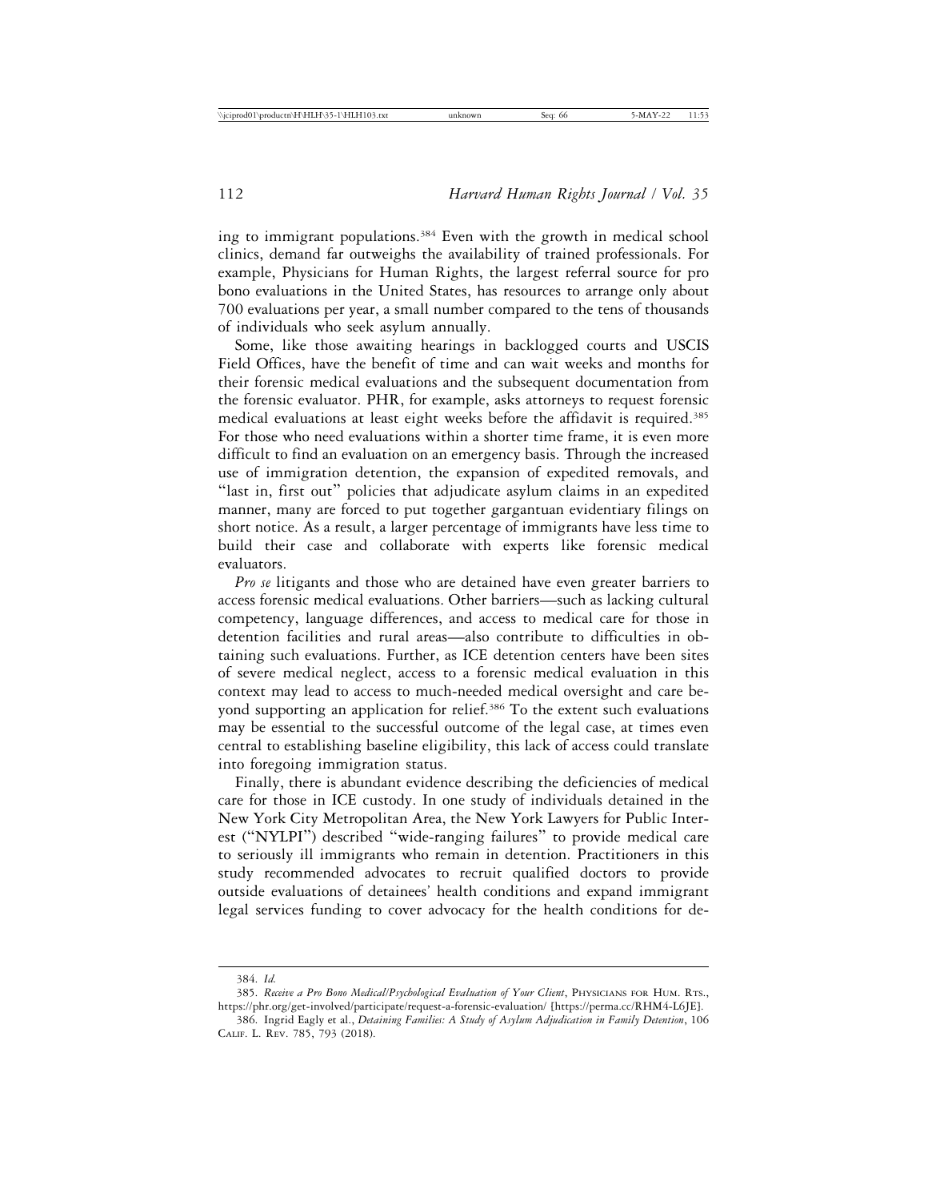ing to immigrant populations.[384] Even with the growth in medical school clinics, demand far outweighs the availability of trained professionals. For example, Physicians for Human Rights, the largest referral source for pro bono evaluations in the United States, has resources to arrange only about 700 evaluations per year, a small number compared to the tens of thousands of individuals who seek asylum annually.

Some, like those awaiting hearings in backlogged courts and USCIS Field Offices, have the benefit of time and can wait weeks and months for their forensic medical evaluations and the subsequent documentation from the forensic evaluator. PHR, for example, asks attorneys to request forensic medical evaluations at least eight weeks before the affidavit is required.[385] For those who need evaluations within a shorter time frame, it is even more difficult to find an evaluation on an emergency basis. Through the increased use of immigration detention, the expansion of expedited removals, and "last in, first out" policies that adjudicate asylum claims in an expedited manner, many are forced to put together gargantuan evidentiary filings on short notice. As a result, a larger percentage of immigrants have less time to build their case and collaborate with experts like forensic medical evaluators.

*Pro se* litigants and those who are detained have even greater barriers to access forensic medical evaluations. Other barriers—such as lacking cultural competency, language differences, and access to medical care for those in detention facilities and rural areas—also contribute to difficulties in obtaining such evaluations. Further, as ICE detention centers have been sites of severe medical neglect, access to a forensic medical evaluation in this context may lead to access to much-needed medical oversight and care beyond supporting an application for relief.[386] To the extent such evaluations may be essential to the successful outcome of the legal case, at times even central to establishing baseline eligibility, this lack of access could translate into foregoing immigration status.

Finally, there is abundant evidence describing the deficiencies of medical care for those in ICE custody. In one study of individuals detained in the New York City Metropolitan Area, the New York Lawyers for Public Interest ("NYLPI") described "wide-ranging failures" to provide medical care to seriously ill immigrants who remain in detention. Practitioners in this study recommended advocates to recruit qualified doctors to provide outside evaluations of detainees' health conditions and expand immigrant legal services funding to cover advocacy for the health conditions for de-

---

384. *Id.*

385. *Receive a Pro Bono Medical/Psychological Evaluation of Your Client*, Physicians for Hum. Rts., https://phr.org/get-involved/participate/request-a-forensic-evaluation/ [https://perma.cc/RHM4-L6JE].

386. Ingrid Eagly et al., *Detaining Families: A Study of Asylum Adjudication in Family Detention*, 106 Calif. L. Rev. 785, 793 (2018).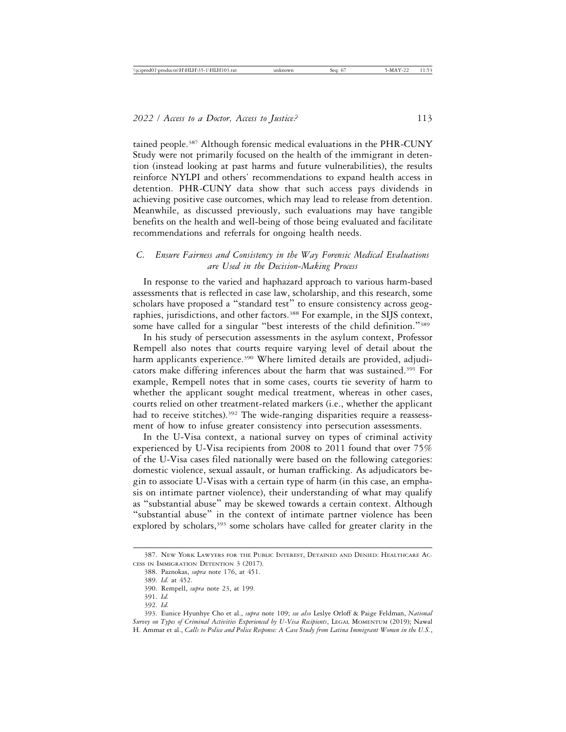tained people.[387] Although forensic medical evaluations in the PHR-CUNY Study were not primarily focused on the health of the immigrant in detention (instead looking at past harms and future vulnerabilities), the results reinforce NYLPI and others' recommendations to expand health access in detention. PHR-CUNY data show that such access pays dividends in achieving positive case outcomes, which may lead to release from detention. Meanwhile, as discussed previously, such evaluations may have tangible benefits on the health and well-being of those being evaluated and facilitate recommendations and referrals for ongoing health needs.

### *C. Ensure Fairness and Consistency in the Way Forensic Medical Evaluations are Used in the Decision-Making Process*

In response to the varied and haphazard approach to various harm-based assessments that is reflected in case law, scholarship, and this research, some scholars have proposed a "standard test" to ensure consistency across geographies, jurisdictions, and other factors.[388] For example, in the SIJS context, some have called for a singular "best interests of the child definition."[389]

In his study of persecution assessments in the asylum context, Professor Rempell also notes that courts require varying level of detail about the harm applicants experience.[390] Where limited details are provided, adjudicators make differing inferences about the harm that was sustained.[391] For example, Rempell notes that in some cases, courts tie severity of harm to whether the applicant sought medical treatment, whereas in other cases, courts relied on other treatment-related markers (i.e., whether the applicant had to receive stitches).[392] The wide-ranging disparities require a reassessment of how to infuse greater consistency into persecution assessments.

In the U-Visa context, a national survey on types of criminal activity experienced by U-Visa recipients from 2008 to 2011 found that over 75% of the U-Visa cases filed nationally were based on the following categories: domestic violence, sexual assault, or human trafficking. As adjudicators begin to associate U-Visas with a certain type of harm (in this case, an emphasis on intimate partner violence), their understanding of what may qualify as "substantial abuse" may be skewed towards a certain context. Although "substantial abuse" in the context of intimate partner violence has been explored by scholars,[393] some scholars have called for greater clarity in the

---

387. New York Lawyers for the Public Interest, Detained and Denied: Healthcare Access in Immigration Detention 3 (2017).

388. Paznokas, *supra* note 176, at 451.

389. *Id.* at 452.

390. Rempell, *supra* note 23, at 199.

391. *Id.*

392. *Id.*

393. Eunice Hyunhye Cho et al., *supra* note 109; *see also* Leslye Orloff & Paige Feldman, *National Survey on Types of Criminal Activities Experienced by U-Visa Recipients*, Legal Momentum (2019); Nawal H. Ammar et al., *Calls to Police and Police Response: A Case Study from Latina Immigrant Women in the U.S.*,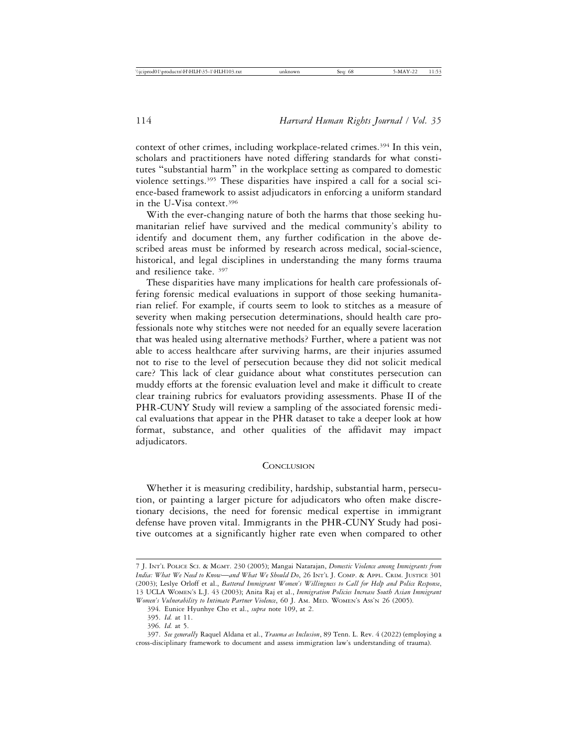context of other crimes, including workplace-related crimes.[394] In this vein, scholars and practitioners have noted differing standards for what constitutes "substantial harm" in the workplace setting as compared to domestic violence settings.[395] These disparities have inspired a call for a social science-based framework to assist adjudicators in enforcing a uniform standard in the U-Visa context.[396]

With the ever-changing nature of both the harms that those seeking humanitarian relief have survived and the medical community's ability to identify and document them, any further codification in the above described areas must be informed by research across medical, social-science, historical, and legal disciplines in understanding the many forms trauma and resilience take. [397]

These disparities have many implications for health care professionals offering forensic medical evaluations in support of those seeking humanitarian relief. For example, if courts seem to look to stitches as a measure of severity when making persecution determinations, should health care professionals note why stitches were not needed for an equally severe laceration that was healed using alternative methods? Further, where a patient was not able to access healthcare after surviving harms, are their injuries assumed not to rise to the level of persecution because they did not solicit medical care? This lack of clear guidance about what constitutes persecution can muddy efforts at the forensic evaluation level and make it difficult to create clear training rubrics for evaluators providing assessments. Phase II of the PHR-CUNY Study will review a sampling of the associated forensic medical evaluations that appear in the PHR dataset to take a deeper look at how format, substance, and other qualities of the affidavit may impact adjudicators.

## Conclusion

Whether it is measuring credibility, hardship, substantial harm, persecution, or painting a larger picture for adjudicators who often make discretionary decisions, the need for forensic medical expertise in immigrant defense have proven vital. Immigrants in the PHR-CUNY Study had positive outcomes at a significantly higher rate even when compared to other

---

7 J. Int'l Police Sci. & Mgmt. 230 (2005); Mangai Natarajan, *Domestic Violence among Immigrants from India: What We Need to Know—and What We Should Do*, 26 Int'l J. Comp. & Appl. Crim. Justice 301 (2003); Leslye Orloff et al., *Battered Immigrant Women's Willingness to Call for Help and Police Response*, 13 UCLA Women's L.J. 43 (2003); Anita Raj et al., *Immigration Policies Increase South Asian Immigrant Women's Vulnerability to Intimate Partner Violence*, 60 J. Am. Med. Women's Ass'n 26 (2005).

394. Eunice Hyunhye Cho et al., *supra* note 109, at 2.

395. *Id.* at 11.

396. *Id.* at 5.

397. *See generally* Raquel Aldana et al., *Trauma as Inclusion*, 89 Tenn. L. Rev. 4 (2022) (employing a cross-disciplinary framework to document and assess immigration law's understanding of trauma).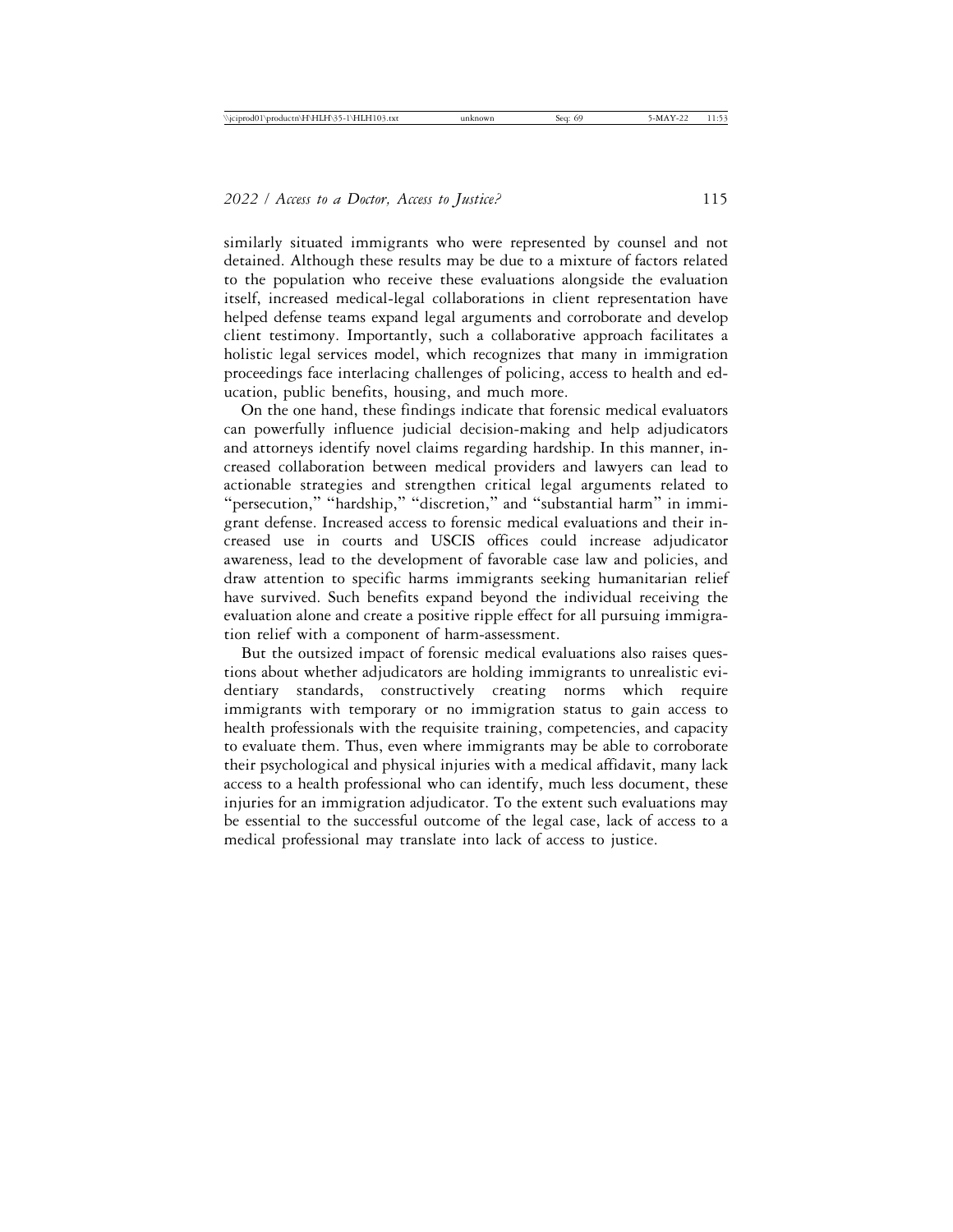similarly situated immigrants who were represented by counsel and not detained. Although these results may be due to a mixture of factors related to the population who receive these evaluations alongside the evaluation itself, increased medical-legal collaborations in client representation have helped defense teams expand legal arguments and corroborate and develop client testimony. Importantly, such a collaborative approach facilitates a holistic legal services model, which recognizes that many in immigration proceedings face interlacing challenges of policing, access to health and education, public benefits, housing, and much more.

On the one hand, these findings indicate that forensic medical evaluators can powerfully influence judicial decision-making and help adjudicators and attorneys identify novel claims regarding hardship. In this manner, increased collaboration between medical providers and lawyers can lead to actionable strategies and strengthen critical legal arguments related to "persecution," "hardship," "discretion," and "substantial harm" in immigrant defense. Increased access to forensic medical evaluations and their increased use in courts and USCIS offices could increase adjudicator awareness, lead to the development of favorable case law and policies, and draw attention to specific harms immigrants seeking humanitarian relief have survived. Such benefits expand beyond the individual receiving the evaluation alone and create a positive ripple effect for all pursuing immigration relief with a component of harm-assessment.

But the outsized impact of forensic medical evaluations also raises questions about whether adjudicators are holding immigrants to unrealistic evidentiary standards, constructively creating norms which require immigrants with temporary or no immigration status to gain access to health professionals with the requisite training, competencies, and capacity to evaluate them. Thus, even where immigrants may be able to corroborate their psychological and physical injuries with a medical affidavit, many lack access to a health professional who can identify, much less document, these injuries for an immigration adjudicator. To the extent such evaluations may be essential to the successful outcome of the legal case, lack of access to a medical professional may translate into lack of access to justice.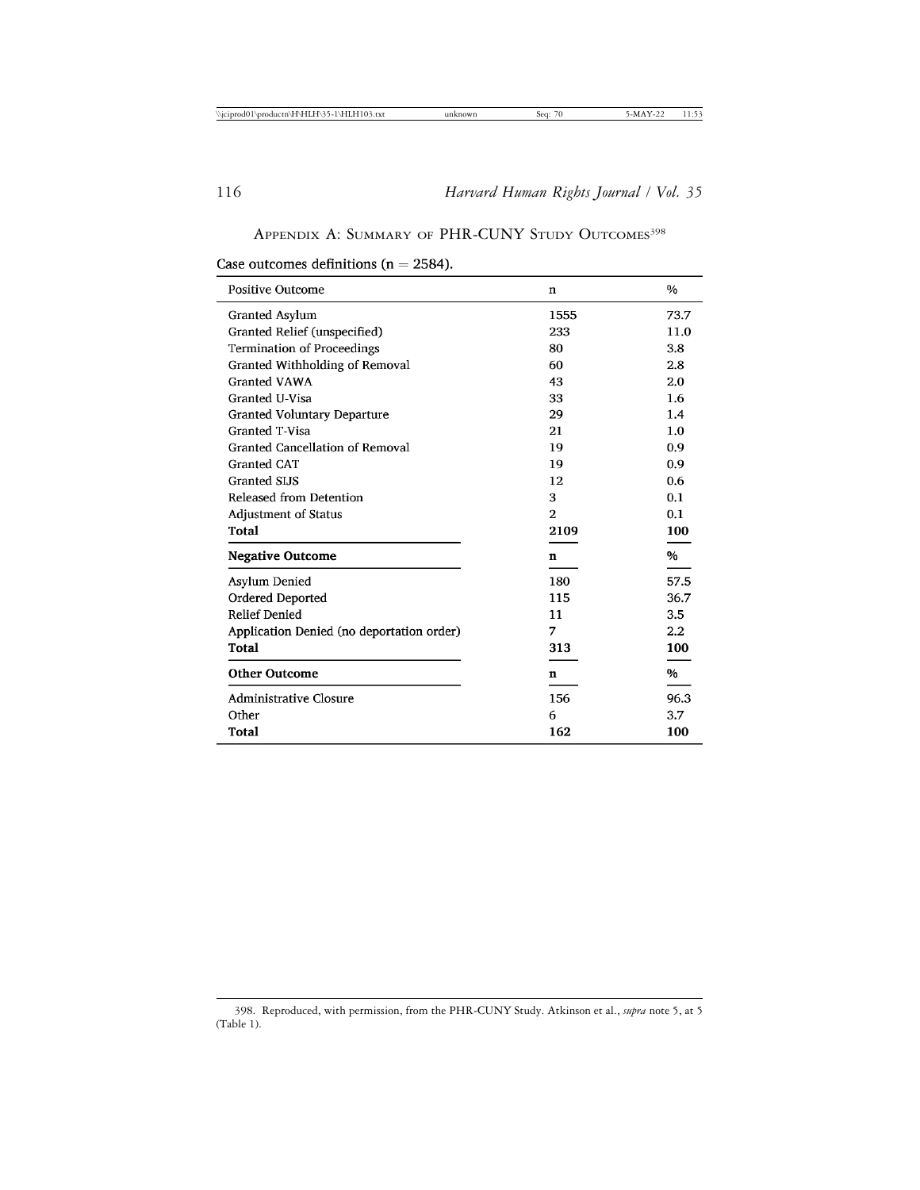## Appendix A: Summary of PHR-CUNY Study Outcomes[398]

Case outcomes definitions (n = 2584).

| Positive Outcome | n | % |
|---|---|---|
| Granted Asylum | 1555 | 73.7 |
| Granted Relief (unspecified) | 233 | 11.0 |
| Termination of Proceedings | 80 | 3.8 |
| Granted Withholding of Removal | 60 | 2.8 |
| Granted VAWA | 43 | 2.0 |
| Granted U-Visa | 33 | 1.6 |
| Granted Voluntary Departure | 29 | 1.4 |
| Granted T-Visa | 21 | 1.0 |
| Granted Cancellation of Removal | 19 | 0.9 |
| Granted CAT | 19 | 0.9 |
| Granted SIJS | 12 | 0.6 |
| Released from Detention | 3 | 0.1 |
| Adjustment of Status | 2 | 0.1 |
| **Total** | **2109** | **100** |
| **Negative Outcome** | **n** | **%** |
| Asylum Denied | 180 | 57.5 |
| Ordered Deported | 115 | 36.7 |
| Relief Denied | 11 | 3.5 |
| Application Denied (no deportation order) | 7 | 2.2 |
| **Total** | **313** | **100** |
| **Other Outcome** | **n** | **%** |
| Administrative Closure | 156 | 96.3 |
| Other | 6 | 3.7 |
| **Total** | **162** | **100** |

398. Reproduced, with permission, from the PHR-CUNY Study. Atkinson et al., *supra* note 5, at 5 (Table 1).